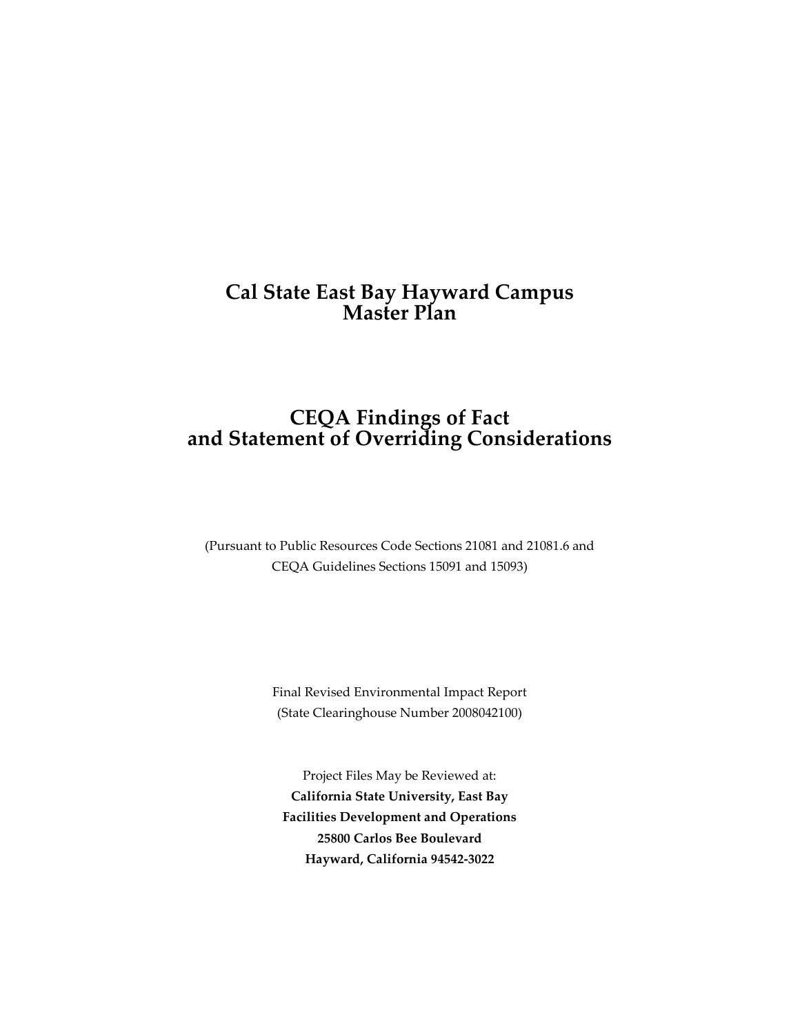# Cal State East Bay Hayward Campus Master Plan

# CEQA Findings of Fact and Statement of Overriding Considerations

(Pursuant to Public Resources Code Sections 21081 and 21081.6 and CEQA Guidelines Sections 15091 and 15093)

Final Revised Environmental Impact Report
(State Clearinghouse Number 2008042100)

Project Files May be Reviewed at:
**California State University, East Bay**
**Facilities Development and Operations**
**25800 Carlos Bee Boulevard**
**Hayward, California 94542-3022**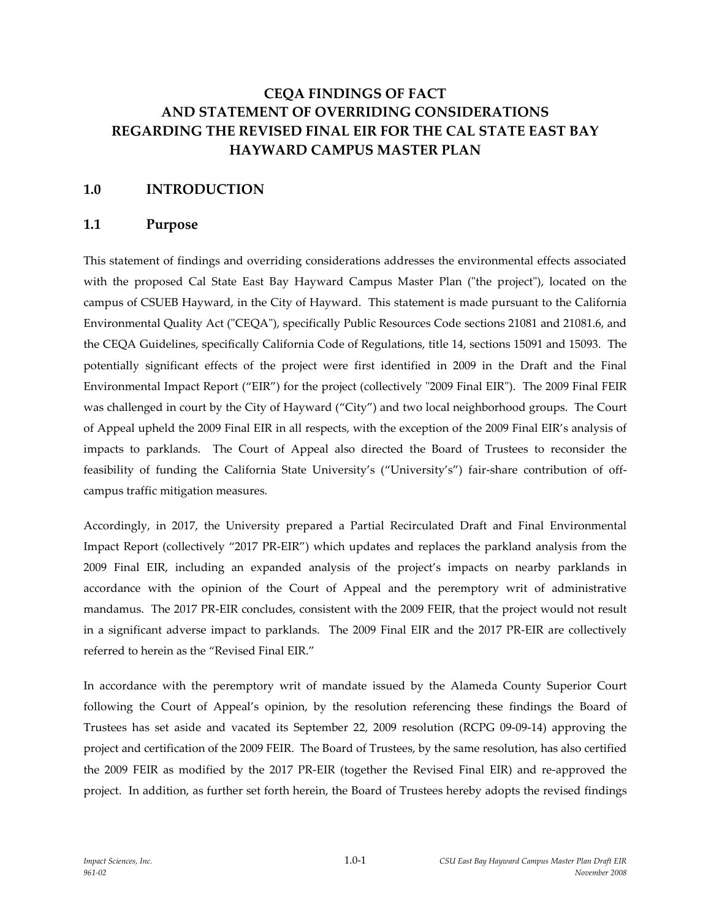# CEQA FINDINGS OF FACT AND STATEMENT OF OVERRIDING CONSIDERATIONS REGARDING THE REVISED FINAL EIR FOR THE CAL STATE EAST BAY HAYWARD CAMPUS MASTER PLAN

## 1.0 INTRODUCTION

### 1.1 Purpose

This statement of findings and overriding considerations addresses the environmental effects associated with the proposed Cal State East Bay Hayward Campus Master Plan ("the project"), located on the campus of CSUEB Hayward, in the City of Hayward. This statement is made pursuant to the California Environmental Quality Act ("CEQA"), specifically Public Resources Code sections 21081 and 21081.6, and the CEQA Guidelines, specifically California Code of Regulations, title 14, sections 15091 and 15093. The potentially significant effects of the project were first identified in 2009 in the Draft and the Final Environmental Impact Report ("EIR") for the project (collectively "2009 Final EIR"). The 2009 Final FEIR was challenged in court by the City of Hayward ("City") and two local neighborhood groups. The Court of Appeal upheld the 2009 Final EIR in all respects, with the exception of the 2009 Final EIR's analysis of impacts to parklands. The Court of Appeal also directed the Board of Trustees to reconsider the feasibility of funding the California State University's ("University's") fair-share contribution of off-campus traffic mitigation measures.

Accordingly, in 2017, the University prepared a Partial Recirculated Draft and Final Environmental Impact Report (collectively "2017 PR-EIR") which updates and replaces the parkland analysis from the 2009 Final EIR, including an expanded analysis of the project's impacts on nearby parklands in accordance with the opinion of the Court of Appeal and the peremptory writ of administrative mandamus. The 2017 PR-EIR concludes, consistent with the 2009 FEIR, that the project would not result in a significant adverse impact to parklands. The 2009 Final EIR and the 2017 PR-EIR are collectively referred to herein as the "Revised Final EIR."

In accordance with the peremptory writ of mandate issued by the Alameda County Superior Court following the Court of Appeal's opinion, by the resolution referencing these findings the Board of Trustees has set aside and vacated its September 22, 2009 resolution (RCPG 09-09-14) approving the project and certification of the 2009 FEIR. The Board of Trustees, by the same resolution, has also certified the 2009 FEIR as modified by the 2017 PR-EIR (together the Revised Final EIR) and re-approved the project. In addition, as further set forth herein, the Board of Trustees hereby adopts the revised findings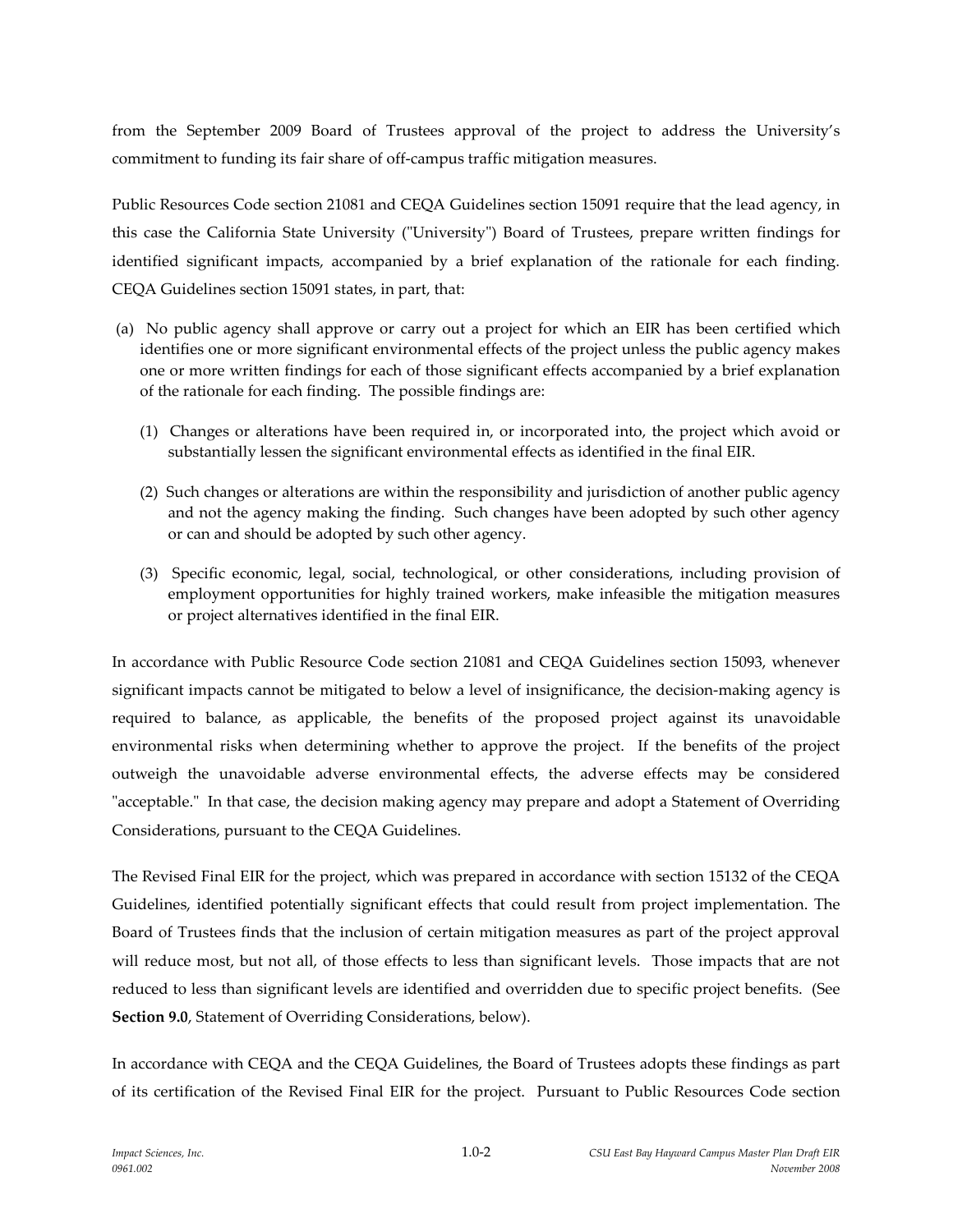from the September 2009 Board of Trustees approval of the project to address the University's commitment to funding its fair share of off-campus traffic mitigation measures.

Public Resources Code section 21081 and CEQA Guidelines section 15091 require that the lead agency, in this case the California State University ("University") Board of Trustees, prepare written findings for identified significant impacts, accompanied by a brief explanation of the rationale for each finding. CEQA Guidelines section 15091 states, in part, that:

(a) No public agency shall approve or carry out a project for which an EIR has been certified which identifies one or more significant environmental effects of the project unless the public agency makes one or more written findings for each of those significant effects accompanied by a brief explanation of the rationale for each finding. The possible findings are:

   (1) Changes or alterations have been required in, or incorporated into, the project which avoid or substantially lessen the significant environmental effects as identified in the final EIR.

   (2) Such changes or alterations are within the responsibility and jurisdiction of another public agency and not the agency making the finding. Such changes have been adopted by such other agency or can and should be adopted by such other agency.

   (3) Specific economic, legal, social, technological, or other considerations, including provision of employment opportunities for highly trained workers, make infeasible the mitigation measures or project alternatives identified in the final EIR.

In accordance with Public Resource Code section 21081 and CEQA Guidelines section 15093, whenever significant impacts cannot be mitigated to below a level of insignificance, the decision-making agency is required to balance, as applicable, the benefits of the proposed project against its unavoidable environmental risks when determining whether to approve the project. If the benefits of the project outweigh the unavoidable adverse environmental effects, the adverse effects may be considered "acceptable." In that case, the decision making agency may prepare and adopt a Statement of Overriding Considerations, pursuant to the CEQA Guidelines.

The Revised Final EIR for the project, which was prepared in accordance with section 15132 of the CEQA Guidelines, identified potentially significant effects that could result from project implementation. The Board of Trustees finds that the inclusion of certain mitigation measures as part of the project approval will reduce most, but not all, of those effects to less than significant levels. Those impacts that are not reduced to less than significant levels are identified and overridden due to specific project benefits. (See **Section 9.0**, Statement of Overriding Considerations, below).

In accordance with CEQA and the CEQA Guidelines, the Board of Trustees adopts these findings as part of its certification of the Revised Final EIR for the project. Pursuant to Public Resources Code section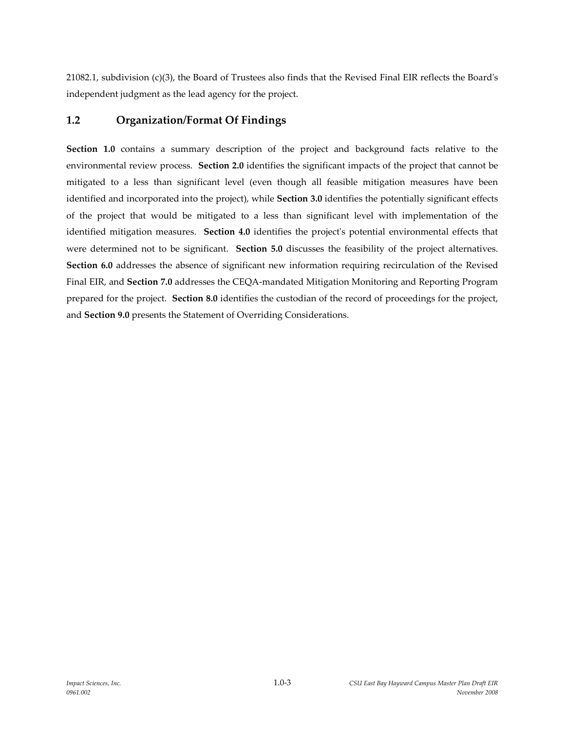21082.1, subdivision (c)(3), the Board of Trustees also finds that the Revised Final EIR reflects the Board's independent judgment as the lead agency for the project.

## 1.2 Organization/Format Of Findings

**Section 1.0** contains a summary description of the project and background facts relative to the environmental review process. **Section 2.0** identifies the significant impacts of the project that cannot be mitigated to a less than significant level (even though all feasible mitigation measures have been identified and incorporated into the project), while **Section 3.0** identifies the potentially significant effects of the project that would be mitigated to a less than significant level with implementation of the identified mitigation measures. **Section 4.0** identifies the project's potential environmental effects that were determined not to be significant. **Section 5.0** discusses the feasibility of the project alternatives. **Section 6.0** addresses the absence of significant new information requiring recirculation of the Revised Final EIR, and **Section 7.0** addresses the CEQA-mandated Mitigation Monitoring and Reporting Program prepared for the project. **Section 8.0** identifies the custodian of the record of proceedings for the project, and **Section 9.0** presents the Statement of Overriding Considerations.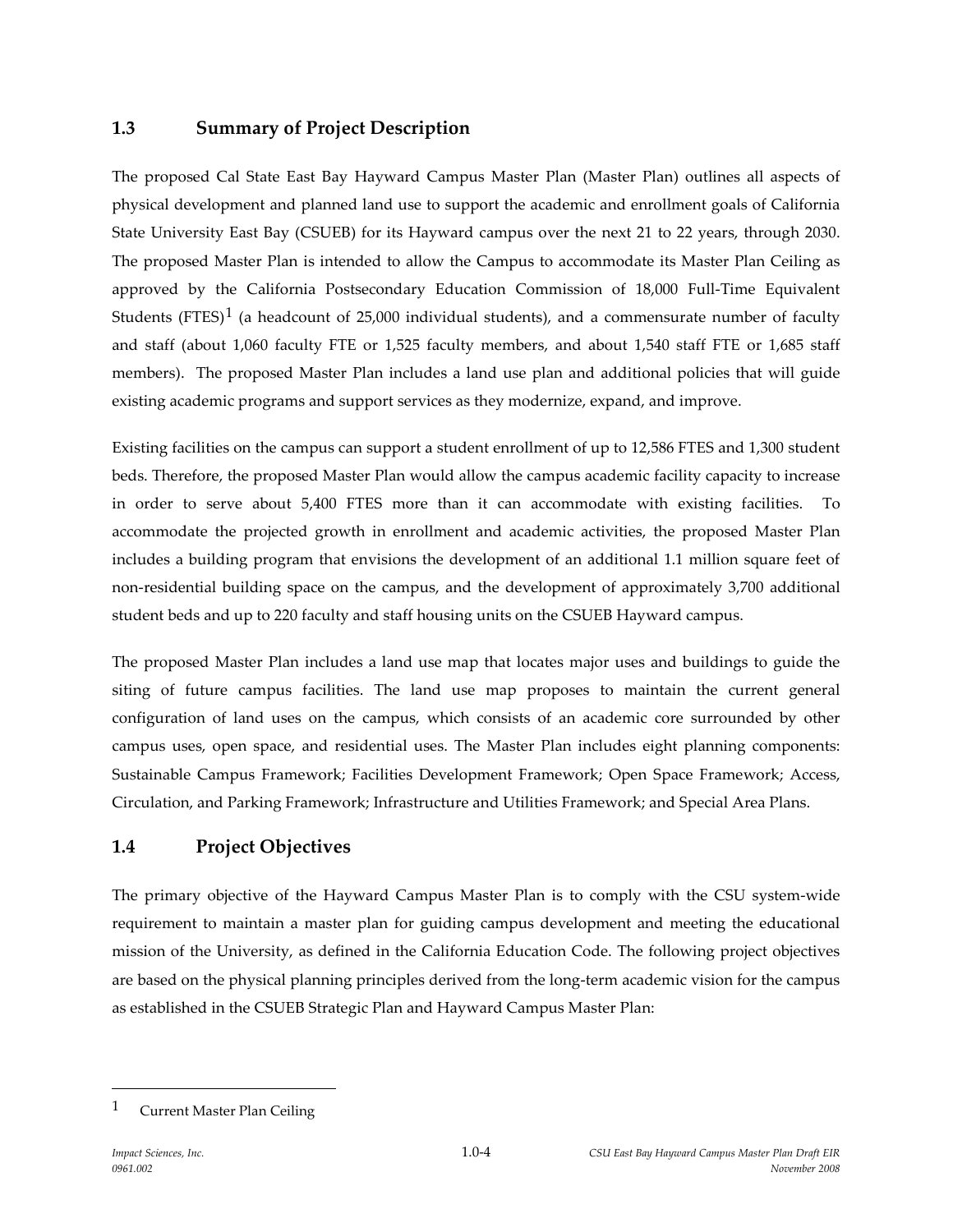## 1.3 Summary of Project Description

The proposed Cal State East Bay Hayward Campus Master Plan (Master Plan) outlines all aspects of physical development and planned land use to support the academic and enrollment goals of California State University East Bay (CSUEB) for its Hayward campus over the next 21 to 22 years, through 2030. The proposed Master Plan is intended to allow the Campus to accommodate its Master Plan Ceiling as approved by the California Postsecondary Education Commission of 18,000 Full-Time Equivalent Students (FTES)[1] (a headcount of 25,000 individual students), and a commensurate number of faculty and staff (about 1,060 faculty FTE or 1,525 faculty members, and about 1,540 staff FTE or 1,685 staff members). The proposed Master Plan includes a land use plan and additional policies that will guide existing academic programs and support services as they modernize, expand, and improve.

Existing facilities on the campus can support a student enrollment of up to 12,586 FTES and 1,300 student beds. Therefore, the proposed Master Plan would allow the campus academic facility capacity to increase in order to serve about 5,400 FTES more than it can accommodate with existing facilities. To accommodate the projected growth in enrollment and academic activities, the proposed Master Plan includes a building program that envisions the development of an additional 1.1 million square feet of non-residential building space on the campus, and the development of approximately 3,700 additional student beds and up to 220 faculty and staff housing units on the CSUEB Hayward campus.

The proposed Master Plan includes a land use map that locates major uses and buildings to guide the siting of future campus facilities. The land use map proposes to maintain the current general configuration of land uses on the campus, which consists of an academic core surrounded by other campus uses, open space, and residential uses. The Master Plan includes eight planning components: Sustainable Campus Framework; Facilities Development Framework; Open Space Framework; Access, Circulation, and Parking Framework; Infrastructure and Utilities Framework; and Special Area Plans.

## 1.4 Project Objectives

The primary objective of the Hayward Campus Master Plan is to comply with the CSU system-wide requirement to maintain a master plan for guiding campus development and meeting the educational mission of the University, as defined in the California Education Code. The following project objectives are based on the physical planning principles derived from the long-term academic vision for the campus as established in the CSUEB Strategic Plan and Hayward Campus Master Plan:

---

[1] Current Master Plan Ceiling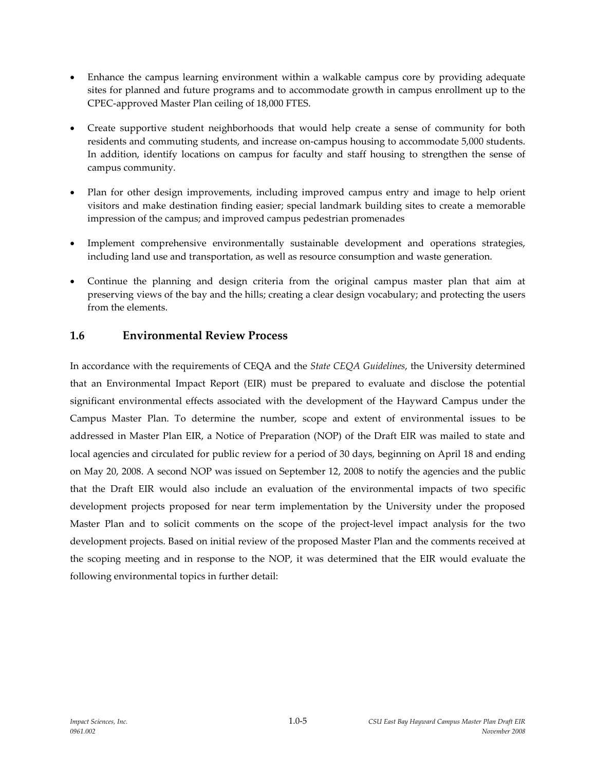- Enhance the campus learning environment within a walkable campus core by providing adequate sites for planned and future programs and to accommodate growth in campus enrollment up to the CPEC-approved Master Plan ceiling of 18,000 FTES.
- Create supportive student neighborhoods that would help create a sense of community for both residents and commuting students, and increase on-campus housing to accommodate 5,000 students. In addition, identify locations on campus for faculty and staff housing to strengthen the sense of campus community.
- Plan for other design improvements, including improved campus entry and image to help orient visitors and make destination finding easier; special landmark building sites to create a memorable impression of the campus; and improved campus pedestrian promenades
- Implement comprehensive environmentally sustainable development and operations strategies, including land use and transportation, as well as resource consumption and waste generation.
- Continue the planning and design criteria from the original campus master plan that aim at preserving views of the bay and the hills; creating a clear design vocabulary; and protecting the users from the elements.

## 1.6 Environmental Review Process

In accordance with the requirements of CEQA and the *State CEQA Guidelines*, the University determined that an Environmental Impact Report (EIR) must be prepared to evaluate and disclose the potential significant environmental effects associated with the development of the Hayward Campus under the Campus Master Plan. To determine the number, scope and extent of environmental issues to be addressed in Master Plan EIR, a Notice of Preparation (NOP) of the Draft EIR was mailed to state and local agencies and circulated for public review for a period of 30 days, beginning on April 18 and ending on May 20, 2008. A second NOP was issued on September 12, 2008 to notify the agencies and the public that the Draft EIR would also include an evaluation of the environmental impacts of two specific development projects proposed for near term implementation by the University under the proposed Master Plan and to solicit comments on the scope of the project-level impact analysis for the two development projects. Based on initial review of the proposed Master Plan and the comments received at the scoping meeting and in response to the NOP, it was determined that the EIR would evaluate the following environmental topics in further detail: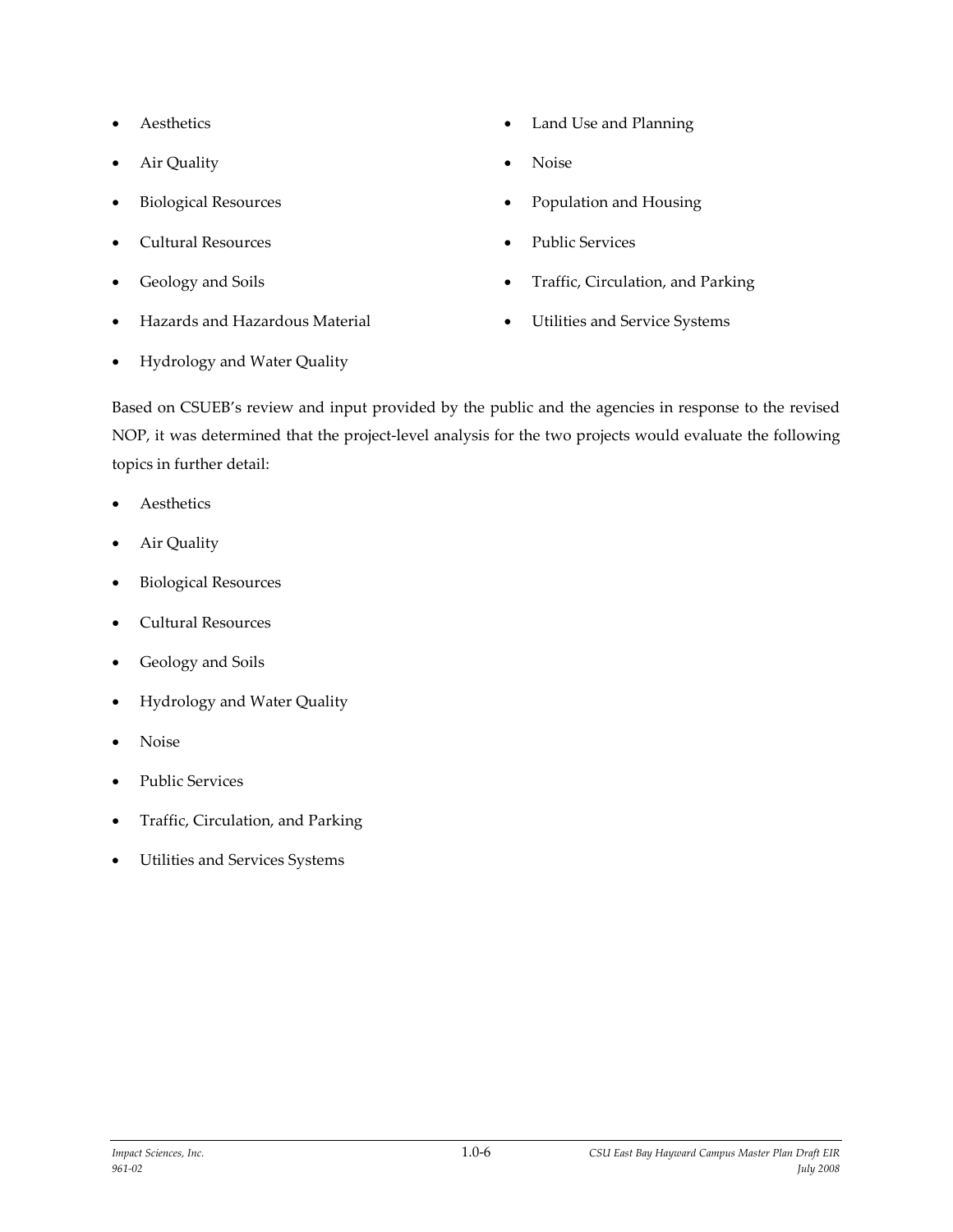- Aesthetics
- Air Quality
- Biological Resources
- Cultural Resources
- Geology and Soils
- Hazards and Hazardous Material
- Hydrology and Water Quality
- Land Use and Planning
- Noise
- Population and Housing
- Public Services
- Traffic, Circulation, and Parking
- Utilities and Service Systems

Based on CSUEB's review and input provided by the public and the agencies in response to the revised NOP, it was determined that the project-level analysis for the two projects would evaluate the following topics in further detail:

- Aesthetics
- Air Quality
- Biological Resources
- Cultural Resources
- Geology and Soils
- Hydrology and Water Quality
- Noise
- Public Services
- Traffic, Circulation, and Parking
- Utilities and Services Systems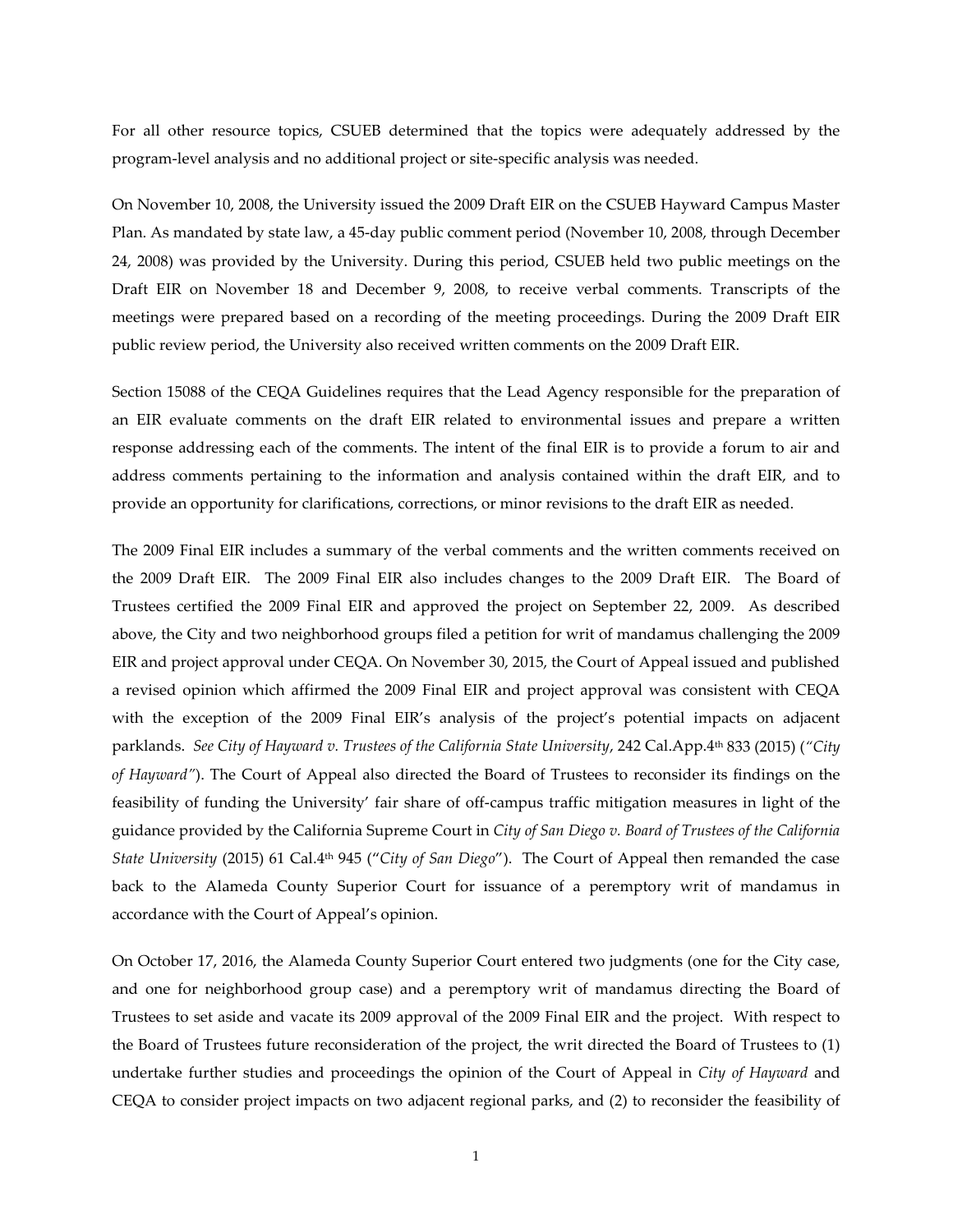For all other resource topics, CSUEB determined that the topics were adequately addressed by the program-level analysis and no additional project or site-specific analysis was needed.

On November 10, 2008, the University issued the 2009 Draft EIR on the CSUEB Hayward Campus Master Plan. As mandated by state law, a 45-day public comment period (November 10, 2008, through December 24, 2008) was provided by the University. During this period, CSUEB held two public meetings on the Draft EIR on November 18 and December 9, 2008, to receive verbal comments. Transcripts of the meetings were prepared based on a recording of the meeting proceedings. During the 2009 Draft EIR public review period, the University also received written comments on the 2009 Draft EIR.

Section 15088 of the CEQA Guidelines requires that the Lead Agency responsible for the preparation of an EIR evaluate comments on the draft EIR related to environmental issues and prepare a written response addressing each of the comments. The intent of the final EIR is to provide a forum to air and address comments pertaining to the information and analysis contained within the draft EIR, and to provide an opportunity for clarifications, corrections, or minor revisions to the draft EIR as needed.

The 2009 Final EIR includes a summary of the verbal comments and the written comments received on the 2009 Draft EIR. The 2009 Final EIR also includes changes to the 2009 Draft EIR. The Board of Trustees certified the 2009 Final EIR and approved the project on September 22, 2009. As described above, the City and two neighborhood groups filed a petition for writ of mandamus challenging the 2009 EIR and project approval under CEQA. On November 30, 2015, the Court of Appeal issued and published a revised opinion which affirmed the 2009 Final EIR and project approval was consistent with CEQA with the exception of the 2009 Final EIR's analysis of the project's potential impacts on adjacent parklands. *See City of Hayward v. Trustees of the California State University*, 242 Cal.App.4th 833 (2015) (*"City of Hayward"*). The Court of Appeal also directed the Board of Trustees to reconsider its findings on the feasibility of funding the University' fair share of off-campus traffic mitigation measures in light of the guidance provided by the California Supreme Court in *City of San Diego v. Board of Trustees of the California State University* (2015) 61 Cal.4th 945 ("*City of San Diego*"). The Court of Appeal then remanded the case back to the Alameda County Superior Court for issuance of a peremptory writ of mandamus in accordance with the Court of Appeal's opinion.

On October 17, 2016, the Alameda County Superior Court entered two judgments (one for the City case, and one for neighborhood group case) and a peremptory writ of mandamus directing the Board of Trustees to set aside and vacate its 2009 approval of the 2009 Final EIR and the project. With respect to the Board of Trustees future reconsideration of the project, the writ directed the Board of Trustees to (1) undertake further studies and proceedings the opinion of the Court of Appeal in *City of Hayward* and CEQA to consider project impacts on two adjacent regional parks, and (2) to reconsider the feasibility of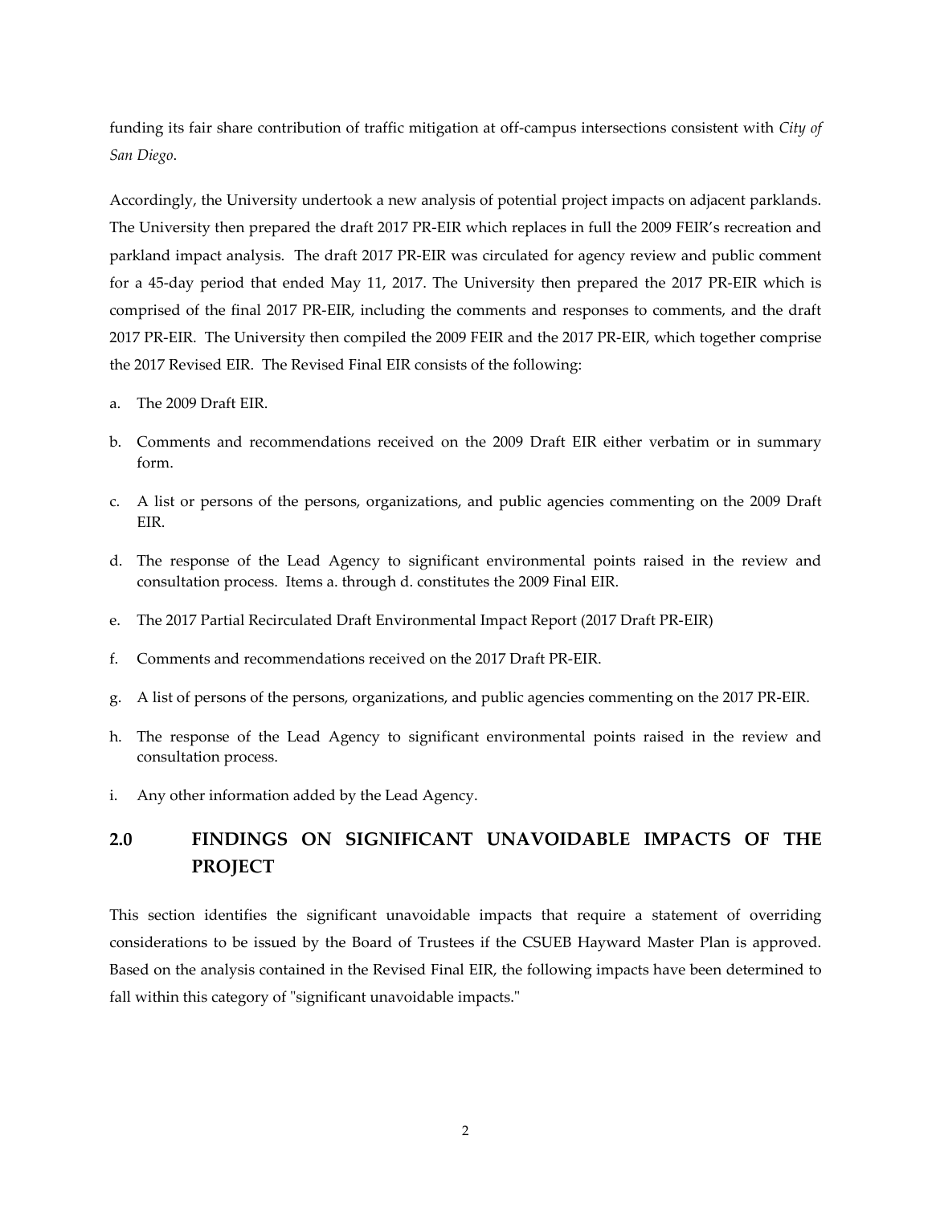funding its fair share contribution of traffic mitigation at off-campus intersections consistent with *City of San Diego*.

Accordingly, the University undertook a new analysis of potential project impacts on adjacent parklands. The University then prepared the draft 2017 PR-EIR which replaces in full the 2009 FEIR's recreation and parkland impact analysis. The draft 2017 PR-EIR was circulated for agency review and public comment for a 45-day period that ended May 11, 2017. The University then prepared the 2017 PR-EIR which is comprised of the final 2017 PR-EIR, including the comments and responses to comments, and the draft 2017 PR-EIR. The University then compiled the 2009 FEIR and the 2017 PR-EIR, which together comprise the 2017 Revised EIR. The Revised Final EIR consists of the following:

a. The 2009 Draft EIR.

b. Comments and recommendations received on the 2009 Draft EIR either verbatim or in summary form.

c. A list or persons of the persons, organizations, and public agencies commenting on the 2009 Draft EIR.

d. The response of the Lead Agency to significant environmental points raised in the review and consultation process. Items a. through d. constitutes the 2009 Final EIR.

e. The 2017 Partial Recirculated Draft Environmental Impact Report (2017 Draft PR-EIR)

f. Comments and recommendations received on the 2017 Draft PR-EIR.

g. A list of persons of the persons, organizations, and public agencies commenting on the 2017 PR-EIR.

h. The response of the Lead Agency to significant environmental points raised in the review and consultation process.

i. Any other information added by the Lead Agency.

## 2.0 FINDINGS ON SIGNIFICANT UNAVOIDABLE IMPACTS OF THE PROJECT

This section identifies the significant unavoidable impacts that require a statement of overriding considerations to be issued by the Board of Trustees if the CSUEB Hayward Master Plan is approved. Based on the analysis contained in the Revised Final EIR, the following impacts have been determined to fall within this category of "significant unavoidable impacts."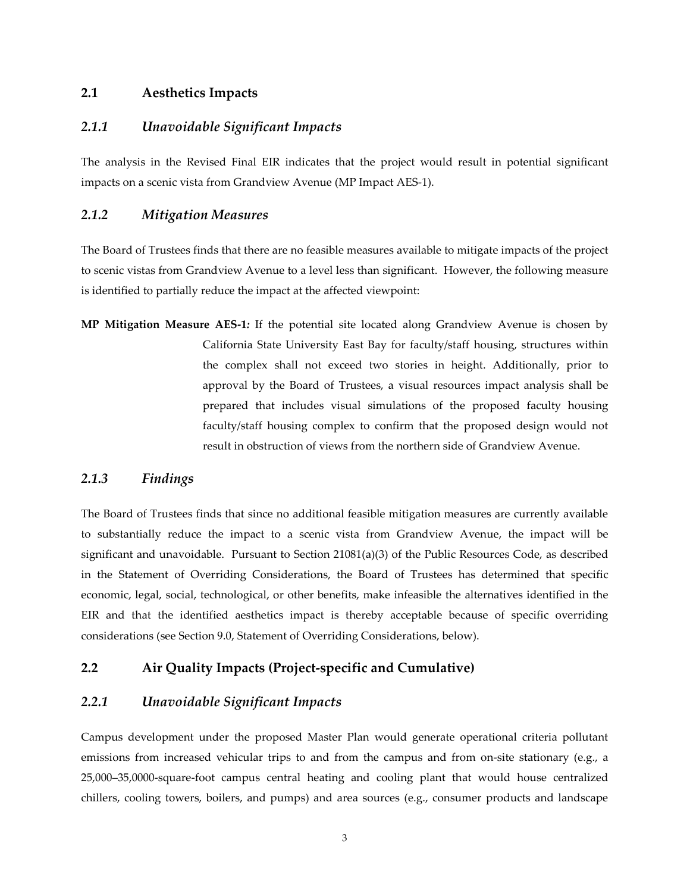## 2.1 Aesthetics Impacts

### *2.1.1 Unavoidable Significant Impacts*

The analysis in the Revised Final EIR indicates that the project would result in potential significant impacts on a scenic vista from Grandview Avenue (MP Impact AES-1).

### *2.1.2 Mitigation Measures*

The Board of Trustees finds that there are no feasible measures available to mitigate impacts of the project to scenic vistas from Grandview Avenue to a level less than significant. However, the following measure is identified to partially reduce the impact at the affected viewpoint:

**MP Mitigation Measure AES-1:** If the potential site located along Grandview Avenue is chosen by California State University East Bay for faculty/staff housing, structures within the complex shall not exceed two stories in height. Additionally, prior to approval by the Board of Trustees, a visual resources impact analysis shall be prepared that includes visual simulations of the proposed faculty housing faculty/staff housing complex to confirm that the proposed design would not result in obstruction of views from the northern side of Grandview Avenue.

### *2.1.3 Findings*

The Board of Trustees finds that since no additional feasible mitigation measures are currently available to substantially reduce the impact to a scenic vista from Grandview Avenue, the impact will be significant and unavoidable. Pursuant to Section 21081(a)(3) of the Public Resources Code, as described in the Statement of Overriding Considerations, the Board of Trustees has determined that specific economic, legal, social, technological, or other benefits, make infeasible the alternatives identified in the EIR and that the identified aesthetics impact is thereby acceptable because of specific overriding considerations (see Section 9.0, Statement of Overriding Considerations, below).

## 2.2 Air Quality Impacts (Project-specific and Cumulative)

### *2.2.1 Unavoidable Significant Impacts*

Campus development under the proposed Master Plan would generate operational criteria pollutant emissions from increased vehicular trips to and from the campus and from on-site stationary (e.g., a 25,000–35,0000-square-foot campus central heating and cooling plant that would house centralized chillers, cooling towers, boilers, and pumps) and area sources (e.g., consumer products and landscape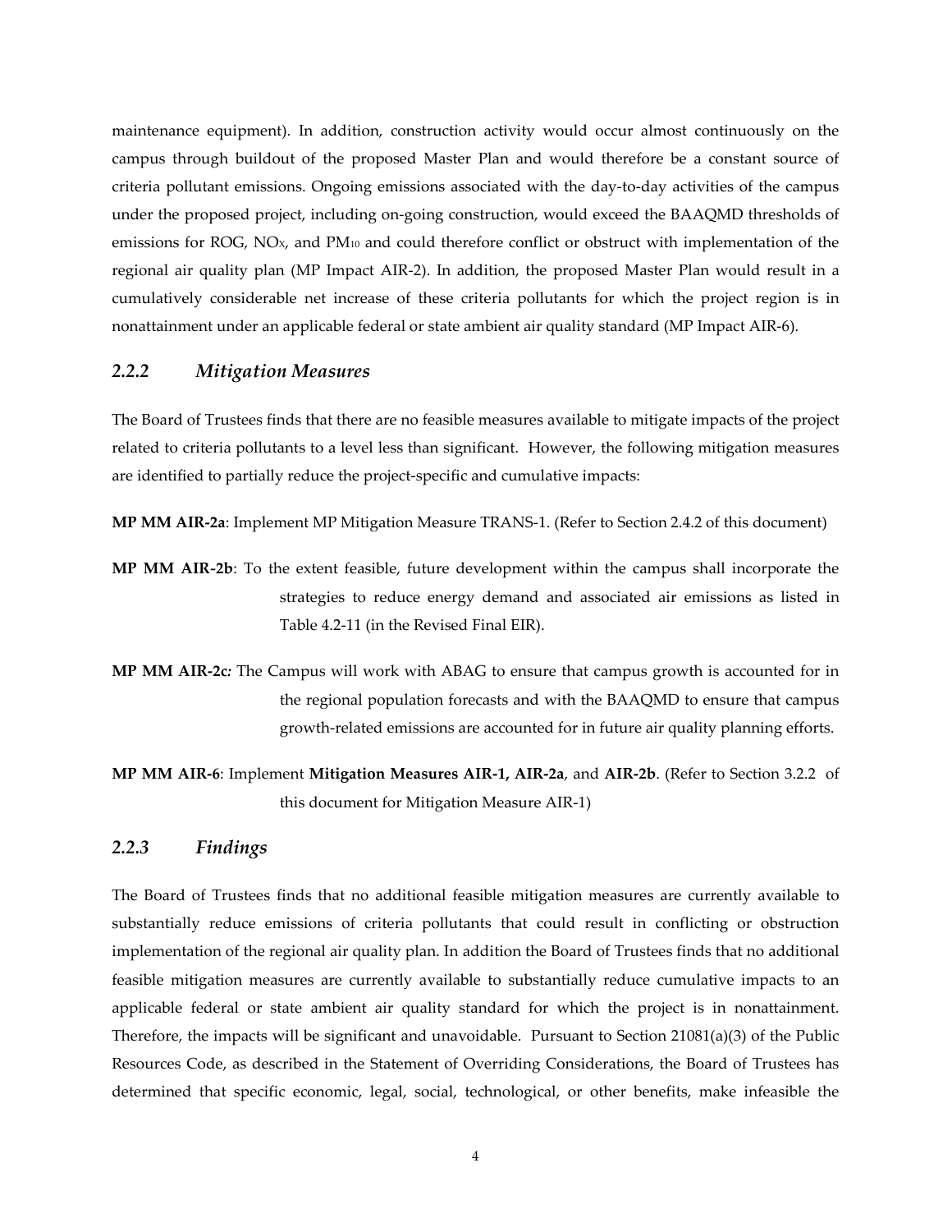maintenance equipment). In addition, construction activity would occur almost continuously on the campus through buildout of the proposed Master Plan and would therefore be a constant source of criteria pollutant emissions. Ongoing emissions associated with the day-to-day activities of the campus under the proposed project, including on-going construction, would exceed the BAAQMD thresholds of emissions for ROG, $NO_X$, and $PM_{10}$ and could therefore conflict or obstruct with implementation of the regional air quality plan (MP Impact AIR-2). In addition, the proposed Master Plan would result in a cumulatively considerable net increase of these criteria pollutants for which the project region is in nonattainment under an applicable federal or state ambient air quality standard (MP Impact AIR-6).

### *2.2.2 Mitigation Measures*

The Board of Trustees finds that there are no feasible measures available to mitigate impacts of the project related to criteria pollutants to a level less than significant. However, the following mitigation measures are identified to partially reduce the project-specific and cumulative impacts:

**MP MM AIR-2a**: Implement MP Mitigation Measure TRANS-1. (Refer to Section 2.4.2 of this document)

**MP MM AIR-2b**: To the extent feasible, future development within the campus shall incorporate the strategies to reduce energy demand and associated air emissions as listed in Table 4.2-11 (in the Revised Final EIR).

**MP MM AIR-2c***:* The Campus will work with ABAG to ensure that campus growth is accounted for in the regional population forecasts and with the BAAQMD to ensure that campus growth-related emissions are accounted for in future air quality planning efforts.

**MP MM AIR-6**: Implement **Mitigation Measures AIR-1, AIR-2a**, and **AIR-2b**. (Refer to Section 3.2.2 of this document for Mitigation Measure AIR-1)

### *2.2.3 Findings*

The Board of Trustees finds that no additional feasible mitigation measures are currently available to substantially reduce emissions of criteria pollutants that could result in conflicting or obstruction implementation of the regional air quality plan. In addition the Board of Trustees finds that no additional feasible mitigation measures are currently available to substantially reduce cumulative impacts to an applicable federal or state ambient air quality standard for which the project is in nonattainment. Therefore, the impacts will be significant and unavoidable. Pursuant to Section 21081(a)(3) of the Public Resources Code, as described in the Statement of Overriding Considerations, the Board of Trustees has determined that specific economic, legal, social, technological, or other benefits, make infeasible the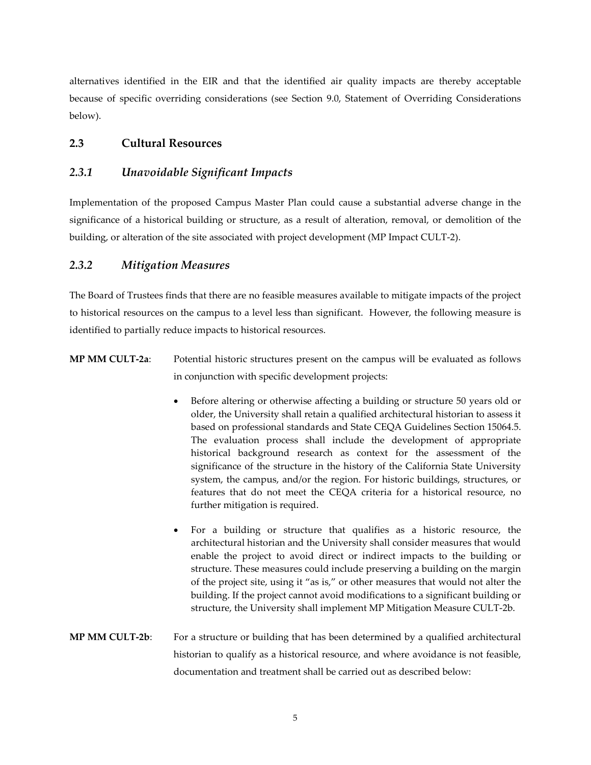alternatives identified in the EIR and that the identified air quality impacts are thereby acceptable because of specific overriding considerations (see Section 9.0, Statement of Overriding Considerations below).

## 2.3 Cultural Resources

### *2.3.1 Unavoidable Significant Impacts*

Implementation of the proposed Campus Master Plan could cause a substantial adverse change in the significance of a historical building or structure, as a result of alteration, removal, or demolition of the building, or alteration of the site associated with project development (MP Impact CULT-2).

### *2.3.2 Mitigation Measures*

The Board of Trustees finds that there are no feasible measures available to mitigate impacts of the project to historical resources on the campus to a level less than significant. However, the following measure is identified to partially reduce impacts to historical resources.

**MP MM CULT-2a**: Potential historic structures present on the campus will be evaluated as follows in conjunction with specific development projects:

- Before altering or otherwise affecting a building or structure 50 years old or older, the University shall retain a qualified architectural historian to assess it based on professional standards and State CEQA Guidelines Section 15064.5. The evaluation process shall include the development of appropriate historical background research as context for the assessment of the significance of the structure in the history of the California State University system, the campus, and/or the region. For historic buildings, structures, or features that do not meet the CEQA criteria for a historical resource, no further mitigation is required.
- For a building or structure that qualifies as a historic resource, the architectural historian and the University shall consider measures that would enable the project to avoid direct or indirect impacts to the building or structure. These measures could include preserving a building on the margin of the project site, using it "as is," or other measures that would not alter the building. If the project cannot avoid modifications to a significant building or structure, the University shall implement MP Mitigation Measure CULT-2b.

**MP MM CULT-2b**: For a structure or building that has been determined by a qualified architectural historian to qualify as a historical resource, and where avoidance is not feasible, documentation and treatment shall be carried out as described below: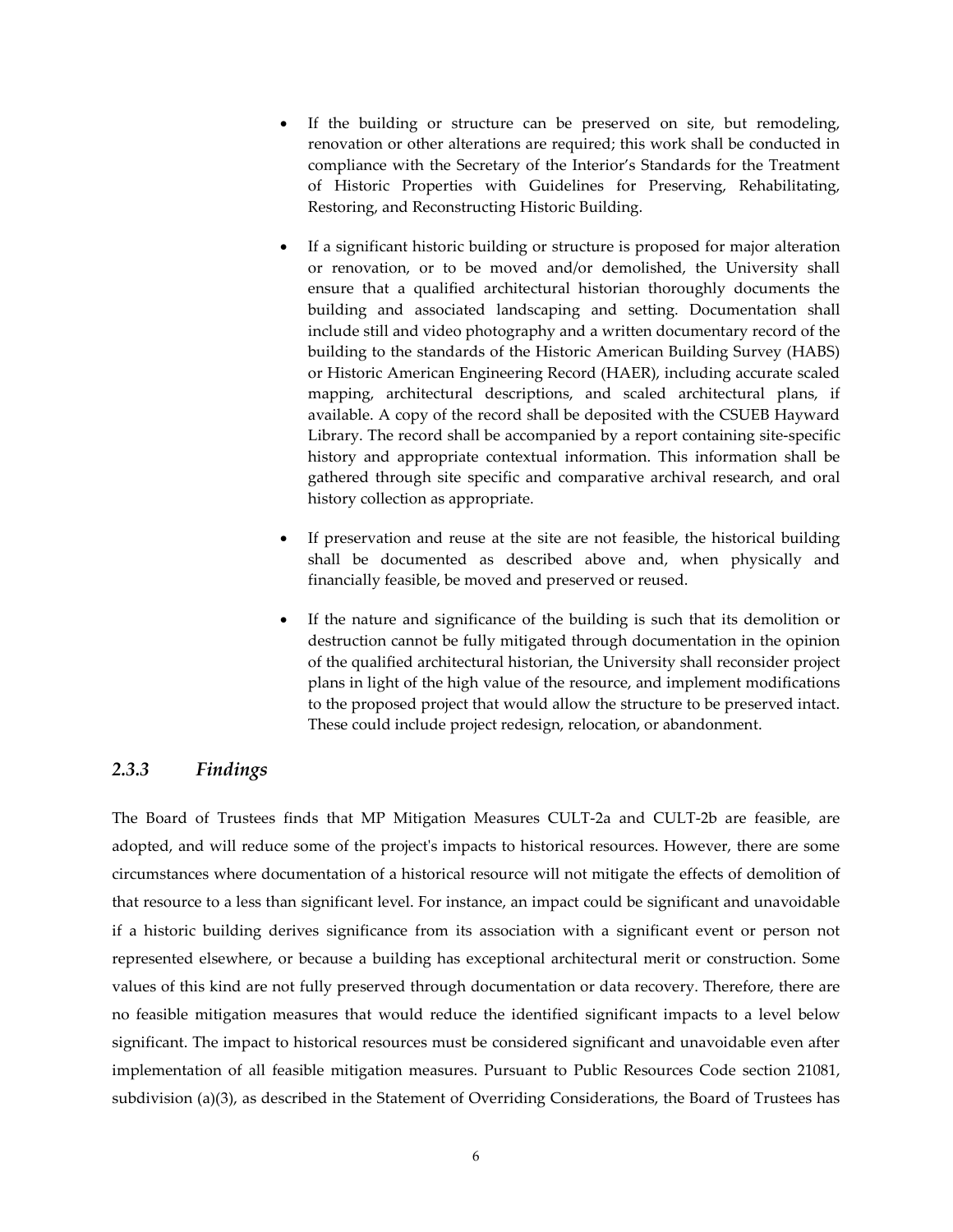- If the building or structure can be preserved on site, but remodeling, renovation or other alterations are required; this work shall be conducted in compliance with the Secretary of the Interior's Standards for the Treatment of Historic Properties with Guidelines for Preserving, Rehabilitating, Restoring, and Reconstructing Historic Building.

- If a significant historic building or structure is proposed for major alteration or renovation, or to be moved and/or demolished, the University shall ensure that a qualified architectural historian thoroughly documents the building and associated landscaping and setting. Documentation shall include still and video photography and a written documentary record of the building to the standards of the Historic American Building Survey (HABS) or Historic American Engineering Record (HAER), including accurate scaled mapping, architectural descriptions, and scaled architectural plans, if available. A copy of the record shall be deposited with the CSUEB Hayward Library. The record shall be accompanied by a report containing site-specific history and appropriate contextual information. This information shall be gathered through site specific and comparative archival research, and oral history collection as appropriate.

- If preservation and reuse at the site are not feasible, the historical building shall be documented as described above and, when physically and financially feasible, be moved and preserved or reused.

- If the nature and significance of the building is such that its demolition or destruction cannot be fully mitigated through documentation in the opinion of the qualified architectural historian, the University shall reconsider project plans in light of the high value of the resource, and implement modifications to the proposed project that would allow the structure to be preserved intact. These could include project redesign, relocation, or abandonment.

### *2.3.3 Findings*

The Board of Trustees finds that MP Mitigation Measures CULT-2a and CULT-2b are feasible, are adopted, and will reduce some of the project's impacts to historical resources. However, there are some circumstances where documentation of a historical resource will not mitigate the effects of demolition of that resource to a less than significant level. For instance, an impact could be significant and unavoidable if a historic building derives significance from its association with a significant event or person not represented elsewhere, or because a building has exceptional architectural merit or construction. Some values of this kind are not fully preserved through documentation or data recovery. Therefore, there are no feasible mitigation measures that would reduce the identified significant impacts to a level below significant. The impact to historical resources must be considered significant and unavoidable even after implementation of all feasible mitigation measures. Pursuant to Public Resources Code section 21081, subdivision (a)(3), as described in the Statement of Overriding Considerations, the Board of Trustees has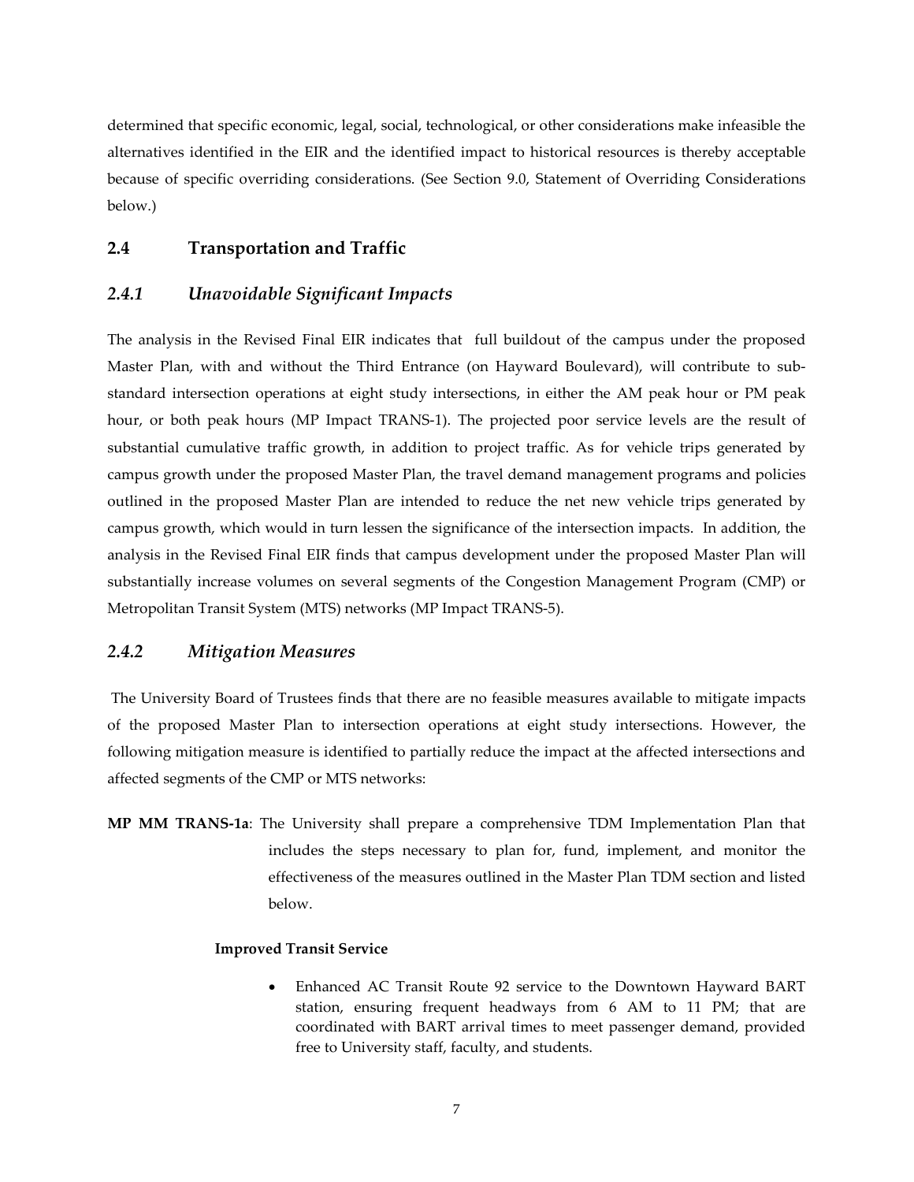determined that specific economic, legal, social, technological, or other considerations make infeasible the alternatives identified in the EIR and the identified impact to historical resources is thereby acceptable because of specific overriding considerations. (See Section 9.0, Statement of Overriding Considerations below.)

## 2.4 Transportation and Traffic

### *2.4.1 Unavoidable Significant Impacts*

The analysis in the Revised Final EIR indicates that full buildout of the campus under the proposed Master Plan, with and without the Third Entrance (on Hayward Boulevard), will contribute to sub-standard intersection operations at eight study intersections, in either the AM peak hour or PM peak hour, or both peak hours (MP Impact TRANS-1). The projected poor service levels are the result of substantial cumulative traffic growth, in addition to project traffic. As for vehicle trips generated by campus growth under the proposed Master Plan, the travel demand management programs and policies outlined in the proposed Master Plan are intended to reduce the net new vehicle trips generated by campus growth, which would in turn lessen the significance of the intersection impacts. In addition, the analysis in the Revised Final EIR finds that campus development under the proposed Master Plan will substantially increase volumes on several segments of the Congestion Management Program (CMP) or Metropolitan Transit System (MTS) networks (MP Impact TRANS-5).

### *2.4.2 Mitigation Measures*

The University Board of Trustees finds that there are no feasible measures available to mitigate impacts of the proposed Master Plan to intersection operations at eight study intersections. However, the following mitigation measure is identified to partially reduce the impact at the affected intersections and affected segments of the CMP or MTS networks:

**MP MM TRANS-1a**: The University shall prepare a comprehensive TDM Implementation Plan that includes the steps necessary to plan for, fund, implement, and monitor the effectiveness of the measures outlined in the Master Plan TDM section and listed below.

**Improved Transit Service**

- Enhanced AC Transit Route 92 service to the Downtown Hayward BART station, ensuring frequent headways from 6 AM to 11 PM; that are coordinated with BART arrival times to meet passenger demand, provided free to University staff, faculty, and students.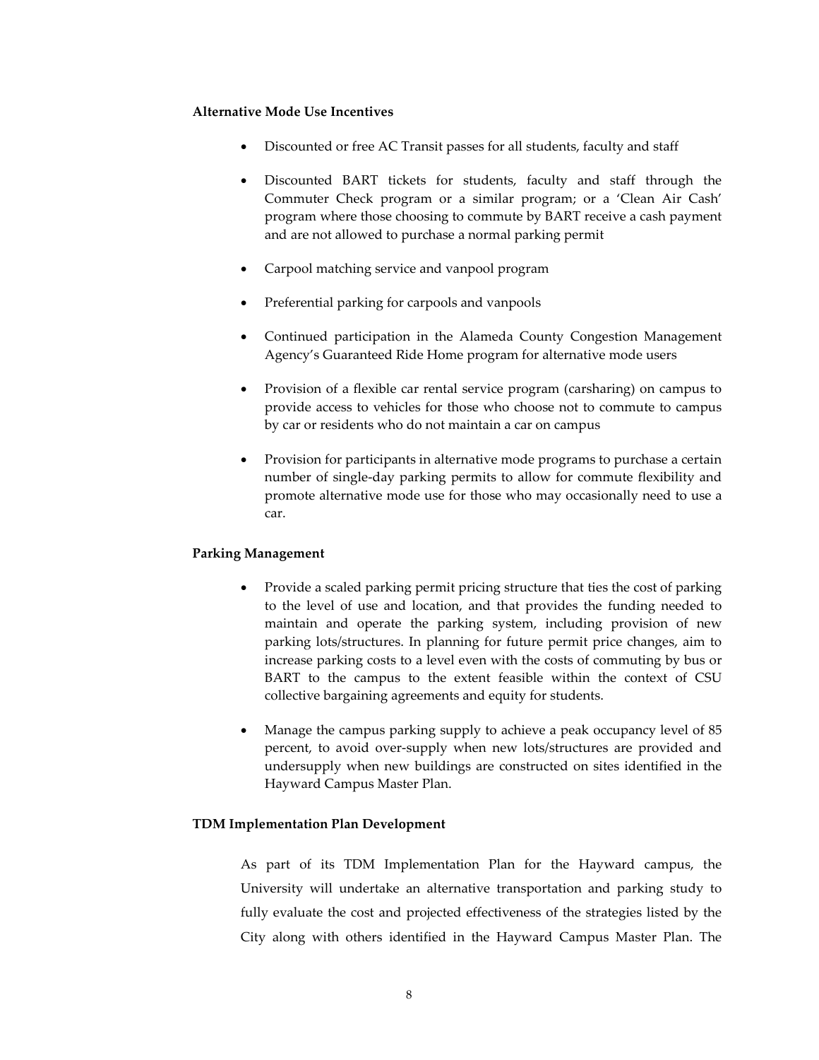**Alternative Mode Use Incentives**

- Discounted or free AC Transit passes for all students, faculty and staff
- Discounted BART tickets for students, faculty and staff through the Commuter Check program or a similar program; or a 'Clean Air Cash' program where those choosing to commute by BART receive a cash payment and are not allowed to purchase a normal parking permit
- Carpool matching service and vanpool program
- Preferential parking for carpools and vanpools
- Continued participation in the Alameda County Congestion Management Agency's Guaranteed Ride Home program for alternative mode users
- Provision of a flexible car rental service program (carsharing) on campus to provide access to vehicles for those who choose not to commute to campus by car or residents who do not maintain a car on campus
- Provision for participants in alternative mode programs to purchase a certain number of single-day parking permits to allow for commute flexibility and promote alternative mode use for those who may occasionally need to use a car.

**Parking Management**

- Provide a scaled parking permit pricing structure that ties the cost of parking to the level of use and location, and that provides the funding needed to maintain and operate the parking system, including provision of new parking lots/structures. In planning for future permit price changes, aim to increase parking costs to a level even with the costs of commuting by bus or BART to the campus to the extent feasible within the context of CSU collective bargaining agreements and equity for students.
- Manage the campus parking supply to achieve a peak occupancy level of 85 percent, to avoid over-supply when new lots/structures are provided and undersupply when new buildings are constructed on sites identified in the Hayward Campus Master Plan.

**TDM Implementation Plan Development**

As part of its TDM Implementation Plan for the Hayward campus, the University will undertake an alternative transportation and parking study to fully evaluate the cost and projected effectiveness of the strategies listed by the City along with others identified in the Hayward Campus Master Plan. The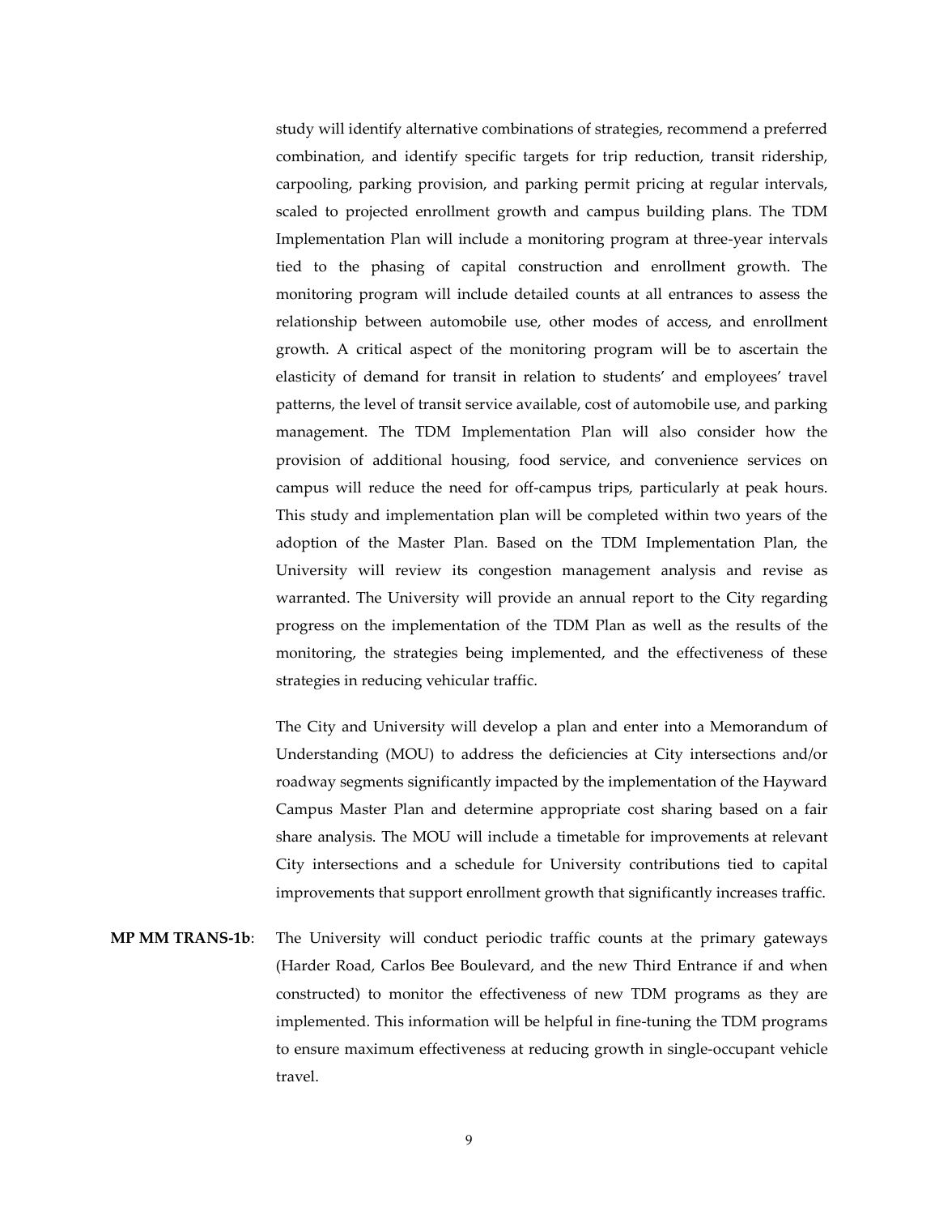study will identify alternative combinations of strategies, recommend a preferred combination, and identify specific targets for trip reduction, transit ridership, carpooling, parking provision, and parking permit pricing at regular intervals, scaled to projected enrollment growth and campus building plans. The TDM Implementation Plan will include a monitoring program at three-year intervals tied to the phasing of capital construction and enrollment growth. The monitoring program will include detailed counts at all entrances to assess the relationship between automobile use, other modes of access, and enrollment growth. A critical aspect of the monitoring program will be to ascertain the elasticity of demand for transit in relation to students' and employees' travel patterns, the level of transit service available, cost of automobile use, and parking management. The TDM Implementation Plan will also consider how the provision of additional housing, food service, and convenience services on campus will reduce the need for off-campus trips, particularly at peak hours. This study and implementation plan will be completed within two years of the adoption of the Master Plan. Based on the TDM Implementation Plan, the University will review its congestion management analysis and revise as warranted. The University will provide an annual report to the City regarding progress on the implementation of the TDM Plan as well as the results of the monitoring, the strategies being implemented, and the effectiveness of these strategies in reducing vehicular traffic.

The City and University will develop a plan and enter into a Memorandum of Understanding (MOU) to address the deficiencies at City intersections and/or roadway segments significantly impacted by the implementation of the Hayward Campus Master Plan and determine appropriate cost sharing based on a fair share analysis. The MOU will include a timetable for improvements at relevant City intersections and a schedule for University contributions tied to capital improvements that support enrollment growth that significantly increases traffic.

**MP MM TRANS-1b**: The University will conduct periodic traffic counts at the primary gateways (Harder Road, Carlos Bee Boulevard, and the new Third Entrance if and when constructed) to monitor the effectiveness of new TDM programs as they are implemented. This information will be helpful in fine-tuning the TDM programs to ensure maximum effectiveness at reducing growth in single-occupant vehicle travel.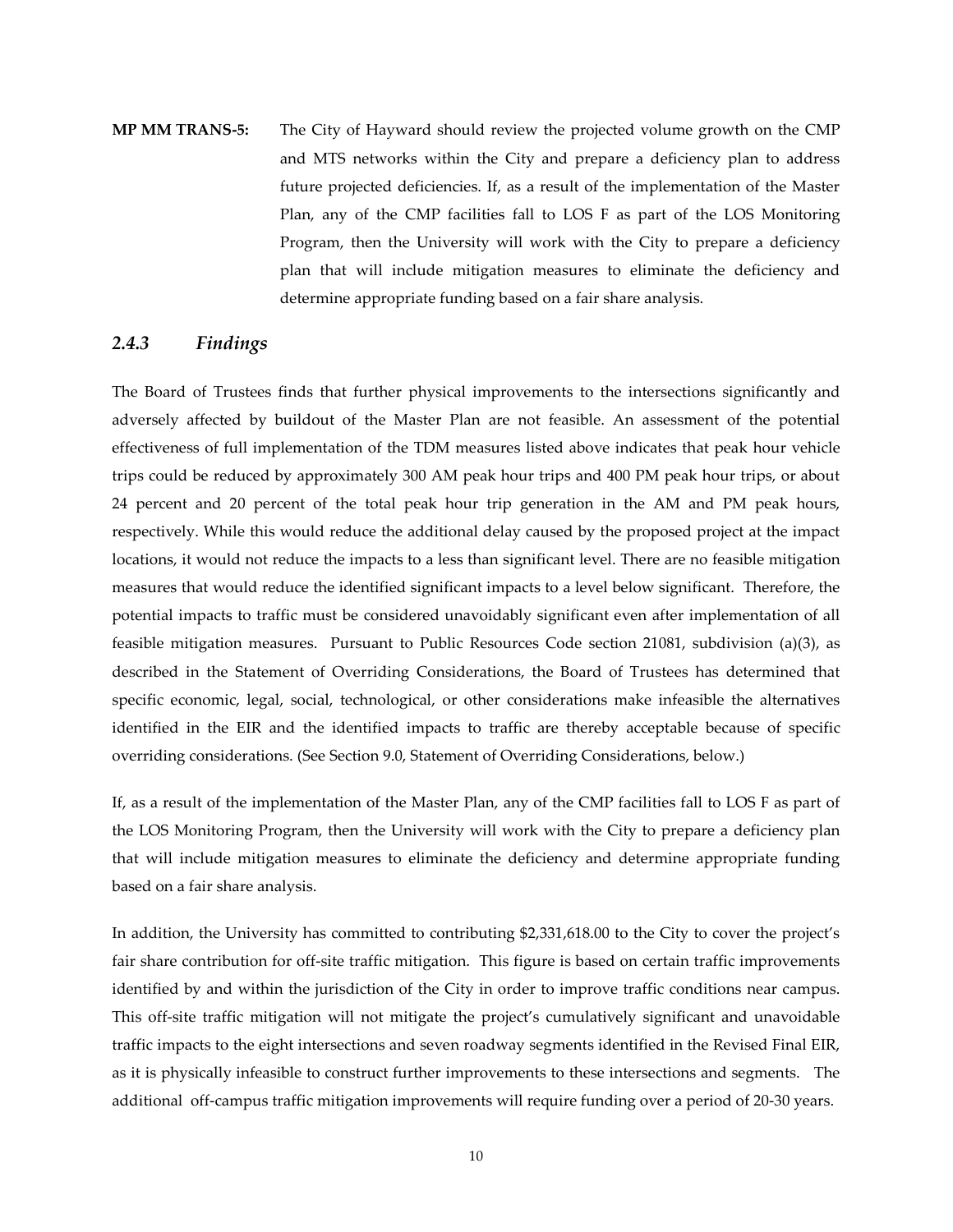**MP MM TRANS-5:** The City of Hayward should review the projected volume growth on the CMP and MTS networks within the City and prepare a deficiency plan to address future projected deficiencies. If, as a result of the implementation of the Master Plan, any of the CMP facilities fall to LOS F as part of the LOS Monitoring Program, then the University will work with the City to prepare a deficiency plan that will include mitigation measures to eliminate the deficiency and determine appropriate funding based on a fair share analysis.

### *2.4.3 Findings*

The Board of Trustees finds that further physical improvements to the intersections significantly and adversely affected by buildout of the Master Plan are not feasible. An assessment of the potential effectiveness of full implementation of the TDM measures listed above indicates that peak hour vehicle trips could be reduced by approximately 300 AM peak hour trips and 400 PM peak hour trips, or about 24 percent and 20 percent of the total peak hour trip generation in the AM and PM peak hours, respectively. While this would reduce the additional delay caused by the proposed project at the impact locations, it would not reduce the impacts to a less than significant level. There are no feasible mitigation measures that would reduce the identified significant impacts to a level below significant. Therefore, the potential impacts to traffic must be considered unavoidably significant even after implementation of all feasible mitigation measures. Pursuant to Public Resources Code section 21081, subdivision (a)(3), as described in the Statement of Overriding Considerations, the Board of Trustees has determined that specific economic, legal, social, technological, or other considerations make infeasible the alternatives identified in the EIR and the identified impacts to traffic are thereby acceptable because of specific overriding considerations. (See Section 9.0, Statement of Overriding Considerations, below.)

If, as a result of the implementation of the Master Plan, any of the CMP facilities fall to LOS F as part of the LOS Monitoring Program, then the University will work with the City to prepare a deficiency plan that will include mitigation measures to eliminate the deficiency and determine appropriate funding based on a fair share analysis.

In addition, the University has committed to contributing $2,331,618.00 to the City to cover the project's fair share contribution for off-site traffic mitigation. This figure is based on certain traffic improvements identified by and within the jurisdiction of the City in order to improve traffic conditions near campus. This off-site traffic mitigation will not mitigate the project's cumulatively significant and unavoidable traffic impacts to the eight intersections and seven roadway segments identified in the Revised Final EIR, as it is physically infeasible to construct further improvements to these intersections and segments. The additional off-campus traffic mitigation improvements will require funding over a period of 20-30 years.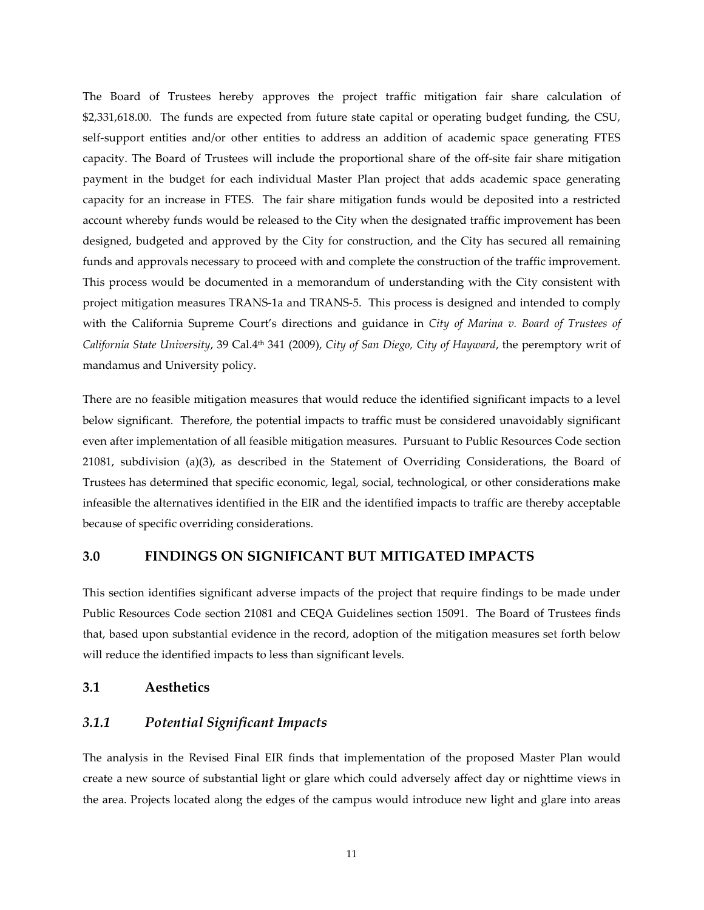The Board of Trustees hereby approves the project traffic mitigation fair share calculation of $2,331,618.00. The funds are expected from future state capital or operating budget funding, the CSU, self-support entities and/or other entities to address an addition of academic space generating FTES capacity. The Board of Trustees will include the proportional share of the off-site fair share mitigation payment in the budget for each individual Master Plan project that adds academic space generating capacity for an increase in FTES. The fair share mitigation funds would be deposited into a restricted account whereby funds would be released to the City when the designated traffic improvement has been designed, budgeted and approved by the City for construction, and the City has secured all remaining funds and approvals necessary to proceed with and complete the construction of the traffic improvement. This process would be documented in a memorandum of understanding with the City consistent with project mitigation measures TRANS-1a and TRANS-5. This process is designed and intended to comply with the California Supreme Court's directions and guidance in *City of Marina v. Board of Trustees of California State University*, 39 Cal.4th 341 (2009), *City of San Diego, City of Hayward*, the peremptory writ of mandamus and University policy.

There are no feasible mitigation measures that would reduce the identified significant impacts to a level below significant. Therefore, the potential impacts to traffic must be considered unavoidably significant even after implementation of all feasible mitigation measures. Pursuant to Public Resources Code section 21081, subdivision (a)(3), as described in the Statement of Overriding Considerations, the Board of Trustees has determined that specific economic, legal, social, technological, or other considerations make infeasible the alternatives identified in the EIR and the identified impacts to traffic are thereby acceptable because of specific overriding considerations.

## 3.0 FINDINGS ON SIGNIFICANT BUT MITIGATED IMPACTS

This section identifies significant adverse impacts of the project that require findings to be made under Public Resources Code section 21081 and CEQA Guidelines section 15091. The Board of Trustees finds that, based upon substantial evidence in the record, adoption of the mitigation measures set forth below will reduce the identified impacts to less than significant levels.

### 3.1 Aesthetics

#### *3.1.1 Potential Significant Impacts*

The analysis in the Revised Final EIR finds that implementation of the proposed Master Plan would create a new source of substantial light or glare which could adversely affect day or nighttime views in the area. Projects located along the edges of the campus would introduce new light and glare into areas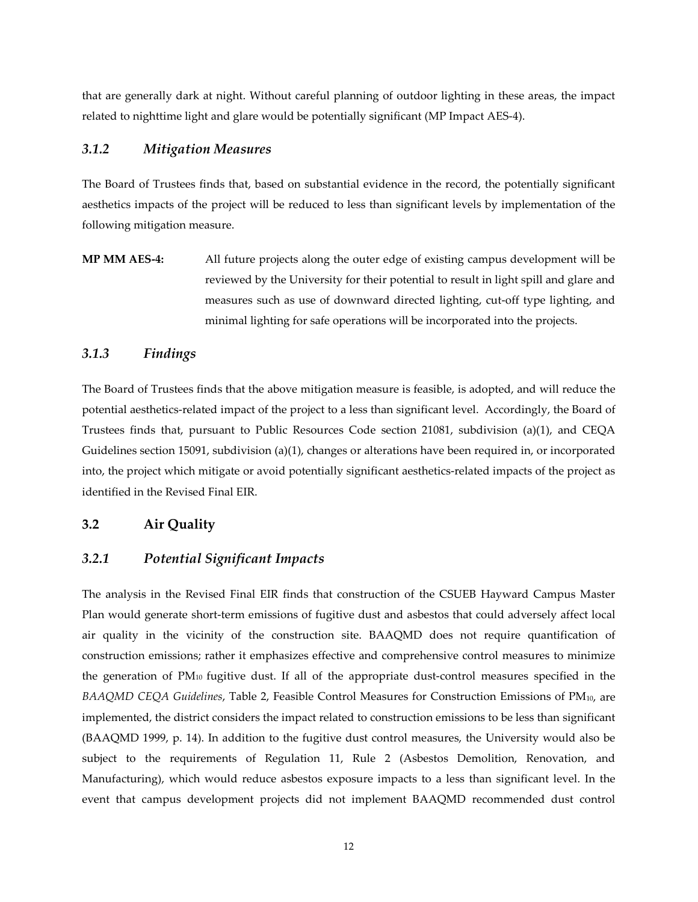that are generally dark at night. Without careful planning of outdoor lighting in these areas, the impact related to nighttime light and glare would be potentially significant (MP Impact AES-4).

### *3.1.2 Mitigation Measures*

The Board of Trustees finds that, based on substantial evidence in the record, the potentially significant aesthetics impacts of the project will be reduced to less than significant levels by implementation of the following mitigation measure.

**MP MM AES-4:** All future projects along the outer edge of existing campus development will be reviewed by the University for their potential to result in light spill and glare and measures such as use of downward directed lighting, cut-off type lighting, and minimal lighting for safe operations will be incorporated into the projects.

### *3.1.3 Findings*

The Board of Trustees finds that the above mitigation measure is feasible, is adopted, and will reduce the potential aesthetics-related impact of the project to a less than significant level. Accordingly, the Board of Trustees finds that, pursuant to Public Resources Code section 21081, subdivision (a)(1), and CEQA Guidelines section 15091, subdivision (a)(1), changes or alterations have been required in, or incorporated into, the project which mitigate or avoid potentially significant aesthetics-related impacts of the project as identified in the Revised Final EIR.

## 3.2 Air Quality

### *3.2.1 Potential Significant Impacts*

The analysis in the Revised Final EIR finds that construction of the CSUEB Hayward Campus Master Plan would generate short-term emissions of fugitive dust and asbestos that could adversely affect local air quality in the vicinity of the construction site. BAAQMD does not require quantification of construction emissions; rather it emphasizes effective and comprehensive control measures to minimize the generation of $PM_{10}$ fugitive dust. If all of the appropriate dust-control measures specified in the *BAAQMD CEQA Guidelines*, Table 2, Feasible Control Measures for Construction Emissions of $PM_{10}$, are implemented, the district considers the impact related to construction emissions to be less than significant (BAAQMD 1999, p. 14). In addition to the fugitive dust control measures, the University would also be subject to the requirements of Regulation 11, Rule 2 (Asbestos Demolition, Renovation, and Manufacturing), which would reduce asbestos exposure impacts to a less than significant level. In the event that campus development projects did not implement BAAQMD recommended dust control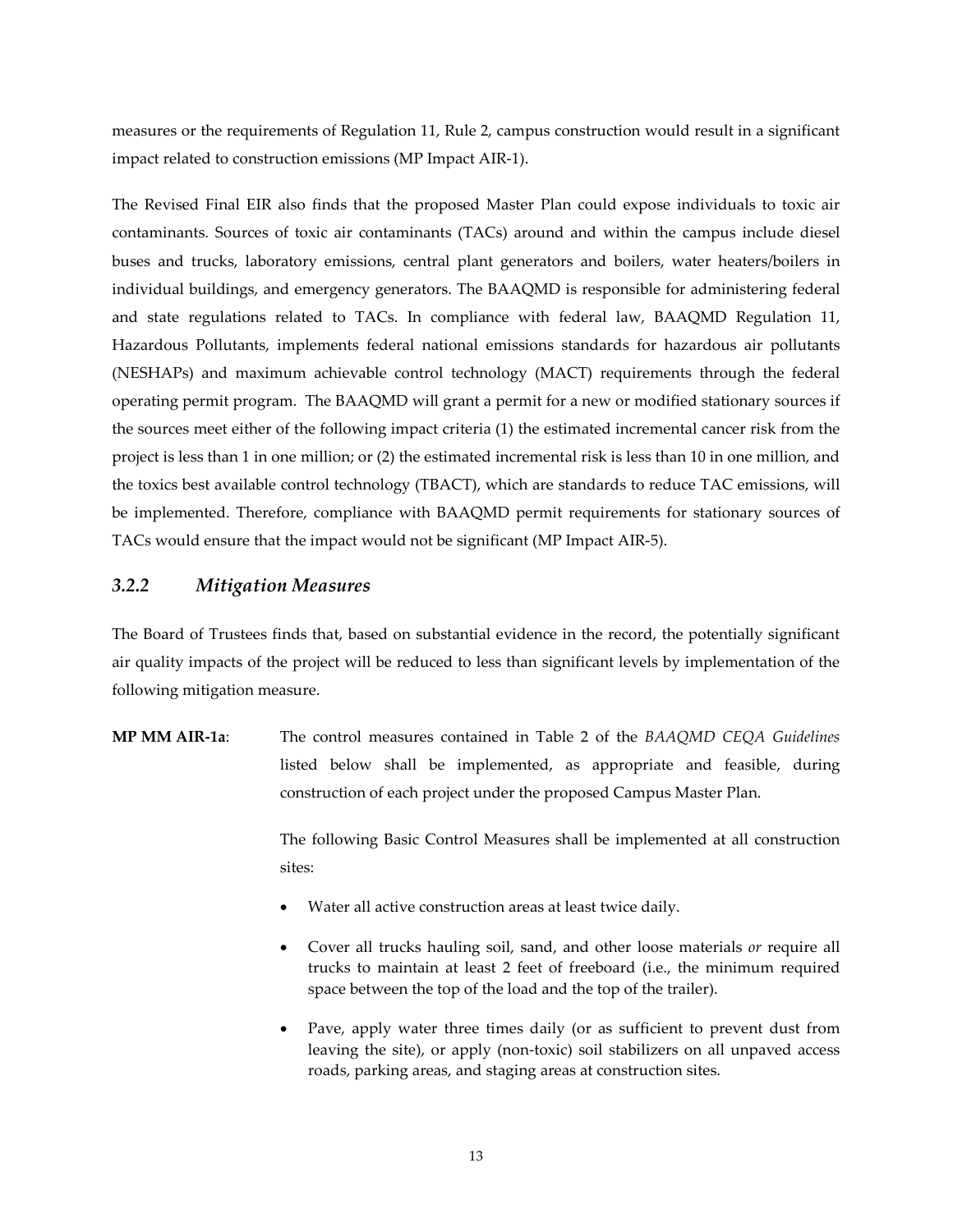measures or the requirements of Regulation 11, Rule 2, campus construction would result in a significant impact related to construction emissions (MP Impact AIR-1).

The Revised Final EIR also finds that the proposed Master Plan could expose individuals to toxic air contaminants. Sources of toxic air contaminants (TACs) around and within the campus include diesel buses and trucks, laboratory emissions, central plant generators and boilers, water heaters/boilers in individual buildings, and emergency generators. The BAAQMD is responsible for administering federal and state regulations related to TACs. In compliance with federal law, BAAQMD Regulation 11, Hazardous Pollutants, implements federal national emissions standards for hazardous air pollutants (NESHAPs) and maximum achievable control technology (MACT) requirements through the federal operating permit program. The BAAQMD will grant a permit for a new or modified stationary sources if the sources meet either of the following impact criteria (1) the estimated incremental cancer risk from the project is less than 1 in one million; or (2) the estimated incremental risk is less than 10 in one million, and the toxics best available control technology (TBACT), which are standards to reduce TAC emissions, will be implemented. Therefore, compliance with BAAQMD permit requirements for stationary sources of TACs would ensure that the impact would not be significant (MP Impact AIR-5).

### *3.2.2 Mitigation Measures*

The Board of Trustees finds that, based on substantial evidence in the record, the potentially significant air quality impacts of the project will be reduced to less than significant levels by implementation of the following mitigation measure.

**MP MM AIR-1a**: The control measures contained in Table 2 of the *BAAQMD CEQA Guidelines* listed below shall be implemented, as appropriate and feasible, during construction of each project under the proposed Campus Master Plan.

The following Basic Control Measures shall be implemented at all construction sites:

- Water all active construction areas at least twice daily.
- Cover all trucks hauling soil, sand, and other loose materials *or* require all trucks to maintain at least 2 feet of freeboard (i.e., the minimum required space between the top of the load and the top of the trailer).
- Pave, apply water three times daily (or as sufficient to prevent dust from leaving the site), or apply (non-toxic) soil stabilizers on all unpaved access roads, parking areas, and staging areas at construction sites.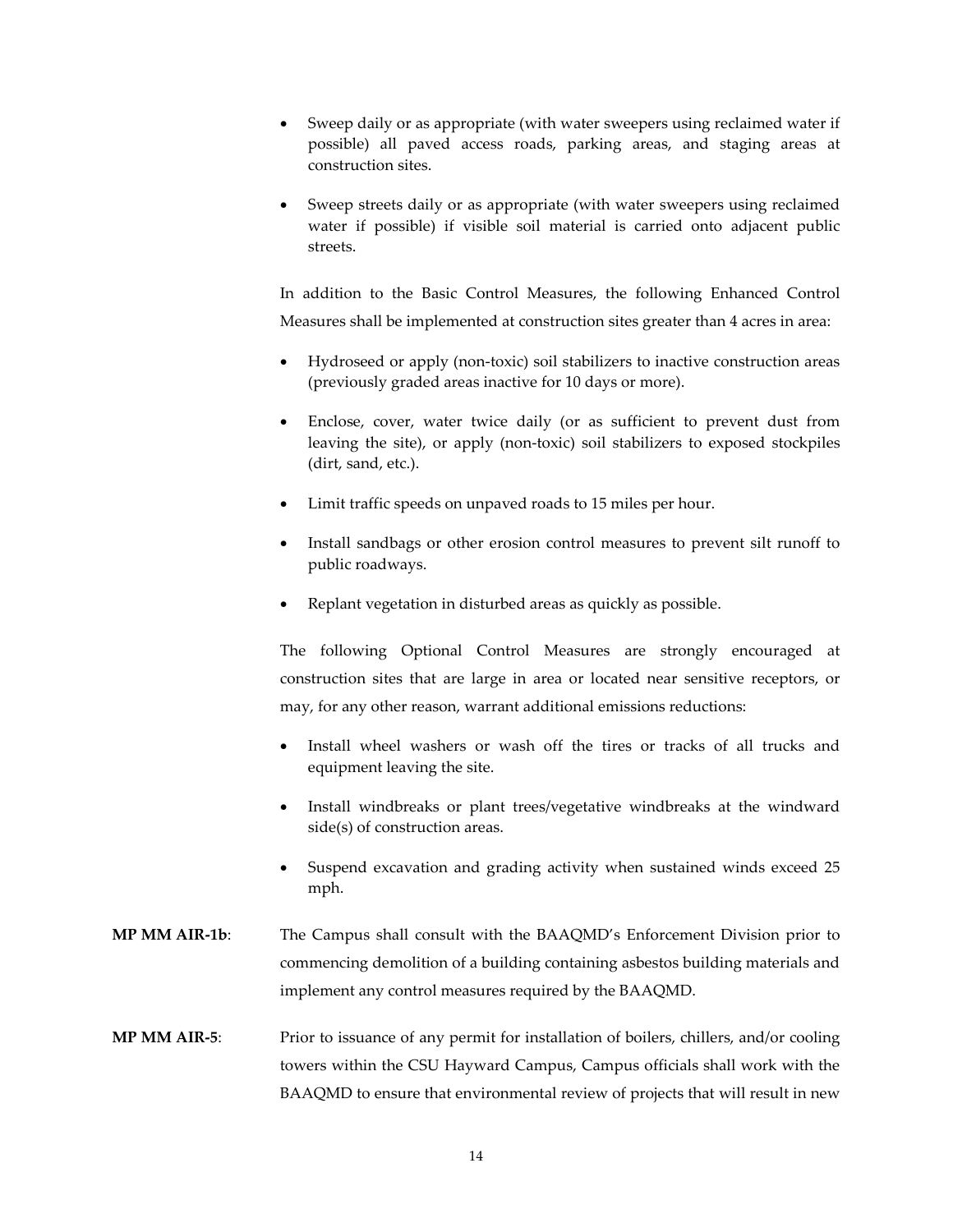- Sweep daily or as appropriate (with water sweepers using reclaimed water if possible) all paved access roads, parking areas, and staging areas at construction sites.
- Sweep streets daily or as appropriate (with water sweepers using reclaimed water if possible) if visible soil material is carried onto adjacent public streets.

In addition to the Basic Control Measures, the following Enhanced Control Measures shall be implemented at construction sites greater than 4 acres in area:

- Hydroseed or apply (non-toxic) soil stabilizers to inactive construction areas (previously graded areas inactive for 10 days or more).
- Enclose, cover, water twice daily (or as sufficient to prevent dust from leaving the site), or apply (non-toxic) soil stabilizers to exposed stockpiles (dirt, sand, etc.).
- Limit traffic speeds on unpaved roads to 15 miles per hour.
- Install sandbags or other erosion control measures to prevent silt runoff to public roadways.
- Replant vegetation in disturbed areas as quickly as possible.

The following Optional Control Measures are strongly encouraged at construction sites that are large in area or located near sensitive receptors, or may, for any other reason, warrant additional emissions reductions:

- Install wheel washers or wash off the tires or tracks of all trucks and equipment leaving the site.
- Install windbreaks or plant trees/vegetative windbreaks at the windward side(s) of construction areas.
- Suspend excavation and grading activity when sustained winds exceed 25 mph.

**MP MM AIR-1b**: The Campus shall consult with the BAAQMD's Enforcement Division prior to commencing demolition of a building containing asbestos building materials and implement any control measures required by the BAAQMD.

**MP MM AIR-5**: Prior to issuance of any permit for installation of boilers, chillers, and/or cooling towers within the CSU Hayward Campus, Campus officials shall work with the BAAQMD to ensure that environmental review of projects that will result in new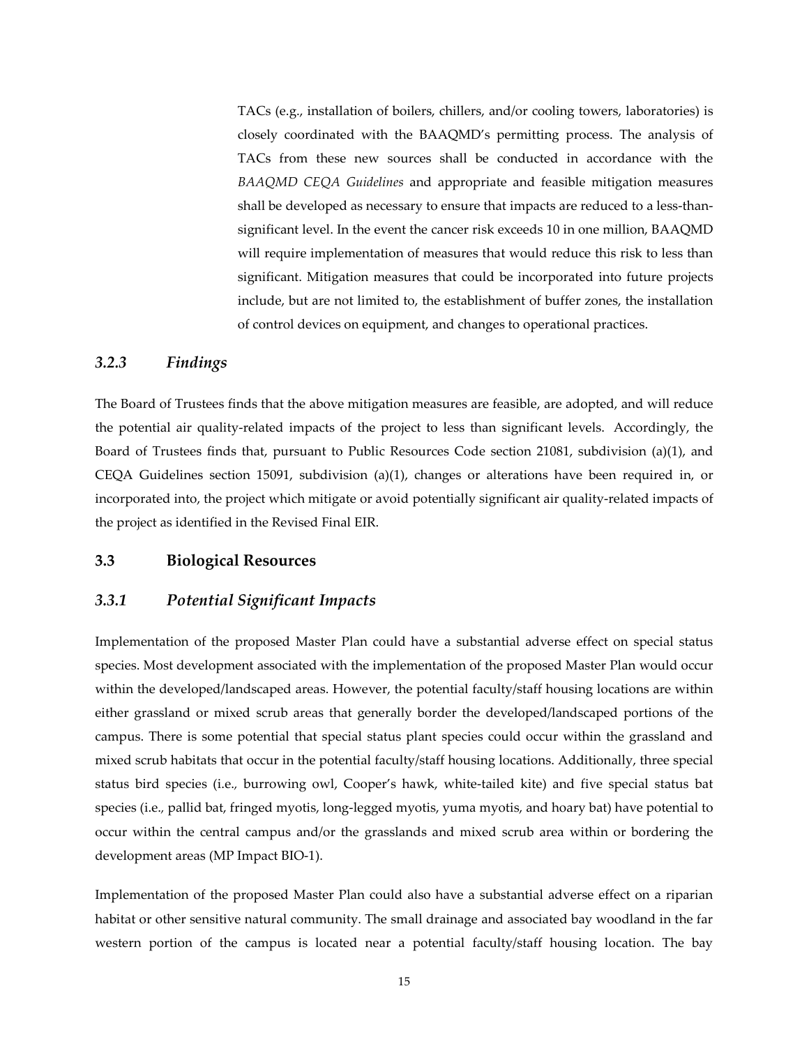TACs (e.g., installation of boilers, chillers, and/or cooling towers, laboratories) is closely coordinated with the BAAQMD's permitting process. The analysis of TACs from these new sources shall be conducted in accordance with the *BAAQMD CEQA Guidelines* and appropriate and feasible mitigation measures shall be developed as necessary to ensure that impacts are reduced to a less-than-significant level. In the event the cancer risk exceeds 10 in one million, BAAQMD will require implementation of measures that would reduce this risk to less than significant. Mitigation measures that could be incorporated into future projects include, but are not limited to, the establishment of buffer zones, the installation of control devices on equipment, and changes to operational practices.

### *3.2.3 Findings*

The Board of Trustees finds that the above mitigation measures are feasible, are adopted, and will reduce the potential air quality-related impacts of the project to less than significant levels. Accordingly, the Board of Trustees finds that, pursuant to Public Resources Code section 21081, subdivision (a)(1), and CEQA Guidelines section 15091, subdivision (a)(1), changes or alterations have been required in, or incorporated into, the project which mitigate or avoid potentially significant air quality-related impacts of the project as identified in the Revised Final EIR.

## 3.3 Biological Resources

### *3.3.1 Potential Significant Impacts*

Implementation of the proposed Master Plan could have a substantial adverse effect on special status species. Most development associated with the implementation of the proposed Master Plan would occur within the developed/landscaped areas. However, the potential faculty/staff housing locations are within either grassland or mixed scrub areas that generally border the developed/landscaped portions of the campus. There is some potential that special status plant species could occur within the grassland and mixed scrub habitats that occur in the potential faculty/staff housing locations. Additionally, three special status bird species (i.e., burrowing owl, Cooper's hawk, white-tailed kite) and five special status bat species (i.e., pallid bat, fringed myotis, long-legged myotis, yuma myotis, and hoary bat) have potential to occur within the central campus and/or the grasslands and mixed scrub area within or bordering the development areas (MP Impact BIO-1).

Implementation of the proposed Master Plan could also have a substantial adverse effect on a riparian habitat or other sensitive natural community. The small drainage and associated bay woodland in the far western portion of the campus is located near a potential faculty/staff housing location. The bay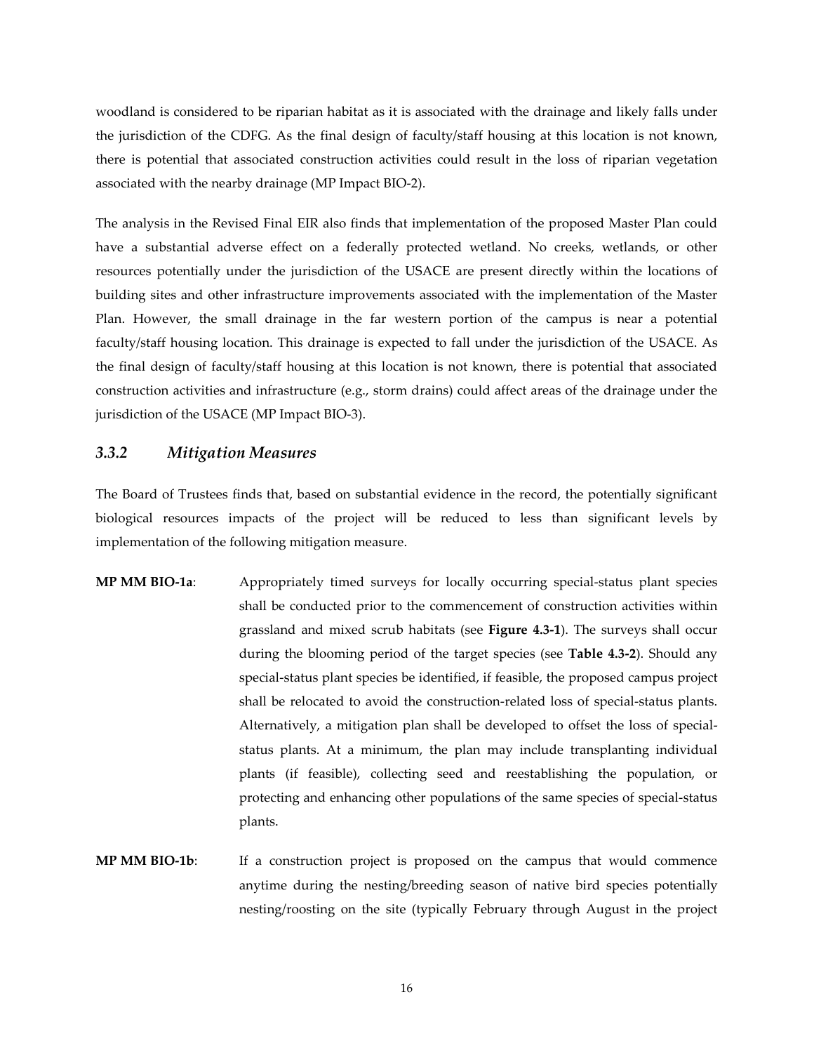woodland is considered to be riparian habitat as it is associated with the drainage and likely falls under the jurisdiction of the CDFG. As the final design of faculty/staff housing at this location is not known, there is potential that associated construction activities could result in the loss of riparian vegetation associated with the nearby drainage (MP Impact BIO-2).

The analysis in the Revised Final EIR also finds that implementation of the proposed Master Plan could have a substantial adverse effect on a federally protected wetland. No creeks, wetlands, or other resources potentially under the jurisdiction of the USACE are present directly within the locations of building sites and other infrastructure improvements associated with the implementation of the Master Plan. However, the small drainage in the far western portion of the campus is near a potential faculty/staff housing location. This drainage is expected to fall under the jurisdiction of the USACE. As the final design of faculty/staff housing at this location is not known, there is potential that associated construction activities and infrastructure (e.g., storm drains) could affect areas of the drainage under the jurisdiction of the USACE (MP Impact BIO-3).

### *3.3.2 Mitigation Measures*

The Board of Trustees finds that, based on substantial evidence in the record, the potentially significant biological resources impacts of the project will be reduced to less than significant levels by implementation of the following mitigation measure.

**MP MM BIO-1a**: Appropriately timed surveys for locally occurring special-status plant species shall be conducted prior to the commencement of construction activities within grassland and mixed scrub habitats (see **Figure 4.3-1**). The surveys shall occur during the blooming period of the target species (see **Table 4.3-2**). Should any special-status plant species be identified, if feasible, the proposed campus project shall be relocated to avoid the construction-related loss of special-status plants. Alternatively, a mitigation plan shall be developed to offset the loss of special-status plants. At a minimum, the plan may include transplanting individual plants (if feasible), collecting seed and reestablishing the population, or protecting and enhancing other populations of the same species of special-status plants.

**MP MM BIO-1b**: If a construction project is proposed on the campus that would commence anytime during the nesting/breeding season of native bird species potentially nesting/roosting on the site (typically February through August in the project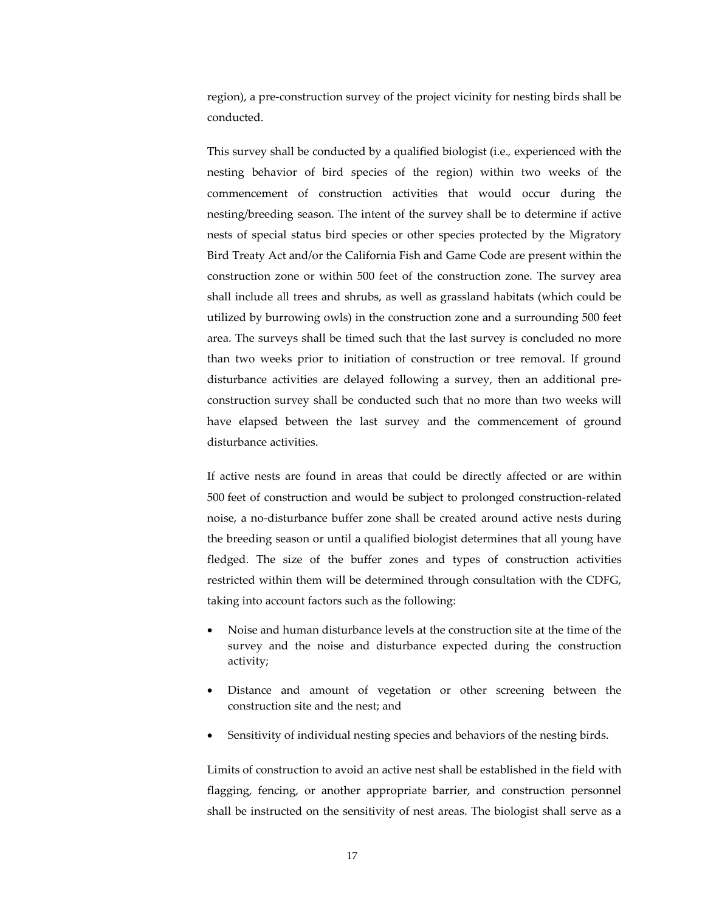region), a pre-construction survey of the project vicinity for nesting birds shall be conducted.

This survey shall be conducted by a qualified biologist (i.e., experienced with the nesting behavior of bird species of the region) within two weeks of the commencement of construction activities that would occur during the nesting/breeding season. The intent of the survey shall be to determine if active nests of special status bird species or other species protected by the Migratory Bird Treaty Act and/or the California Fish and Game Code are present within the construction zone or within 500 feet of the construction zone. The survey area shall include all trees and shrubs, as well as grassland habitats (which could be utilized by burrowing owls) in the construction zone and a surrounding 500 feet area. The surveys shall be timed such that the last survey is concluded no more than two weeks prior to initiation of construction or tree removal. If ground disturbance activities are delayed following a survey, then an additional pre-construction survey shall be conducted such that no more than two weeks will have elapsed between the last survey and the commencement of ground disturbance activities.

If active nests are found in areas that could be directly affected or are within 500 feet of construction and would be subject to prolonged construction-related noise, a no-disturbance buffer zone shall be created around active nests during the breeding season or until a qualified biologist determines that all young have fledged. The size of the buffer zones and types of construction activities restricted within them will be determined through consultation with the CDFG, taking into account factors such as the following:

- Noise and human disturbance levels at the construction site at the time of the survey and the noise and disturbance expected during the construction activity;
- Distance and amount of vegetation or other screening between the construction site and the nest; and
- Sensitivity of individual nesting species and behaviors of the nesting birds.

Limits of construction to avoid an active nest shall be established in the field with flagging, fencing, or another appropriate barrier, and construction personnel shall be instructed on the sensitivity of nest areas. The biologist shall serve as a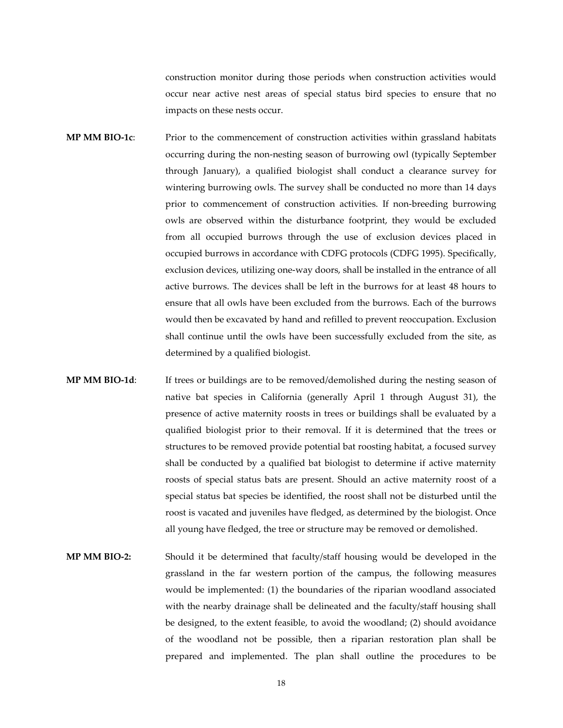construction monitor during those periods when construction activities would occur near active nest areas of special status bird species to ensure that no impacts on these nests occur.

**MP MM BIO-1c**: Prior to the commencement of construction activities within grassland habitats occurring during the non-nesting season of burrowing owl (typically September through January), a qualified biologist shall conduct a clearance survey for wintering burrowing owls. The survey shall be conducted no more than 14 days prior to commencement of construction activities. If non-breeding burrowing owls are observed within the disturbance footprint, they would be excluded from all occupied burrows through the use of exclusion devices placed in occupied burrows in accordance with CDFG protocols (CDFG 1995). Specifically, exclusion devices, utilizing one-way doors, shall be installed in the entrance of all active burrows. The devices shall be left in the burrows for at least 48 hours to ensure that all owls have been excluded from the burrows. Each of the burrows would then be excavated by hand and refilled to prevent reoccupation. Exclusion shall continue until the owls have been successfully excluded from the site, as determined by a qualified biologist.

**MP MM BIO-1d**: If trees or buildings are to be removed/demolished during the nesting season of native bat species in California (generally April 1 through August 31), the presence of active maternity roosts in trees or buildings shall be evaluated by a qualified biologist prior to their removal. If it is determined that the trees or structures to be removed provide potential bat roosting habitat, a focused survey shall be conducted by a qualified bat biologist to determine if active maternity roosts of special status bats are present. Should an active maternity roost of a special status bat species be identified, the roost shall not be disturbed until the roost is vacated and juveniles have fledged, as determined by the biologist. Once all young have fledged, the tree or structure may be removed or demolished.

**MP MM BIO-2:** Should it be determined that faculty/staff housing would be developed in the grassland in the far western portion of the campus, the following measures would be implemented: (1) the boundaries of the riparian woodland associated with the nearby drainage shall be delineated and the faculty/staff housing shall be designed, to the extent feasible, to avoid the woodland; (2) should avoidance of the woodland not be possible, then a riparian restoration plan shall be prepared and implemented. The plan shall outline the procedures to be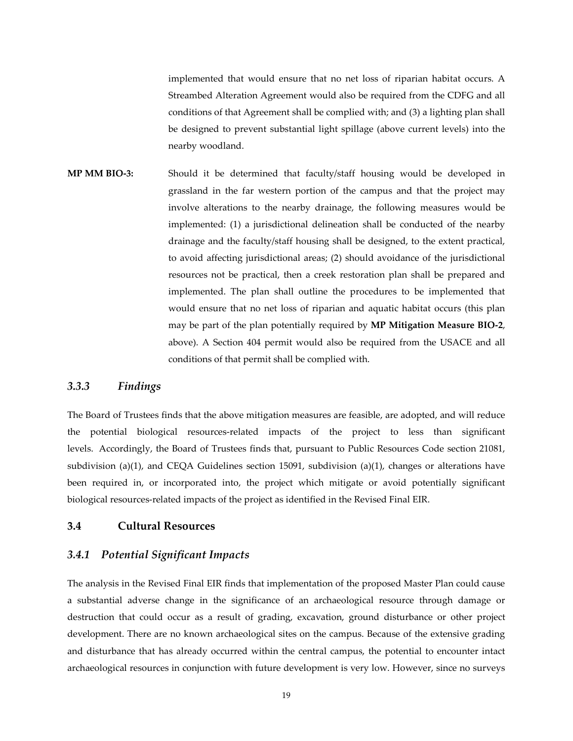implemented that would ensure that no net loss of riparian habitat occurs. A Streambed Alteration Agreement would also be required from the CDFG and all conditions of that Agreement shall be complied with; and (3) a lighting plan shall be designed to prevent substantial light spillage (above current levels) into the nearby woodland.

**MP MM BIO-3:** Should it be determined that faculty/staff housing would be developed in grassland in the far western portion of the campus and that the project may involve alterations to the nearby drainage, the following measures would be implemented: (1) a jurisdictional delineation shall be conducted of the nearby drainage and the faculty/staff housing shall be designed, to the extent practical, to avoid affecting jurisdictional areas; (2) should avoidance of the jurisdictional resources not be practical, then a creek restoration plan shall be prepared and implemented. The plan shall outline the procedures to be implemented that would ensure that no net loss of riparian and aquatic habitat occurs (this plan may be part of the plan potentially required by **MP Mitigation Measure BIO-2**, above). A Section 404 permit would also be required from the USACE and all conditions of that permit shall be complied with.

### *3.3.3 Findings*

The Board of Trustees finds that the above mitigation measures are feasible, are adopted, and will reduce the potential biological resources-related impacts of the project to less than significant levels. Accordingly, the Board of Trustees finds that, pursuant to Public Resources Code section 21081, subdivision (a)(1), and CEQA Guidelines section 15091, subdivision (a)(1), changes or alterations have been required in, or incorporated into, the project which mitigate or avoid potentially significant biological resources-related impacts of the project as identified in the Revised Final EIR.

## 3.4 Cultural Resources

### *3.4.1 Potential Significant Impacts*

The analysis in the Revised Final EIR finds that implementation of the proposed Master Plan could cause a substantial adverse change in the significance of an archaeological resource through damage or destruction that could occur as a result of grading, excavation, ground disturbance or other project development. There are no known archaeological sites on the campus. Because of the extensive grading and disturbance that has already occurred within the central campus, the potential to encounter intact archaeological resources in conjunction with future development is very low. However, since no surveys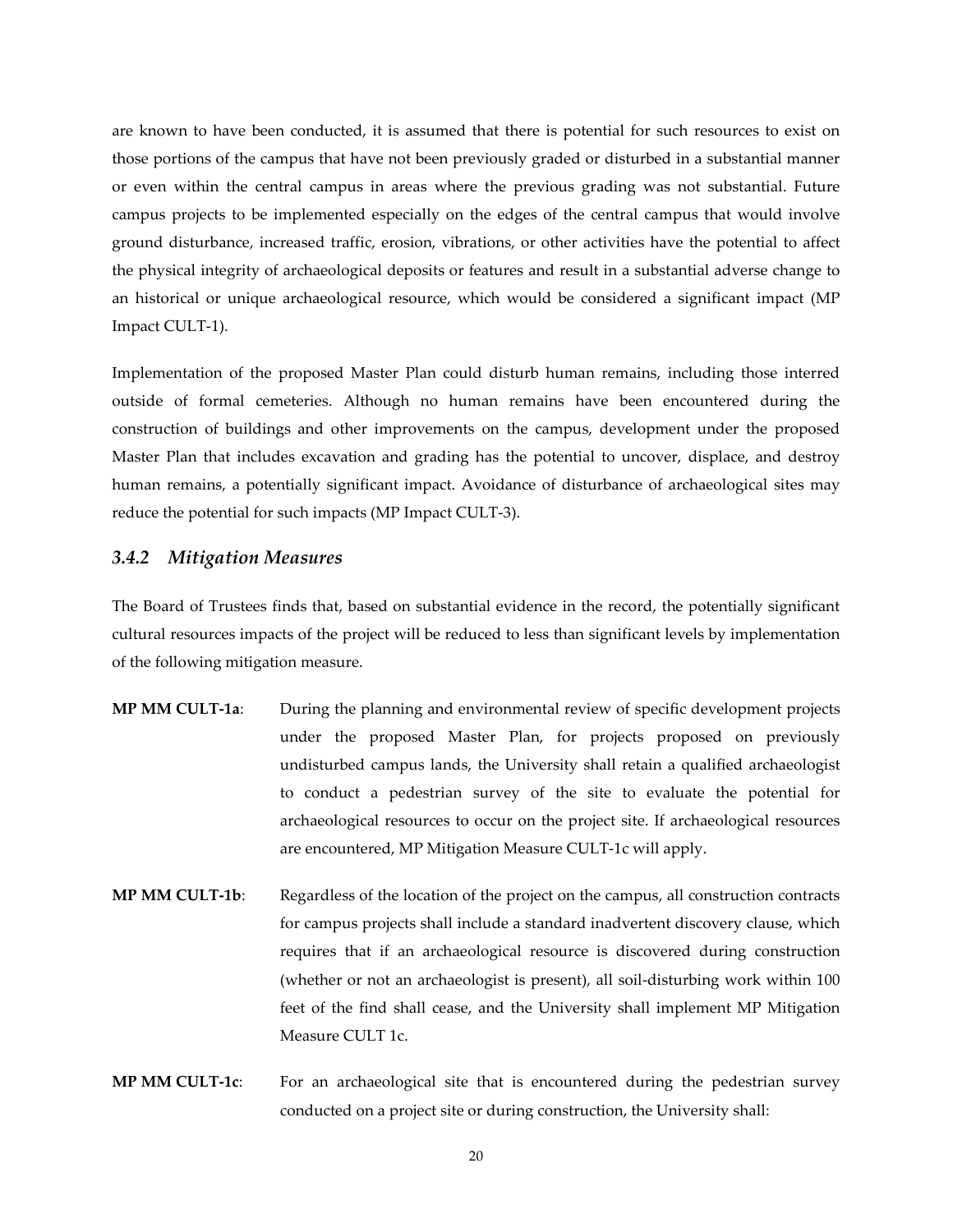are known to have been conducted, it is assumed that there is potential for such resources to exist on those portions of the campus that have not been previously graded or disturbed in a substantial manner or even within the central campus in areas where the previous grading was not substantial. Future campus projects to be implemented especially on the edges of the central campus that would involve ground disturbance, increased traffic, erosion, vibrations, or other activities have the potential to affect the physical integrity of archaeological deposits or features and result in a substantial adverse change to an historical or unique archaeological resource, which would be considered a significant impact (MP Impact CULT-1).

Implementation of the proposed Master Plan could disturb human remains, including those interred outside of formal cemeteries. Although no human remains have been encountered during the construction of buildings and other improvements on the campus, development under the proposed Master Plan that includes excavation and grading has the potential to uncover, displace, and destroy human remains, a potentially significant impact. Avoidance of disturbance of archaeological sites may reduce the potential for such impacts (MP Impact CULT-3).

### *3.4.2 Mitigation Measures*

The Board of Trustees finds that, based on substantial evidence in the record, the potentially significant cultural resources impacts of the project will be reduced to less than significant levels by implementation of the following mitigation measure.

**MP MM CULT-1a**: During the planning and environmental review of specific development projects under the proposed Master Plan, for projects proposed on previously undisturbed campus lands, the University shall retain a qualified archaeologist to conduct a pedestrian survey of the site to evaluate the potential for archaeological resources to occur on the project site. If archaeological resources are encountered, MP Mitigation Measure CULT-1c will apply.

**MP MM CULT-1b**: Regardless of the location of the project on the campus, all construction contracts for campus projects shall include a standard inadvertent discovery clause, which requires that if an archaeological resource is discovered during construction (whether or not an archaeologist is present), all soil-disturbing work within 100 feet of the find shall cease, and the University shall implement MP Mitigation Measure CULT 1c.

**MP MM CULT-1c**: For an archaeological site that is encountered during the pedestrian survey conducted on a project site or during construction, the University shall: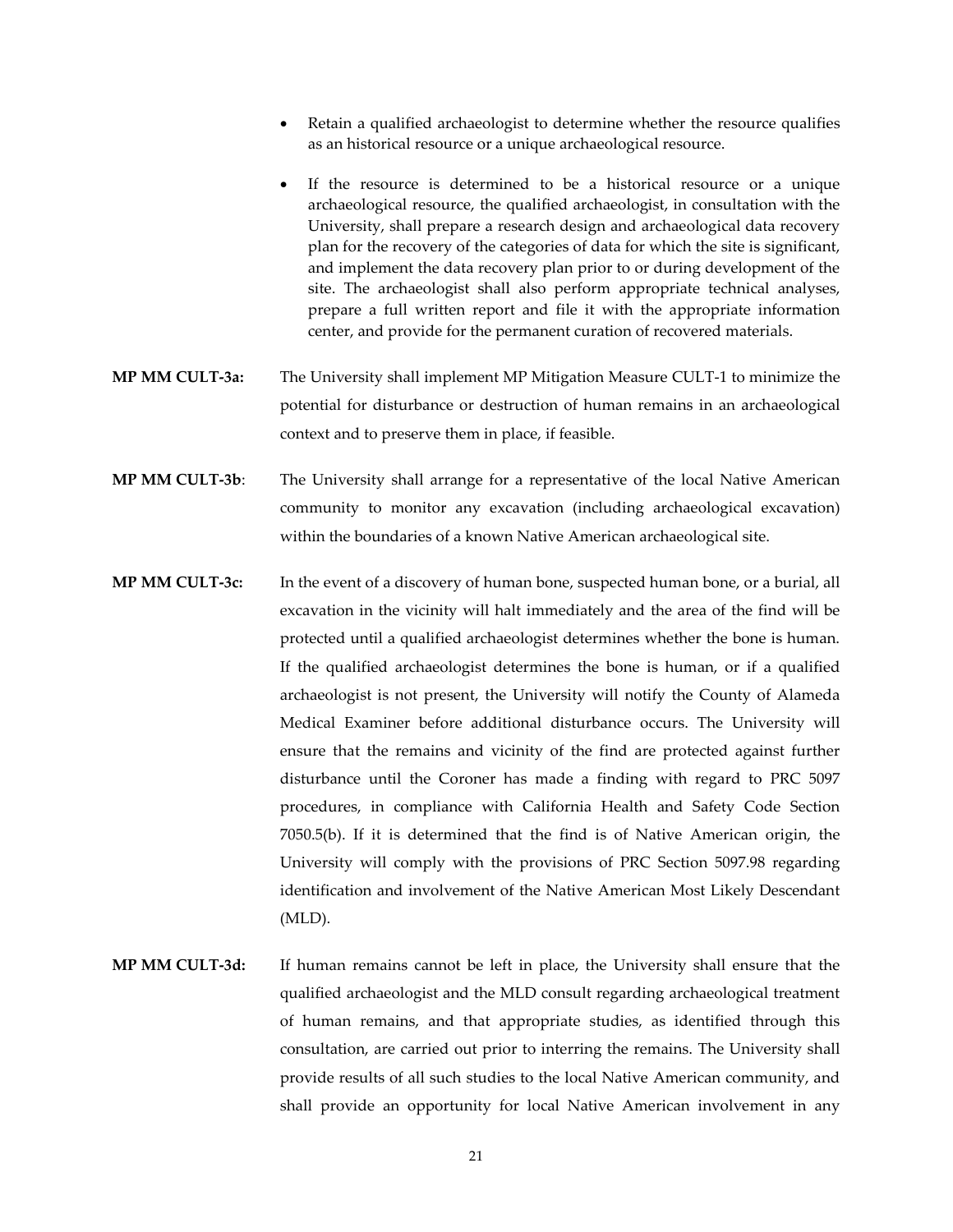- Retain a qualified archaeologist to determine whether the resource qualifies as an historical resource or a unique archaeological resource.
- If the resource is determined to be a historical resource or a unique archaeological resource, the qualified archaeologist, in consultation with the University, shall prepare a research design and archaeological data recovery plan for the recovery of the categories of data for which the site is significant, and implement the data recovery plan prior to or during development of the site. The archaeologist shall also perform appropriate technical analyses, prepare a full written report and file it with the appropriate information center, and provide for the permanent curation of recovered materials.

**MP MM CULT-3a:** The University shall implement MP Mitigation Measure CULT-1 to minimize the potential for disturbance or destruction of human remains in an archaeological context and to preserve them in place, if feasible.

**MP MM CULT-3b**: The University shall arrange for a representative of the local Native American community to monitor any excavation (including archaeological excavation) within the boundaries of a known Native American archaeological site.

**MP MM CULT-3c:** In the event of a discovery of human bone, suspected human bone, or a burial, all excavation in the vicinity will halt immediately and the area of the find will be protected until a qualified archaeologist determines whether the bone is human. If the qualified archaeologist determines the bone is human, or if a qualified archaeologist is not present, the University will notify the County of Alameda Medical Examiner before additional disturbance occurs. The University will ensure that the remains and vicinity of the find are protected against further disturbance until the Coroner has made a finding with regard to PRC 5097 procedures, in compliance with California Health and Safety Code Section 7050.5(b). If it is determined that the find is of Native American origin, the University will comply with the provisions of PRC Section 5097.98 regarding identification and involvement of the Native American Most Likely Descendant (MLD).

**MP MM CULT-3d:** If human remains cannot be left in place, the University shall ensure that the qualified archaeologist and the MLD consult regarding archaeological treatment of human remains, and that appropriate studies, as identified through this consultation, are carried out prior to interring the remains. The University shall provide results of all such studies to the local Native American community, and shall provide an opportunity for local Native American involvement in any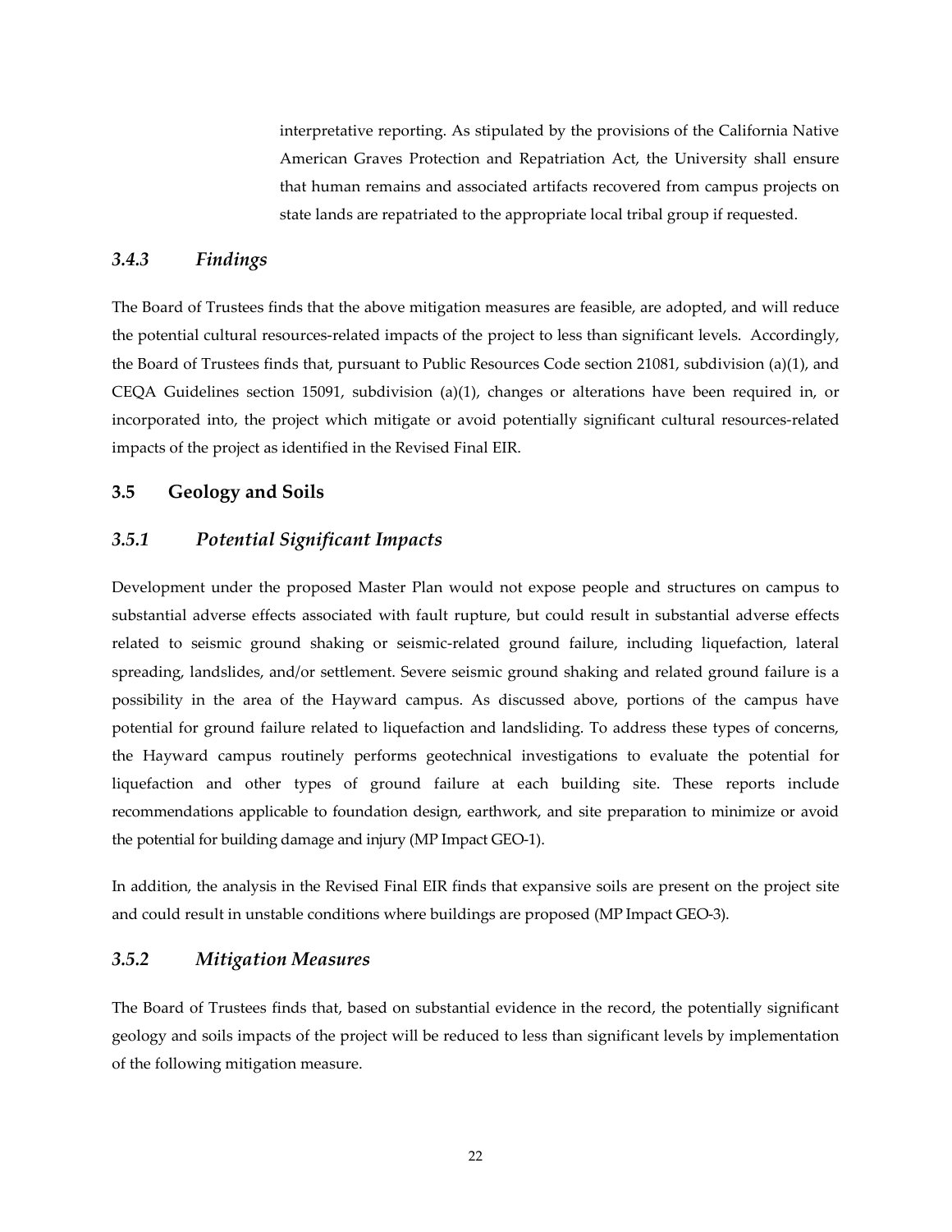interpretative reporting. As stipulated by the provisions of the California Native American Graves Protection and Repatriation Act, the University shall ensure that human remains and associated artifacts recovered from campus projects on state lands are repatriated to the appropriate local tribal group if requested.

### *3.4.3 Findings*

The Board of Trustees finds that the above mitigation measures are feasible, are adopted, and will reduce the potential cultural resources-related impacts of the project to less than significant levels. Accordingly, the Board of Trustees finds that, pursuant to Public Resources Code section 21081, subdivision (a)(1), and CEQA Guidelines section 15091, subdivision (a)(1), changes or alterations have been required in, or incorporated into, the project which mitigate or avoid potentially significant cultural resources-related impacts of the project as identified in the Revised Final EIR.

## 3.5 Geology and Soils

### *3.5.1 Potential Significant Impacts*

Development under the proposed Master Plan would not expose people and structures on campus to substantial adverse effects associated with fault rupture, but could result in substantial adverse effects related to seismic ground shaking or seismic-related ground failure, including liquefaction, lateral spreading, landslides, and/or settlement. Severe seismic ground shaking and related ground failure is a possibility in the area of the Hayward campus. As discussed above, portions of the campus have potential for ground failure related to liquefaction and landsliding. To address these types of concerns, the Hayward campus routinely performs geotechnical investigations to evaluate the potential for liquefaction and other types of ground failure at each building site. These reports include recommendations applicable to foundation design, earthwork, and site preparation to minimize or avoid the potential for building damage and injury (MP Impact GEO-1).

In addition, the analysis in the Revised Final EIR finds that expansive soils are present on the project site and could result in unstable conditions where buildings are proposed (MP Impact GEO-3).

### *3.5.2 Mitigation Measures*

The Board of Trustees finds that, based on substantial evidence in the record, the potentially significant geology and soils impacts of the project will be reduced to less than significant levels by implementation of the following mitigation measure.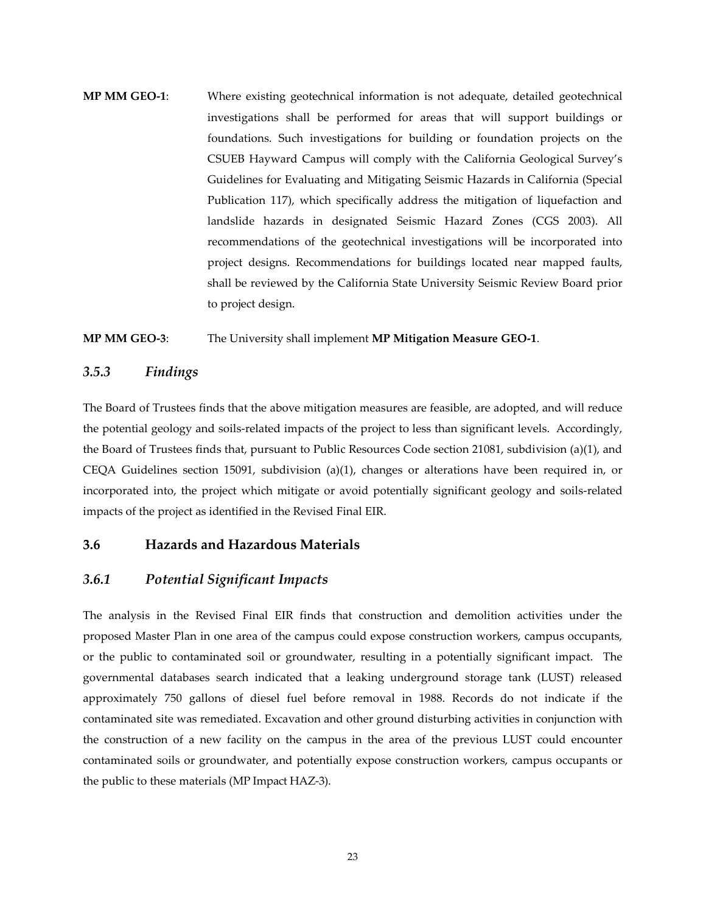**MP MM GEO-1**: Where existing geotechnical information is not adequate, detailed geotechnical investigations shall be performed for areas that will support buildings or foundations. Such investigations for building or foundation projects on the CSUEB Hayward Campus will comply with the California Geological Survey's Guidelines for Evaluating and Mitigating Seismic Hazards in California (Special Publication 117), which specifically address the mitigation of liquefaction and landslide hazards in designated Seismic Hazard Zones (CGS 2003). All recommendations of the geotechnical investigations will be incorporated into project designs. Recommendations for buildings located near mapped faults, shall be reviewed by the California State University Seismic Review Board prior to project design.

**MP MM GEO-3**: The University shall implement **MP Mitigation Measure GEO-1**.

### *3.5.3 Findings*

The Board of Trustees finds that the above mitigation measures are feasible, are adopted, and will reduce the potential geology and soils-related impacts of the project to less than significant levels. Accordingly, the Board of Trustees finds that, pursuant to Public Resources Code section 21081, subdivision (a)(1), and CEQA Guidelines section 15091, subdivision (a)(1), changes or alterations have been required in, or incorporated into, the project which mitigate or avoid potentially significant geology and soils-related impacts of the project as identified in the Revised Final EIR.

## 3.6 Hazards and Hazardous Materials

### *3.6.1 Potential Significant Impacts*

The analysis in the Revised Final EIR finds that construction and demolition activities under the proposed Master Plan in one area of the campus could expose construction workers, campus occupants, or the public to contaminated soil or groundwater, resulting in a potentially significant impact. The governmental databases search indicated that a leaking underground storage tank (LUST) released approximately 750 gallons of diesel fuel before removal in 1988. Records do not indicate if the contaminated site was remediated. Excavation and other ground disturbing activities in conjunction with the construction of a new facility on the campus in the area of the previous LUST could encounter contaminated soils or groundwater, and potentially expose construction workers, campus occupants or the public to these materials (MP Impact HAZ-3).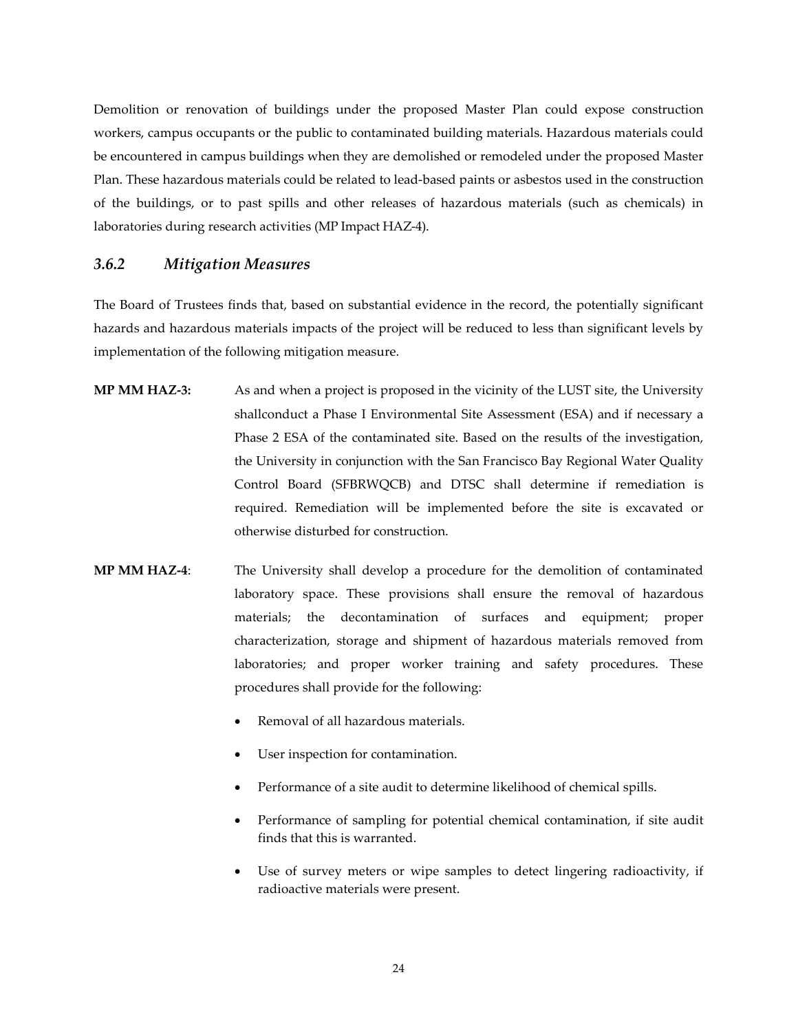Demolition or renovation of buildings under the proposed Master Plan could expose construction workers, campus occupants or the public to contaminated building materials. Hazardous materials could be encountered in campus buildings when they are demolished or remodeled under the proposed Master Plan. These hazardous materials could be related to lead-based paints or asbestos used in the construction of the buildings, or to past spills and other releases of hazardous materials (such as chemicals) in laboratories during research activities (MP Impact HAZ-4).

### *3.6.2 Mitigation Measures*

The Board of Trustees finds that, based on substantial evidence in the record, the potentially significant hazards and hazardous materials impacts of the project will be reduced to less than significant levels by implementation of the following mitigation measure.

**MP MM HAZ-3:** As and when a project is proposed in the vicinity of the LUST site, the University shallconduct a Phase I Environmental Site Assessment (ESA) and if necessary a Phase 2 ESA of the contaminated site. Based on the results of the investigation, the University in conjunction with the San Francisco Bay Regional Water Quality Control Board (SFBRWQCB) and DTSC shall determine if remediation is required. Remediation will be implemented before the site is excavated or otherwise disturbed for construction.

**MP MM HAZ-4**: The University shall develop a procedure for the demolition of contaminated laboratory space. These provisions shall ensure the removal of hazardous materials; the decontamination of surfaces and equipment; proper characterization, storage and shipment of hazardous materials removed from laboratories; and proper worker training and safety procedures. These procedures shall provide for the following:

- Removal of all hazardous materials.
- User inspection for contamination.
- Performance of a site audit to determine likelihood of chemical spills.
- Performance of sampling for potential chemical contamination, if site audit finds that this is warranted.
- Use of survey meters or wipe samples to detect lingering radioactivity, if radioactive materials were present.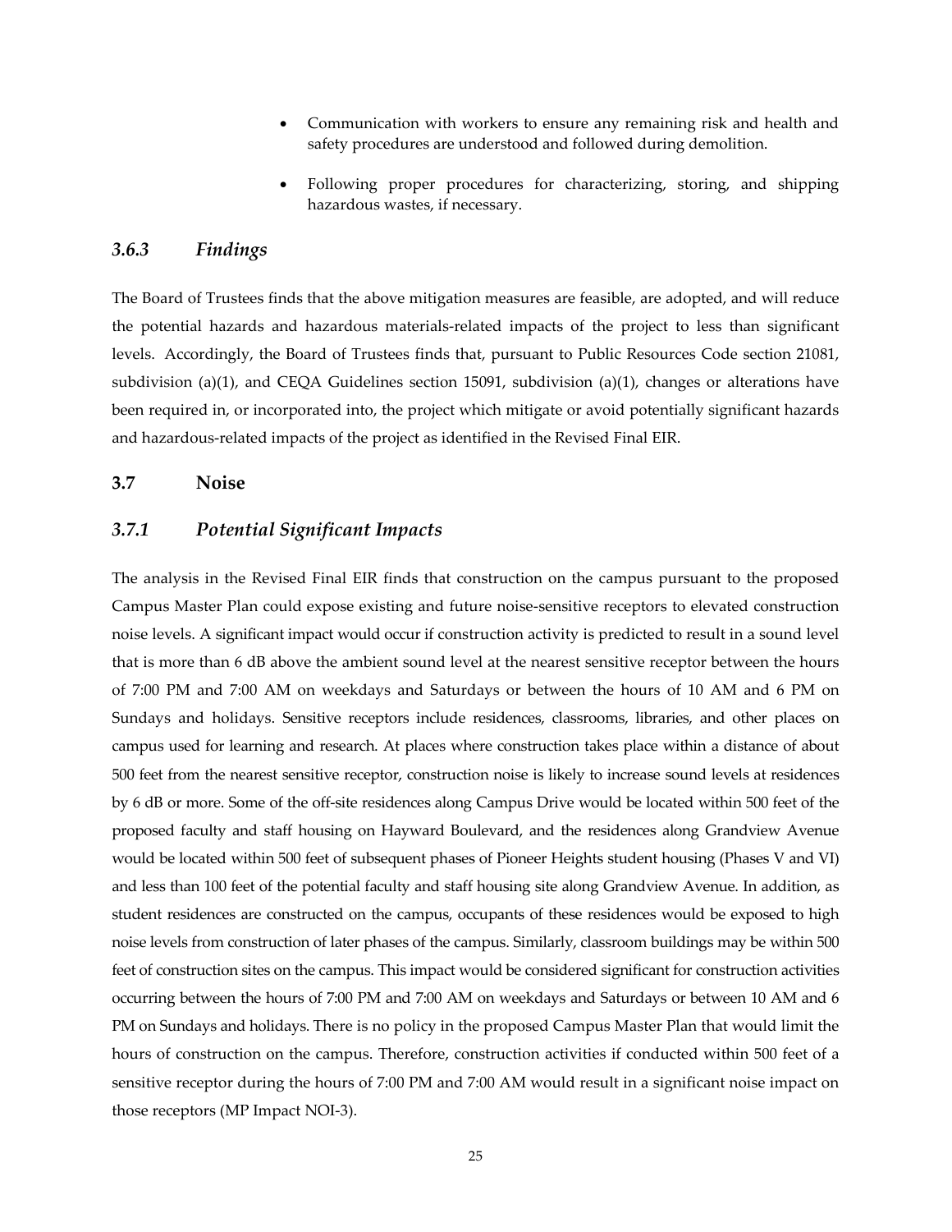- Communication with workers to ensure any remaining risk and health and safety procedures are understood and followed during demolition.
- Following proper procedures for characterizing, storing, and shipping hazardous wastes, if necessary.

### *3.6.3 Findings*

The Board of Trustees finds that the above mitigation measures are feasible, are adopted, and will reduce the potential hazards and hazardous materials-related impacts of the project to less than significant levels. Accordingly, the Board of Trustees finds that, pursuant to Public Resources Code section 21081, subdivision (a)(1), and CEQA Guidelines section 15091, subdivision (a)(1), changes or alterations have been required in, or incorporated into, the project which mitigate or avoid potentially significant hazards and hazardous-related impacts of the project as identified in the Revised Final EIR.

## 3.7 Noise

### *3.7.1 Potential Significant Impacts*

The analysis in the Revised Final EIR finds that construction on the campus pursuant to the proposed Campus Master Plan could expose existing and future noise-sensitive receptors to elevated construction noise levels. A significant impact would occur if construction activity is predicted to result in a sound level that is more than 6 dB above the ambient sound level at the nearest sensitive receptor between the hours of 7:00 PM and 7:00 AM on weekdays and Saturdays or between the hours of 10 AM and 6 PM on Sundays and holidays. Sensitive receptors include residences, classrooms, libraries, and other places on campus used for learning and research. At places where construction takes place within a distance of about 500 feet from the nearest sensitive receptor, construction noise is likely to increase sound levels at residences by 6 dB or more. Some of the off-site residences along Campus Drive would be located within 500 feet of the proposed faculty and staff housing on Hayward Boulevard, and the residences along Grandview Avenue would be located within 500 feet of subsequent phases of Pioneer Heights student housing (Phases V and VI) and less than 100 feet of the potential faculty and staff housing site along Grandview Avenue. In addition, as student residences are constructed on the campus, occupants of these residences would be exposed to high noise levels from construction of later phases of the campus. Similarly, classroom buildings may be within 500 feet of construction sites on the campus. This impact would be considered significant for construction activities occurring between the hours of 7:00 PM and 7:00 AM on weekdays and Saturdays or between 10 AM and 6 PM on Sundays and holidays. There is no policy in the proposed Campus Master Plan that would limit the hours of construction on the campus. Therefore, construction activities if conducted within 500 feet of a sensitive receptor during the hours of 7:00 PM and 7:00 AM would result in a significant noise impact on those receptors (MP Impact NOI-3).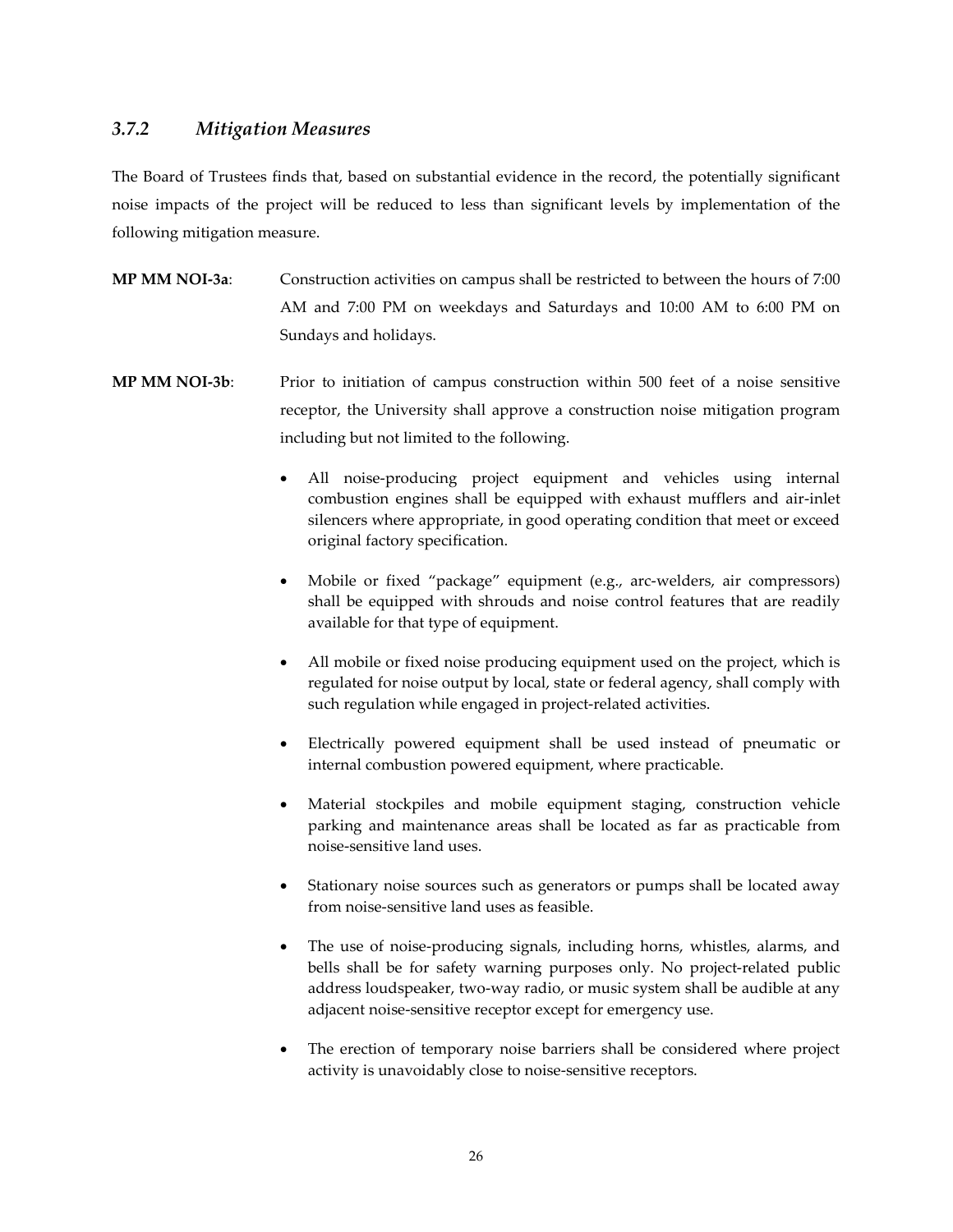### *3.7.2 Mitigation Measures*

The Board of Trustees finds that, based on substantial evidence in the record, the potentially significant noise impacts of the project will be reduced to less than significant levels by implementation of the following mitigation measure.

**MP MM NOI-3a**: Construction activities on campus shall be restricted to between the hours of 7:00 AM and 7:00 PM on weekdays and Saturdays and 10:00 AM to 6:00 PM on Sundays and holidays.

**MP MM NOI-3b**: Prior to initiation of campus construction within 500 feet of a noise sensitive receptor, the University shall approve a construction noise mitigation program including but not limited to the following.

- All noise-producing project equipment and vehicles using internal combustion engines shall be equipped with exhaust mufflers and air-inlet silencers where appropriate, in good operating condition that meet or exceed original factory specification.
- Mobile or fixed "package" equipment (e.g., arc-welders, air compressors) shall be equipped with shrouds and noise control features that are readily available for that type of equipment.
- All mobile or fixed noise producing equipment used on the project, which is regulated for noise output by local, state or federal agency, shall comply with such regulation while engaged in project-related activities.
- Electrically powered equipment shall be used instead of pneumatic or internal combustion powered equipment, where practicable.
- Material stockpiles and mobile equipment staging, construction vehicle parking and maintenance areas shall be located as far as practicable from noise-sensitive land uses.
- Stationary noise sources such as generators or pumps shall be located away from noise-sensitive land uses as feasible.
- The use of noise-producing signals, including horns, whistles, alarms, and bells shall be for safety warning purposes only. No project-related public address loudspeaker, two-way radio, or music system shall be audible at any adjacent noise-sensitive receptor except for emergency use.
- The erection of temporary noise barriers shall be considered where project activity is unavoidably close to noise-sensitive receptors.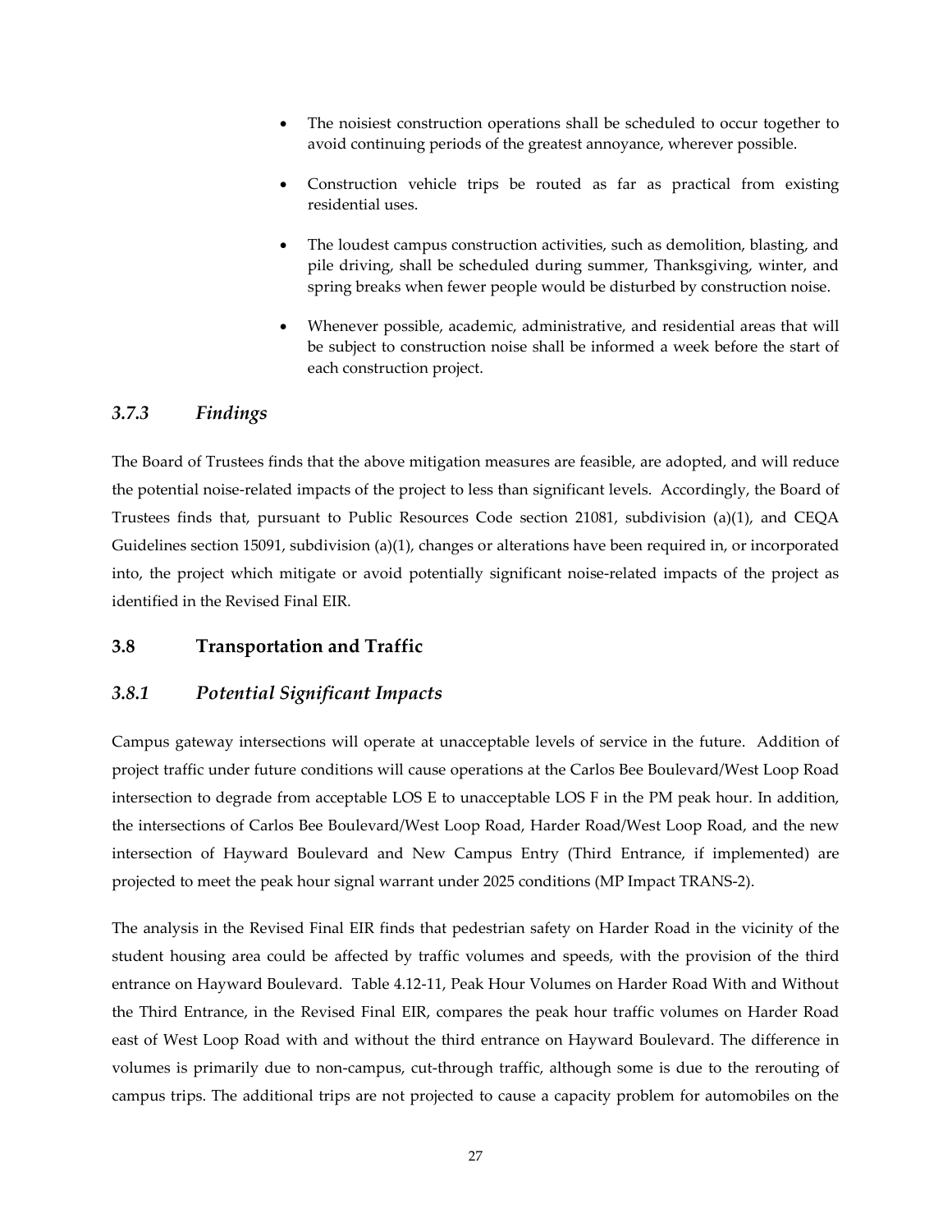- The noisiest construction operations shall be scheduled to occur together to avoid continuing periods of the greatest annoyance, wherever possible.
- Construction vehicle trips be routed as far as practical from existing residential uses.
- The loudest campus construction activities, such as demolition, blasting, and pile driving, shall be scheduled during summer, Thanksgiving, winter, and spring breaks when fewer people would be disturbed by construction noise.
- Whenever possible, academic, administrative, and residential areas that will be subject to construction noise shall be informed a week before the start of each construction project.

### *3.7.3 Findings*

The Board of Trustees finds that the above mitigation measures are feasible, are adopted, and will reduce the potential noise-related impacts of the project to less than significant levels. Accordingly, the Board of Trustees finds that, pursuant to Public Resources Code section 21081, subdivision (a)(1), and CEQA Guidelines section 15091, subdivision (a)(1), changes or alterations have been required in, or incorporated into, the project which mitigate or avoid potentially significant noise-related impacts of the project as identified in the Revised Final EIR.

## 3.8 Transportation and Traffic

### *3.8.1 Potential Significant Impacts*

Campus gateway intersections will operate at unacceptable levels of service in the future. Addition of project traffic under future conditions will cause operations at the Carlos Bee Boulevard/West Loop Road intersection to degrade from acceptable LOS E to unacceptable LOS F in the PM peak hour. In addition, the intersections of Carlos Bee Boulevard/West Loop Road, Harder Road/West Loop Road, and the new intersection of Hayward Boulevard and New Campus Entry (Third Entrance, if implemented) are projected to meet the peak hour signal warrant under 2025 conditions (MP Impact TRANS-2).

The analysis in the Revised Final EIR finds that pedestrian safety on Harder Road in the vicinity of the student housing area could be affected by traffic volumes and speeds, with the provision of the third entrance on Hayward Boulevard. Table 4.12-11, Peak Hour Volumes on Harder Road With and Without the Third Entrance, in the Revised Final EIR, compares the peak hour traffic volumes on Harder Road east of West Loop Road with and without the third entrance on Hayward Boulevard. The difference in volumes is primarily due to non-campus, cut-through traffic, although some is due to the rerouting of campus trips. The additional trips are not projected to cause a capacity problem for automobiles on the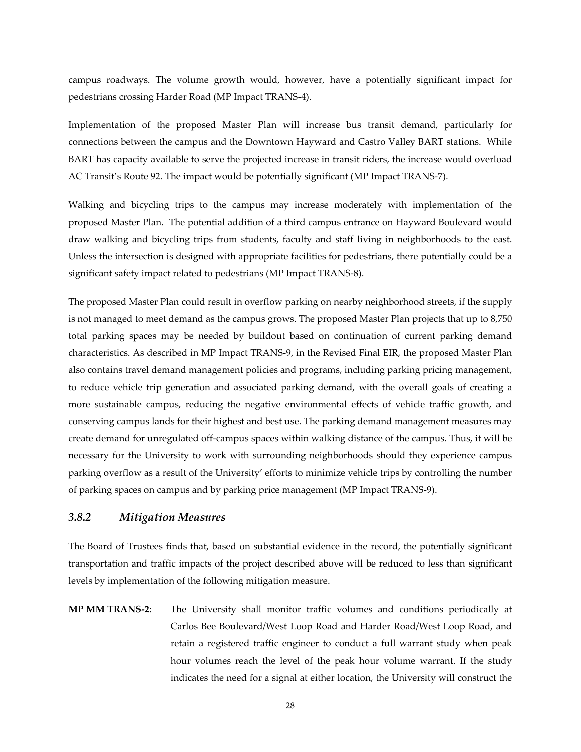campus roadways. The volume growth would, however, have a potentially significant impact for pedestrians crossing Harder Road (MP Impact TRANS-4).

Implementation of the proposed Master Plan will increase bus transit demand, particularly for connections between the campus and the Downtown Hayward and Castro Valley BART stations. While BART has capacity available to serve the projected increase in transit riders, the increase would overload AC Transit's Route 92. The impact would be potentially significant (MP Impact TRANS-7).

Walking and bicycling trips to the campus may increase moderately with implementation of the proposed Master Plan. The potential addition of a third campus entrance on Hayward Boulevard would draw walking and bicycling trips from students, faculty and staff living in neighborhoods to the east. Unless the intersection is designed with appropriate facilities for pedestrians, there potentially could be a significant safety impact related to pedestrians (MP Impact TRANS-8).

The proposed Master Plan could result in overflow parking on nearby neighborhood streets, if the supply is not managed to meet demand as the campus grows. The proposed Master Plan projects that up to 8,750 total parking spaces may be needed by buildout based on continuation of current parking demand characteristics. As described in MP Impact TRANS-9, in the Revised Final EIR, the proposed Master Plan also contains travel demand management policies and programs, including parking pricing management, to reduce vehicle trip generation and associated parking demand, with the overall goals of creating a more sustainable campus, reducing the negative environmental effects of vehicle traffic growth, and conserving campus lands for their highest and best use. The parking demand management measures may create demand for unregulated off-campus spaces within walking distance of the campus. Thus, it will be necessary for the University to work with surrounding neighborhoods should they experience campus parking overflow as a result of the University' efforts to minimize vehicle trips by controlling the number of parking spaces on campus and by parking price management (MP Impact TRANS-9).

### *3.8.2 Mitigation Measures*

The Board of Trustees finds that, based on substantial evidence in the record, the potentially significant transportation and traffic impacts of the project described above will be reduced to less than significant levels by implementation of the following mitigation measure.

**MP MM TRANS-2**: The University shall monitor traffic volumes and conditions periodically at Carlos Bee Boulevard/West Loop Road and Harder Road/West Loop Road, and retain a registered traffic engineer to conduct a full warrant study when peak hour volumes reach the level of the peak hour volume warrant. If the study indicates the need for a signal at either location, the University will construct the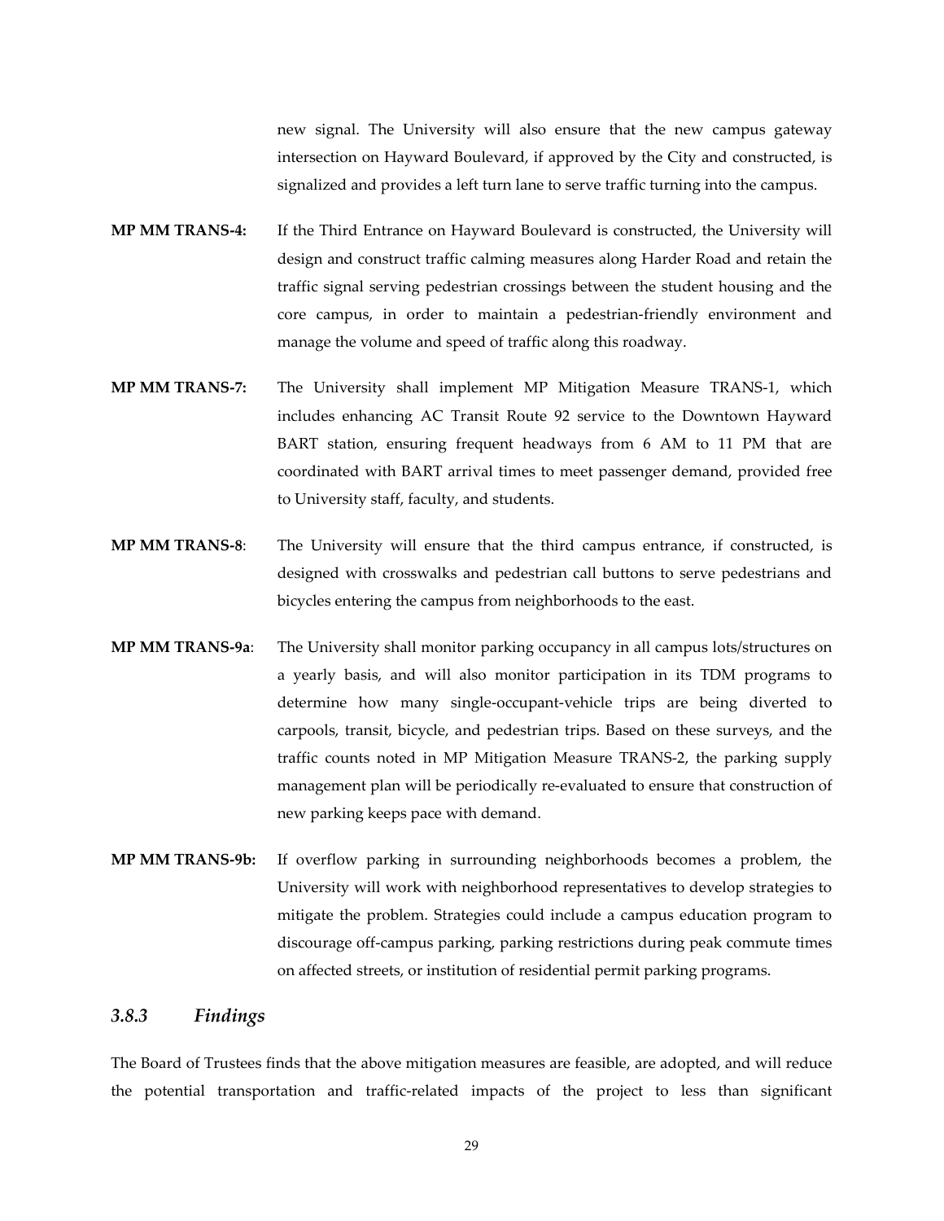new signal. The University will also ensure that the new campus gateway intersection on Hayward Boulevard, if approved by the City and constructed, is signalized and provides a left turn lane to serve traffic turning into the campus.

**MP MM TRANS-4:** If the Third Entrance on Hayward Boulevard is constructed, the University will design and construct traffic calming measures along Harder Road and retain the traffic signal serving pedestrian crossings between the student housing and the core campus, in order to maintain a pedestrian-friendly environment and manage the volume and speed of traffic along this roadway.

**MP MM TRANS-7:** The University shall implement MP Mitigation Measure TRANS-1, which includes enhancing AC Transit Route 92 service to the Downtown Hayward BART station, ensuring frequent headways from 6 AM to 11 PM that are coordinated with BART arrival times to meet passenger demand, provided free to University staff, faculty, and students.

**MP MM TRANS-8**: The University will ensure that the third campus entrance, if constructed, is designed with crosswalks and pedestrian call buttons to serve pedestrians and bicycles entering the campus from neighborhoods to the east.

**MP MM TRANS-9a**: The University shall monitor parking occupancy in all campus lots/structures on a yearly basis, and will also monitor participation in its TDM programs to determine how many single-occupant-vehicle trips are being diverted to carpools, transit, bicycle, and pedestrian trips. Based on these surveys, and the traffic counts noted in MP Mitigation Measure TRANS-2, the parking supply management plan will be periodically re-evaluated to ensure that construction of new parking keeps pace with demand.

**MP MM TRANS-9b:** If overflow parking in surrounding neighborhoods becomes a problem, the University will work with neighborhood representatives to develop strategies to mitigate the problem. Strategies could include a campus education program to discourage off-campus parking, parking restrictions during peak commute times on affected streets, or institution of residential permit parking programs.

### *3.8.3 Findings*

The Board of Trustees finds that the above mitigation measures are feasible, are adopted, and will reduce the potential transportation and traffic-related impacts of the project to less than significant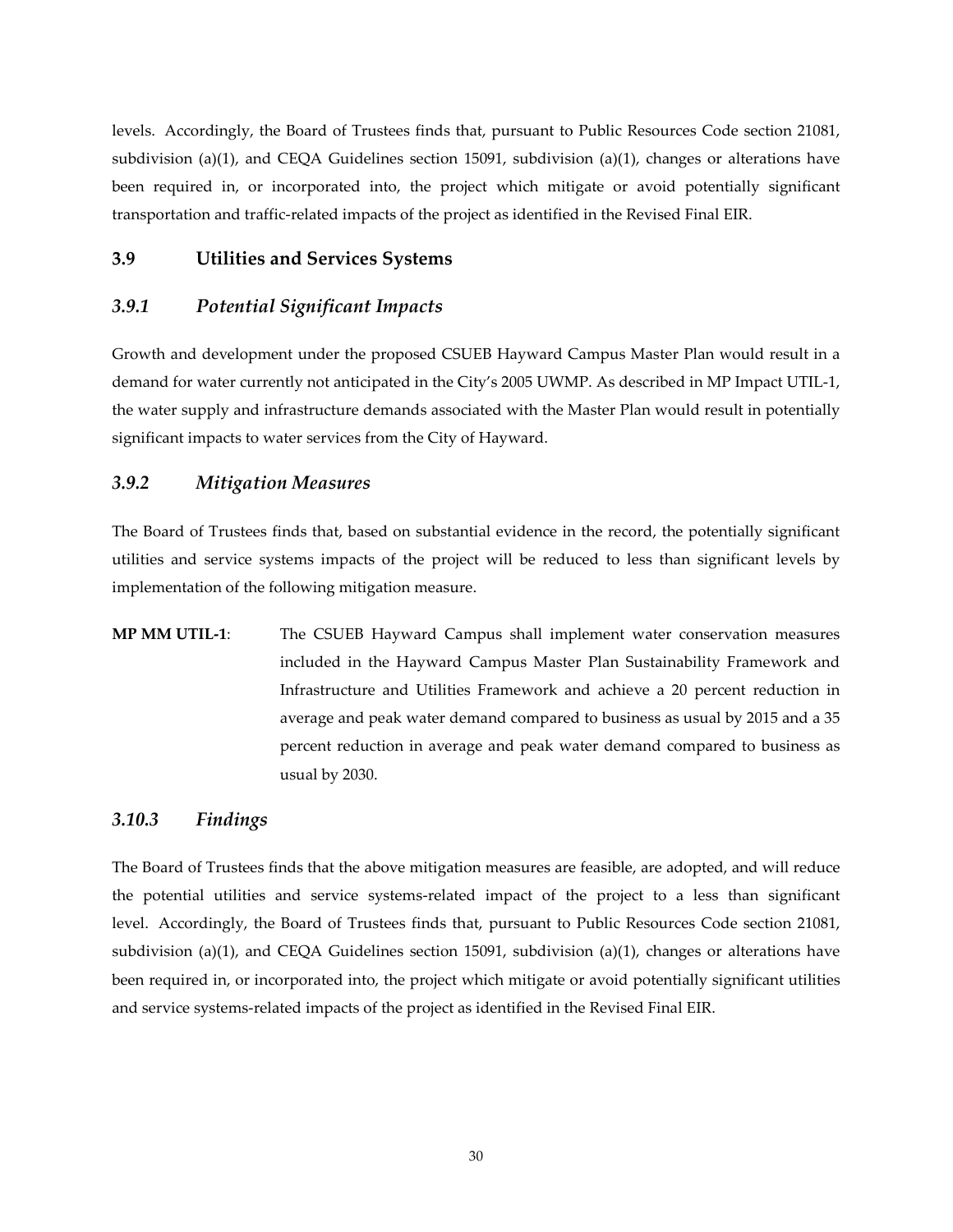levels. Accordingly, the Board of Trustees finds that, pursuant to Public Resources Code section 21081, subdivision (a)(1), and CEQA Guidelines section 15091, subdivision (a)(1), changes or alterations have been required in, or incorporated into, the project which mitigate or avoid potentially significant transportation and traffic-related impacts of the project as identified in the Revised Final EIR.

## 3.9 Utilities and Services Systems

### *3.9.1 Potential Significant Impacts*

Growth and development under the proposed CSUEB Hayward Campus Master Plan would result in a demand for water currently not anticipated in the City's 2005 UWMP. As described in MP Impact UTIL-1, the water supply and infrastructure demands associated with the Master Plan would result in potentially significant impacts to water services from the City of Hayward.

### *3.9.2 Mitigation Measures*

The Board of Trustees finds that, based on substantial evidence in the record, the potentially significant utilities and service systems impacts of the project will be reduced to less than significant levels by implementation of the following mitigation measure.

**MP MM UTIL-1**: The CSUEB Hayward Campus shall implement water conservation measures included in the Hayward Campus Master Plan Sustainability Framework and Infrastructure and Utilities Framework and achieve a 20 percent reduction in average and peak water demand compared to business as usual by 2015 and a 35 percent reduction in average and peak water demand compared to business as usual by 2030.

### *3.10.3 Findings*

The Board of Trustees finds that the above mitigation measures are feasible, are adopted, and will reduce the potential utilities and service systems-related impact of the project to a less than significant level. Accordingly, the Board of Trustees finds that, pursuant to Public Resources Code section 21081, subdivision (a)(1), and CEQA Guidelines section 15091, subdivision (a)(1), changes or alterations have been required in, or incorporated into, the project which mitigate or avoid potentially significant utilities and service systems-related impacts of the project as identified in the Revised Final EIR.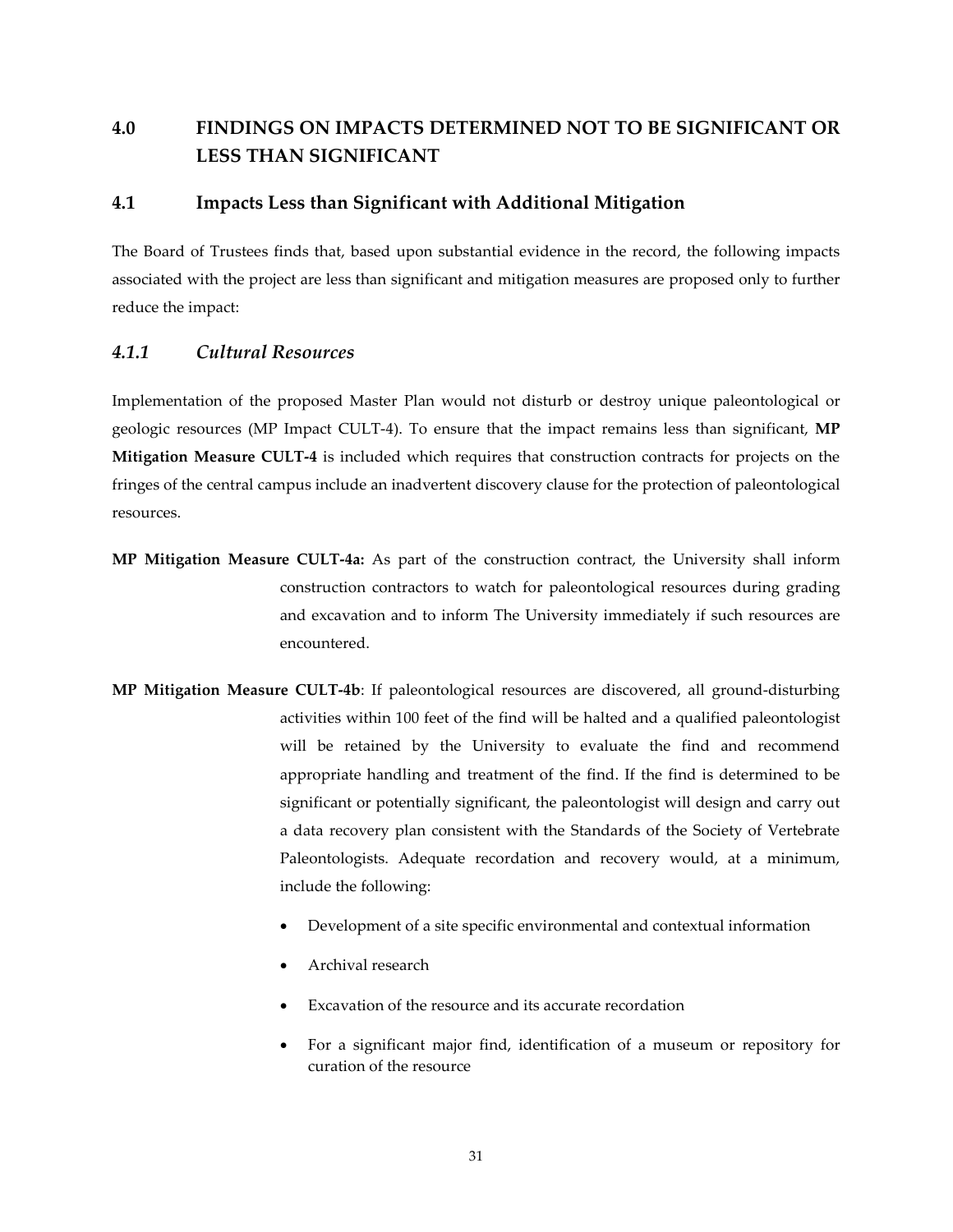# 4.0 FINDINGS ON IMPACTS DETERMINED NOT TO BE SIGNIFICANT OR LESS THAN SIGNIFICANT

## 4.1 Impacts Less than Significant with Additional Mitigation

The Board of Trustees finds that, based upon substantial evidence in the record, the following impacts associated with the project are less than significant and mitigation measures are proposed only to further reduce the impact:

### *4.1.1 Cultural Resources*

Implementation of the proposed Master Plan would not disturb or destroy unique paleontological or geologic resources (MP Impact CULT-4). To ensure that the impact remains less than significant, **MP Mitigation Measure CULT-4** is included which requires that construction contracts for projects on the fringes of the central campus include an inadvertent discovery clause for the protection of paleontological resources.

**MP Mitigation Measure CULT-4a:** As part of the construction contract, the University shall inform construction contractors to watch for paleontological resources during grading and excavation and to inform The University immediately if such resources are encountered.

**MP Mitigation Measure CULT-4b**: If paleontological resources are discovered, all ground-disturbing activities within 100 feet of the find will be halted and a qualified paleontologist will be retained by the University to evaluate the find and recommend appropriate handling and treatment of the find. If the find is determined to be significant or potentially significant, the paleontologist will design and carry out a data recovery plan consistent with the Standards of the Society of Vertebrate Paleontologists. Adequate recordation and recovery would, at a minimum, include the following:

- Development of a site specific environmental and contextual information
- Archival research
- Excavation of the resource and its accurate recordation
- For a significant major find, identification of a museum or repository for curation of the resource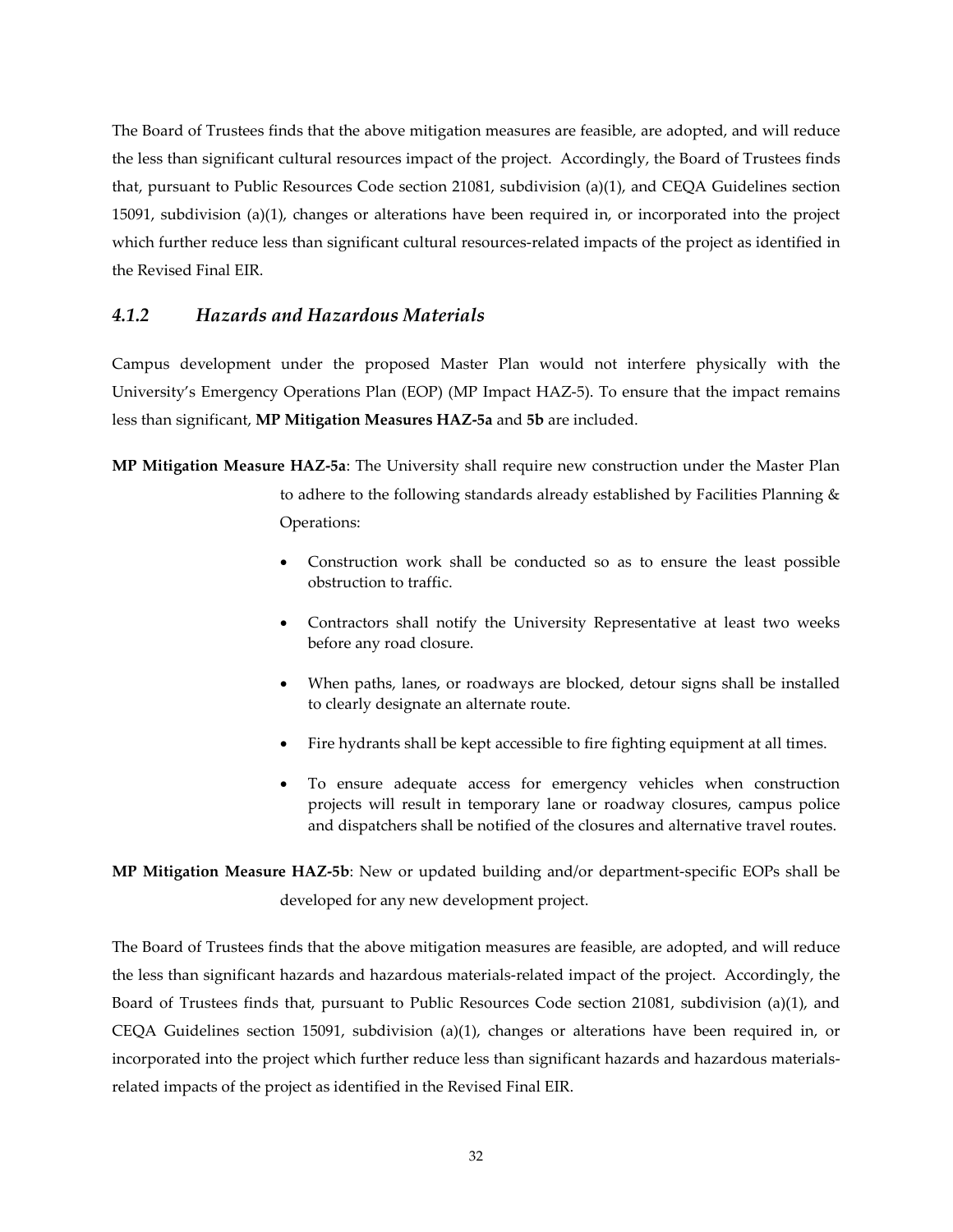The Board of Trustees finds that the above mitigation measures are feasible, are adopted, and will reduce the less than significant cultural resources impact of the project. Accordingly, the Board of Trustees finds that, pursuant to Public Resources Code section 21081, subdivision (a)(1), and CEQA Guidelines section 15091, subdivision (a)(1), changes or alterations have been required in, or incorporated into the project which further reduce less than significant cultural resources-related impacts of the project as identified in the Revised Final EIR.

### *4.1.2 Hazards and Hazardous Materials*

Campus development under the proposed Master Plan would not interfere physically with the University's Emergency Operations Plan (EOP) (MP Impact HAZ-5). To ensure that the impact remains less than significant, **MP Mitigation Measures HAZ-5a** and **5b** are included.

**MP Mitigation Measure HAZ-5a**: The University shall require new construction under the Master Plan to adhere to the following standards already established by Facilities Planning & Operations:

- Construction work shall be conducted so as to ensure the least possible obstruction to traffic.
- Contractors shall notify the University Representative at least two weeks before any road closure.
- When paths, lanes, or roadways are blocked, detour signs shall be installed to clearly designate an alternate route.
- Fire hydrants shall be kept accessible to fire fighting equipment at all times.
- To ensure adequate access for emergency vehicles when construction projects will result in temporary lane or roadway closures, campus police and dispatchers shall be notified of the closures and alternative travel routes.

**MP Mitigation Measure HAZ-5b**: New or updated building and/or department-specific EOPs shall be developed for any new development project.

The Board of Trustees finds that the above mitigation measures are feasible, are adopted, and will reduce the less than significant hazards and hazardous materials-related impact of the project. Accordingly, the Board of Trustees finds that, pursuant to Public Resources Code section 21081, subdivision (a)(1), and CEQA Guidelines section 15091, subdivision (a)(1), changes or alterations have been required in, or incorporated into the project which further reduce less than significant hazards and hazardous materials-related impacts of the project as identified in the Revised Final EIR.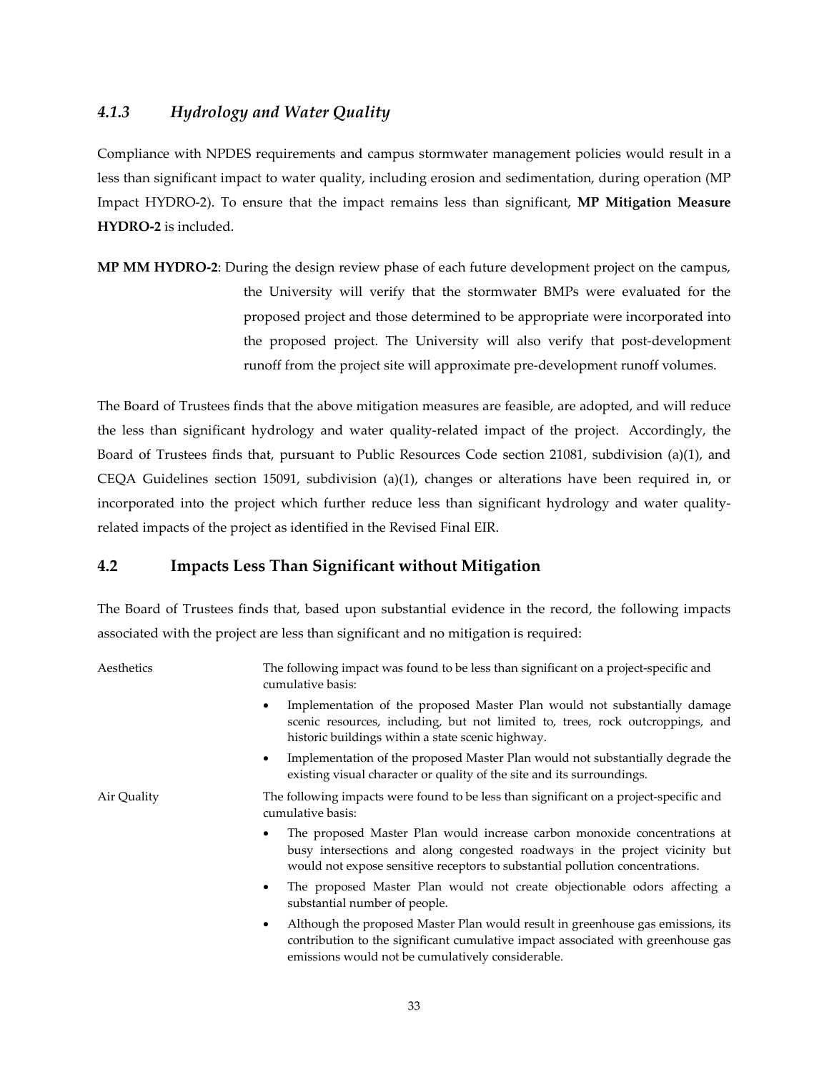### *4.1.3 Hydrology and Water Quality*

Compliance with NPDES requirements and campus stormwater management policies would result in a less than significant impact to water quality, including erosion and sedimentation, during operation (MP Impact HYDRO-2). To ensure that the impact remains less than significant, **MP Mitigation Measure HYDRO-2** is included.

**MP MM HYDRO-2**: During the design review phase of each future development project on the campus, the University will verify that the stormwater BMPs were evaluated for the proposed project and those determined to be appropriate were incorporated into the proposed project. The University will also verify that post-development runoff from the project site will approximate pre-development runoff volumes.

The Board of Trustees finds that the above mitigation measures are feasible, are adopted, and will reduce the less than significant hydrology and water quality-related impact of the project. Accordingly, the Board of Trustees finds that, pursuant to Public Resources Code section 21081, subdivision (a)(1), and CEQA Guidelines section 15091, subdivision (a)(1), changes or alterations have been required in, or incorporated into the project which further reduce less than significant hydrology and water quality-related impacts of the project as identified in the Revised Final EIR.

## 4.2 Impacts Less Than Significant without Mitigation

The Board of Trustees finds that, based upon substantial evidence in the record, the following impacts associated with the project are less than significant and no mitigation is required:

**Aesthetics**

The following impact was found to be less than significant on a project-specific and cumulative basis:

- Implementation of the proposed Master Plan would not substantially damage scenic resources, including, but not limited to, trees, rock outcroppings, and historic buildings within a state scenic highway.
- Implementation of the proposed Master Plan would not substantially degrade the existing visual character or quality of the site and its surroundings.

**Air Quality**

The following impacts were found to be less than significant on a project-specific and cumulative basis:

- The proposed Master Plan would increase carbon monoxide concentrations at busy intersections and along congested roadways in the project vicinity but would not expose sensitive receptors to substantial pollution concentrations.
- The proposed Master Plan would not create objectionable odors affecting a substantial number of people.
- Although the proposed Master Plan would result in greenhouse gas emissions, its contribution to the significant cumulative impact associated with greenhouse gas emissions would not be cumulatively considerable.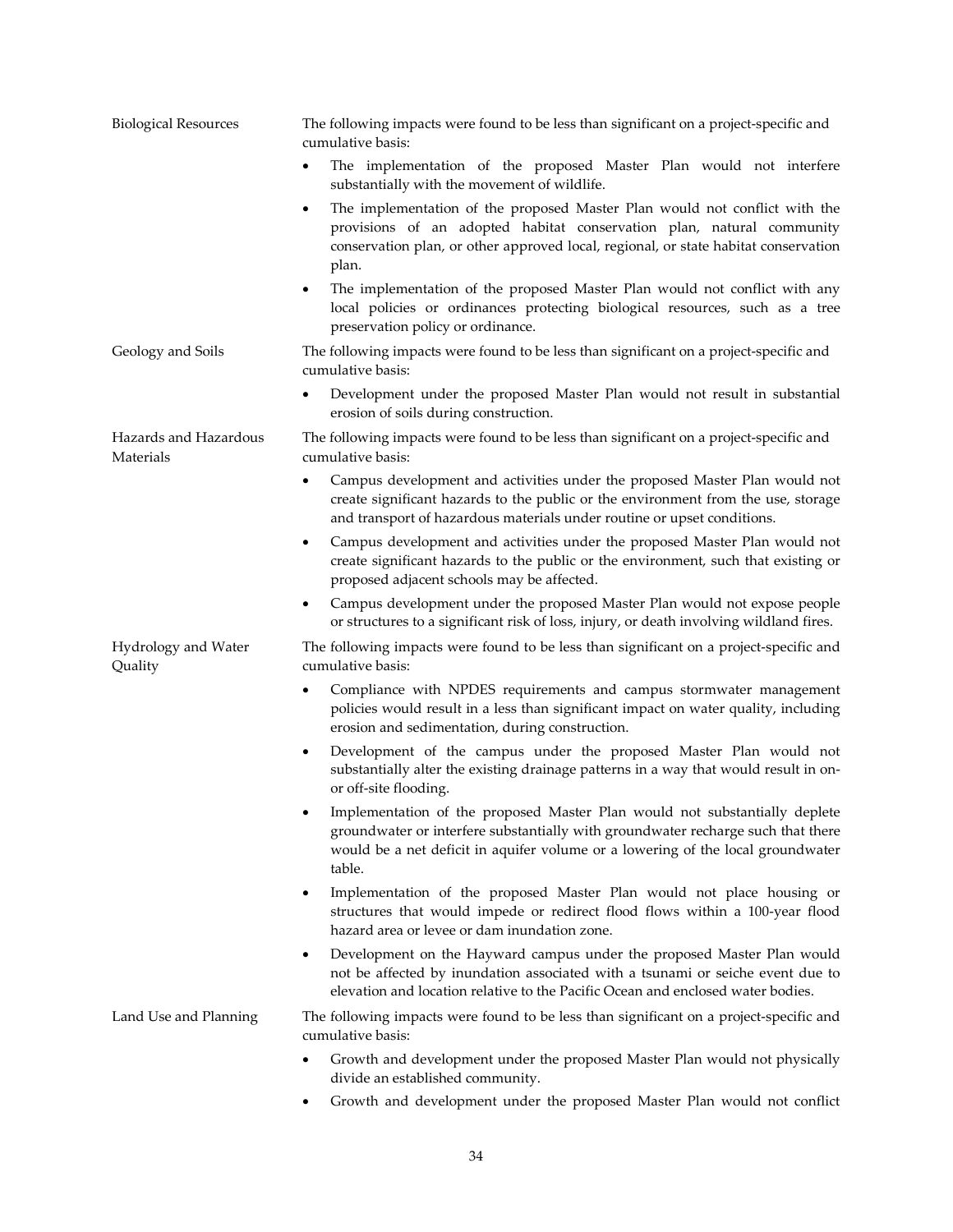| | |
|---|---|
| Biological Resources | The following impacts were found to be less than significant on a project-specific and cumulative basis:<br>• The implementation of the proposed Master Plan would not interfere substantially with the movement of wildlife.<br>• The implementation of the proposed Master Plan would not conflict with the provisions of an adopted habitat conservation plan, natural community conservation plan, or other approved local, regional, or state habitat conservation plan.<br>• The implementation of the proposed Master Plan would not conflict with any local policies or ordinances protecting biological resources, such as a tree preservation policy or ordinance. |
| Geology and Soils | The following impacts were found to be less than significant on a project-specific and cumulative basis:<br>• Development under the proposed Master Plan would not result in substantial erosion of soils during construction. |
| Hazards and Hazardous Materials | The following impacts were found to be less than significant on a project-specific and cumulative basis:<br>• Campus development and activities under the proposed Master Plan would not create significant hazards to the public or the environment from the use, storage and transport of hazardous materials under routine or upset conditions.<br>• Campus development and activities under the proposed Master Plan would not create significant hazards to the public or the environment, such that existing or proposed adjacent schools may be affected.<br>• Campus development under the proposed Master Plan would not expose people or structures to a significant risk of loss, injury, or death involving wildland fires. |
| Hydrology and Water Quality | The following impacts were found to be less than significant on a project-specific and cumulative basis:<br>• Compliance with NPDES requirements and campus stormwater management policies would result in a less than significant impact on water quality, including erosion and sedimentation, during construction.<br>• Development of the campus under the proposed Master Plan would not substantially alter the existing drainage patterns in a way that would result in on- or off-site flooding.<br>• Implementation of the proposed Master Plan would not substantially deplete groundwater or interfere substantially with groundwater recharge such that there would be a net deficit in aquifer volume or a lowering of the local groundwater table.<br>• Implementation of the proposed Master Plan would not place housing or structures that would impede or redirect flood flows within a 100-year flood hazard area or levee or dam inundation zone.<br>• Development on the Hayward campus under the proposed Master Plan would not be affected by inundation associated with a tsunami or seiche event due to elevation and location relative to the Pacific Ocean and enclosed water bodies. |
| Land Use and Planning | The following impacts were found to be less than significant on a project-specific and cumulative basis:<br>• Growth and development under the proposed Master Plan would not physically divide an established community.<br>• Growth and development under the proposed Master Plan would not conflict |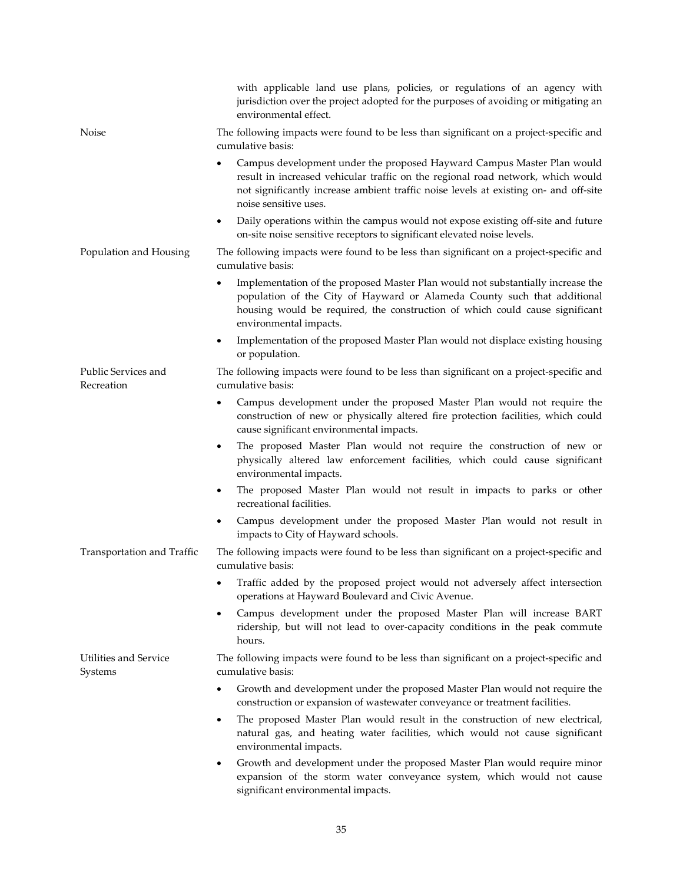| | |
|---|---|
| | with applicable land use plans, policies, or regulations of an agency with jurisdiction over the project adopted for the purposes of avoiding or mitigating an environmental effect. |
| Noise | The following impacts were found to be less than significant on a project-specific and cumulative basis:<br>• Campus development under the proposed Hayward Campus Master Plan would result in increased vehicular traffic on the regional road network, which would not significantly increase ambient traffic noise levels at existing on- and off-site noise sensitive uses.<br>• Daily operations within the campus would not expose existing off-site and future on-site noise sensitive receptors to significant elevated noise levels. |
| Population and Housing | The following impacts were found to be less than significant on a project-specific and cumulative basis:<br>• Implementation of the proposed Master Plan would not substantially increase the population of the City of Hayward or Alameda County such that additional housing would be required, the construction of which could cause significant environmental impacts.<br>• Implementation of the proposed Master Plan would not displace existing housing or population. |
| Public Services and Recreation | The following impacts were found to be less than significant on a project-specific and cumulative basis:<br>• Campus development under the proposed Master Plan would not require the construction of new or physically altered fire protection facilities, which could cause significant environmental impacts.<br>• The proposed Master Plan would not require the construction of new or physically altered law enforcement facilities, which could cause significant environmental impacts.<br>• The proposed Master Plan would not result in impacts to parks or other recreational facilities.<br>• Campus development under the proposed Master Plan would not result in impacts to City of Hayward schools. |
| Transportation and Traffic | The following impacts were found to be less than significant on a project-specific and cumulative basis:<br>• Traffic added by the proposed project would not adversely affect intersection operations at Hayward Boulevard and Civic Avenue.<br>• Campus development under the proposed Master Plan will increase BART ridership, but will not lead to over-capacity conditions in the peak commute hours. |
| Utilities and Service Systems | The following impacts were found to be less than significant on a project-specific and cumulative basis:<br>• Growth and development under the proposed Master Plan would not require the construction or expansion of wastewater conveyance or treatment facilities.<br>• The proposed Master Plan would result in the construction of new electrical, natural gas, and heating water facilities, which would not cause significant environmental impacts.<br>• Growth and development under the proposed Master Plan would require minor expansion of the storm water conveyance system, which would not cause significant environmental impacts. |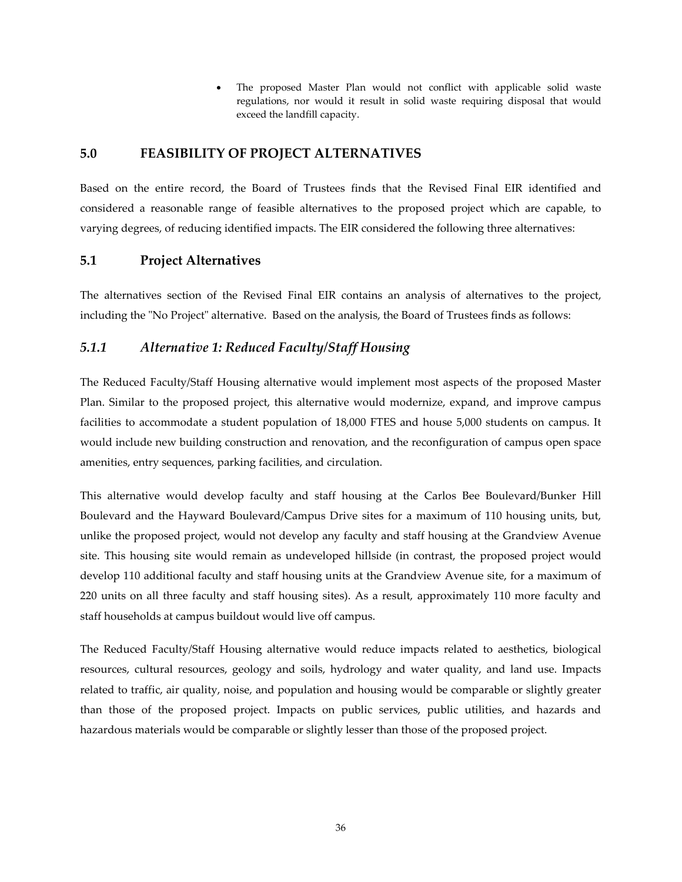- The proposed Master Plan would not conflict with applicable solid waste regulations, nor would it result in solid waste requiring disposal that would exceed the landfill capacity.

## 5.0 FEASIBILITY OF PROJECT ALTERNATIVES

Based on the entire record, the Board of Trustees finds that the Revised Final EIR identified and considered a reasonable range of feasible alternatives to the proposed project which are capable, to varying degrees, of reducing identified impacts. The EIR considered the following three alternatives:

## 5.1 Project Alternatives

The alternatives section of the Revised Final EIR contains an analysis of alternatives to the project, including the "No Project" alternative. Based on the analysis, the Board of Trustees finds as follows:

### *5.1.1 Alternative 1: Reduced Faculty/Staff Housing*

The Reduced Faculty/Staff Housing alternative would implement most aspects of the proposed Master Plan. Similar to the proposed project, this alternative would modernize, expand, and improve campus facilities to accommodate a student population of 18,000 FTES and house 5,000 students on campus. It would include new building construction and renovation, and the reconfiguration of campus open space amenities, entry sequences, parking facilities, and circulation.

This alternative would develop faculty and staff housing at the Carlos Bee Boulevard/Bunker Hill Boulevard and the Hayward Boulevard/Campus Drive sites for a maximum of 110 housing units, but, unlike the proposed project, would not develop any faculty and staff housing at the Grandview Avenue site. This housing site would remain as undeveloped hillside (in contrast, the proposed project would develop 110 additional faculty and staff housing units at the Grandview Avenue site, for a maximum of 220 units on all three faculty and staff housing sites). As a result, approximately 110 more faculty and staff households at campus buildout would live off campus.

The Reduced Faculty/Staff Housing alternative would reduce impacts related to aesthetics, biological resources, cultural resources, geology and soils, hydrology and water quality, and land use. Impacts related to traffic, air quality, noise, and population and housing would be comparable or slightly greater than those of the proposed project. Impacts on public services, public utilities, and hazards and hazardous materials would be comparable or slightly lesser than those of the proposed project.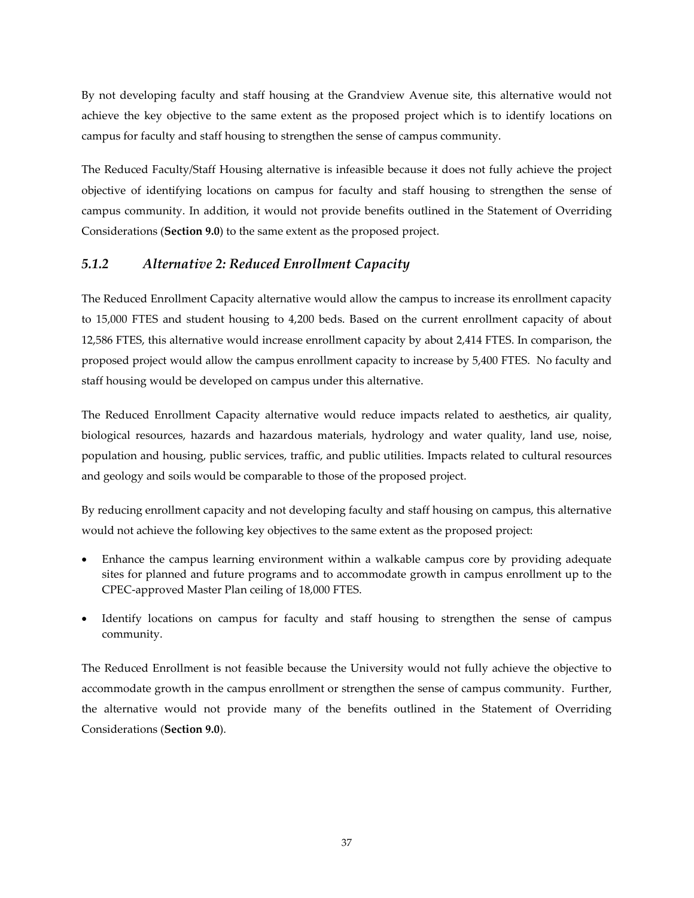By not developing faculty and staff housing at the Grandview Avenue site, this alternative would not achieve the key objective to the same extent as the proposed project which is to identify locations on campus for faculty and staff housing to strengthen the sense of campus community.

The Reduced Faculty/Staff Housing alternative is infeasible because it does not fully achieve the project objective of identifying locations on campus for faculty and staff housing to strengthen the sense of campus community. In addition, it would not provide benefits outlined in the Statement of Overriding Considerations (**Section 9.0**) to the same extent as the proposed project.

### *5.1.2 Alternative 2: Reduced Enrollment Capacity*

The Reduced Enrollment Capacity alternative would allow the campus to increase its enrollment capacity to 15,000 FTES and student housing to 4,200 beds. Based on the current enrollment capacity of about 12,586 FTES, this alternative would increase enrollment capacity by about 2,414 FTES. In comparison, the proposed project would allow the campus enrollment capacity to increase by 5,400 FTES. No faculty and staff housing would be developed on campus under this alternative.

The Reduced Enrollment Capacity alternative would reduce impacts related to aesthetics, air quality, biological resources, hazards and hazardous materials, hydrology and water quality, land use, noise, population and housing, public services, traffic, and public utilities. Impacts related to cultural resources and geology and soils would be comparable to those of the proposed project.

By reducing enrollment capacity and not developing faculty and staff housing on campus, this alternative would not achieve the following key objectives to the same extent as the proposed project:

- Enhance the campus learning environment within a walkable campus core by providing adequate sites for planned and future programs and to accommodate growth in campus enrollment up to the CPEC-approved Master Plan ceiling of 18,000 FTES.
- Identify locations on campus for faculty and staff housing to strengthen the sense of campus community.

The Reduced Enrollment is not feasible because the University would not fully achieve the objective to accommodate growth in the campus enrollment or strengthen the sense of campus community. Further, the alternative would not provide many of the benefits outlined in the Statement of Overriding Considerations (**Section 9.0**).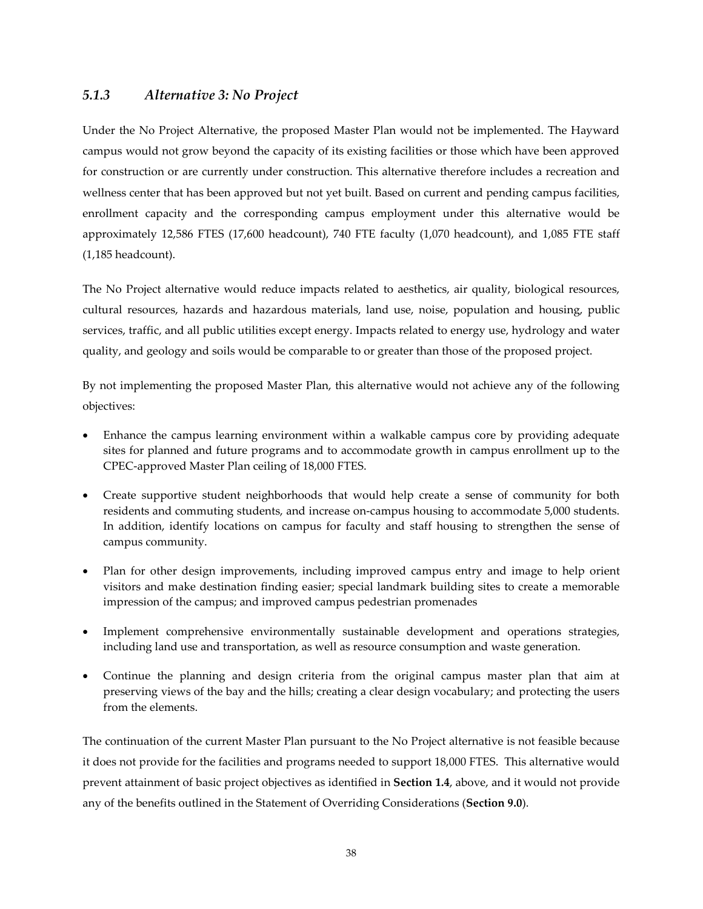### *5.1.3 Alternative 3: No Project*

Under the No Project Alternative, the proposed Master Plan would not be implemented. The Hayward campus would not grow beyond the capacity of its existing facilities or those which have been approved for construction or are currently under construction. This alternative therefore includes a recreation and wellness center that has been approved but not yet built. Based on current and pending campus facilities, enrollment capacity and the corresponding campus employment under this alternative would be approximately 12,586 FTES (17,600 headcount), 740 FTE faculty (1,070 headcount), and 1,085 FTE staff (1,185 headcount).

The No Project alternative would reduce impacts related to aesthetics, air quality, biological resources, cultural resources, hazards and hazardous materials, land use, noise, population and housing, public services, traffic, and all public utilities except energy. Impacts related to energy use, hydrology and water quality, and geology and soils would be comparable to or greater than those of the proposed project.

By not implementing the proposed Master Plan, this alternative would not achieve any of the following objectives:

- Enhance the campus learning environment within a walkable campus core by providing adequate sites for planned and future programs and to accommodate growth in campus enrollment up to the CPEC-approved Master Plan ceiling of 18,000 FTES.
- Create supportive student neighborhoods that would help create a sense of community for both residents and commuting students, and increase on-campus housing to accommodate 5,000 students. In addition, identify locations on campus for faculty and staff housing to strengthen the sense of campus community.
- Plan for other design improvements, including improved campus entry and image to help orient visitors and make destination finding easier; special landmark building sites to create a memorable impression of the campus; and improved campus pedestrian promenades
- Implement comprehensive environmentally sustainable development and operations strategies, including land use and transportation, as well as resource consumption and waste generation.
- Continue the planning and design criteria from the original campus master plan that aim at preserving views of the bay and the hills; creating a clear design vocabulary; and protecting the users from the elements.

The continuation of the current Master Plan pursuant to the No Project alternative is not feasible because it does not provide for the facilities and programs needed to support 18,000 FTES. This alternative would prevent attainment of basic project objectives as identified in **Section 1.4**, above, and it would not provide any of the benefits outlined in the Statement of Overriding Considerations (**Section 9.0**).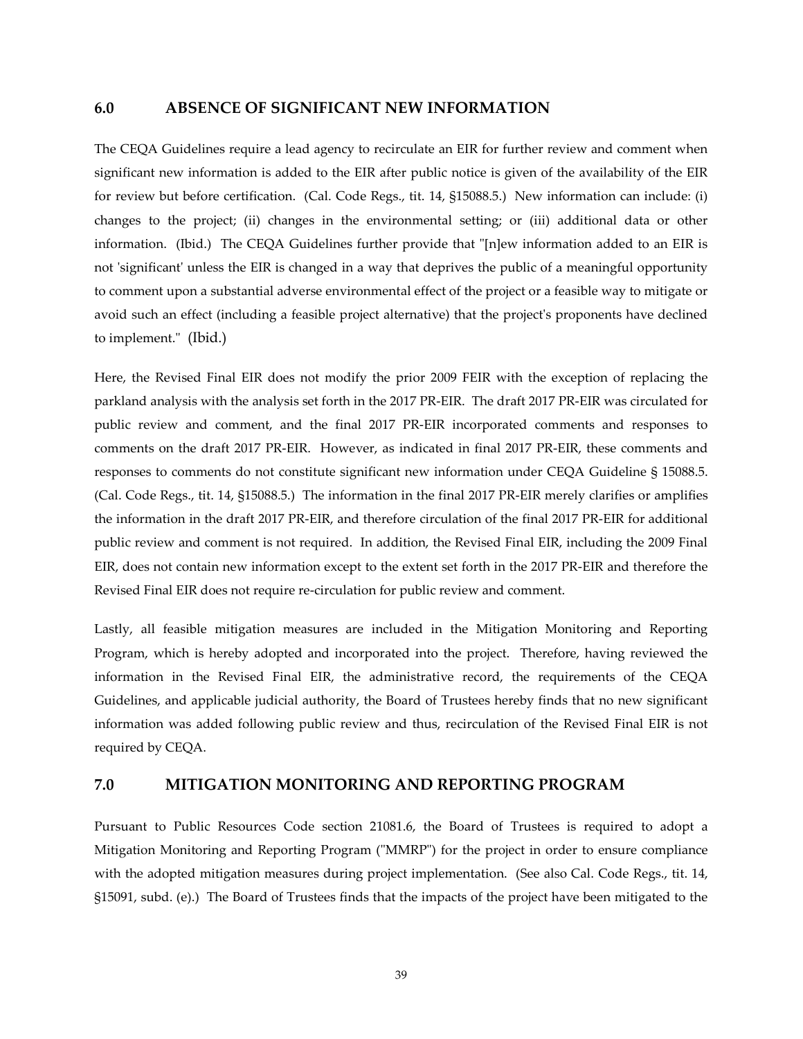## 6.0 ABSENCE OF SIGNIFICANT NEW INFORMATION

The CEQA Guidelines require a lead agency to recirculate an EIR for further review and comment when significant new information is added to the EIR after public notice is given of the availability of the EIR for review but before certification. (Cal. Code Regs., tit. 14, §15088.5.) New information can include: (i) changes to the project; (ii) changes in the environmental setting; or (iii) additional data or other information. (Ibid.) The CEQA Guidelines further provide that "[n]ew information added to an EIR is not 'significant' unless the EIR is changed in a way that deprives the public of a meaningful opportunity to comment upon a substantial adverse environmental effect of the project or a feasible way to mitigate or avoid such an effect (including a feasible project alternative) that the project's proponents have declined to implement." (Ibid.)

Here, the Revised Final EIR does not modify the prior 2009 FEIR with the exception of replacing the parkland analysis with the analysis set forth in the 2017 PR-EIR. The draft 2017 PR-EIR was circulated for public review and comment, and the final 2017 PR-EIR incorporated comments and responses to comments on the draft 2017 PR-EIR. However, as indicated in final 2017 PR-EIR, these comments and responses to comments do not constitute significant new information under CEQA Guideline § 15088.5. (Cal. Code Regs., tit. 14, §15088.5.) The information in the final 2017 PR-EIR merely clarifies or amplifies the information in the draft 2017 PR-EIR, and therefore circulation of the final 2017 PR-EIR for additional public review and comment is not required. In addition, the Revised Final EIR, including the 2009 Final EIR, does not contain new information except to the extent set forth in the 2017 PR-EIR and therefore the Revised Final EIR does not require re-circulation for public review and comment.

Lastly, all feasible mitigation measures are included in the Mitigation Monitoring and Reporting Program, which is hereby adopted and incorporated into the project. Therefore, having reviewed the information in the Revised Final EIR, the administrative record, the requirements of the CEQA Guidelines, and applicable judicial authority, the Board of Trustees hereby finds that no new significant information was added following public review and thus, recirculation of the Revised Final EIR is not required by CEQA.

## 7.0 MITIGATION MONITORING AND REPORTING PROGRAM

Pursuant to Public Resources Code section 21081.6, the Board of Trustees is required to adopt a Mitigation Monitoring and Reporting Program ("MMRP") for the project in order to ensure compliance with the adopted mitigation measures during project implementation. (See also Cal. Code Regs., tit. 14, §15091, subd. (e).) The Board of Trustees finds that the impacts of the project have been mitigated to the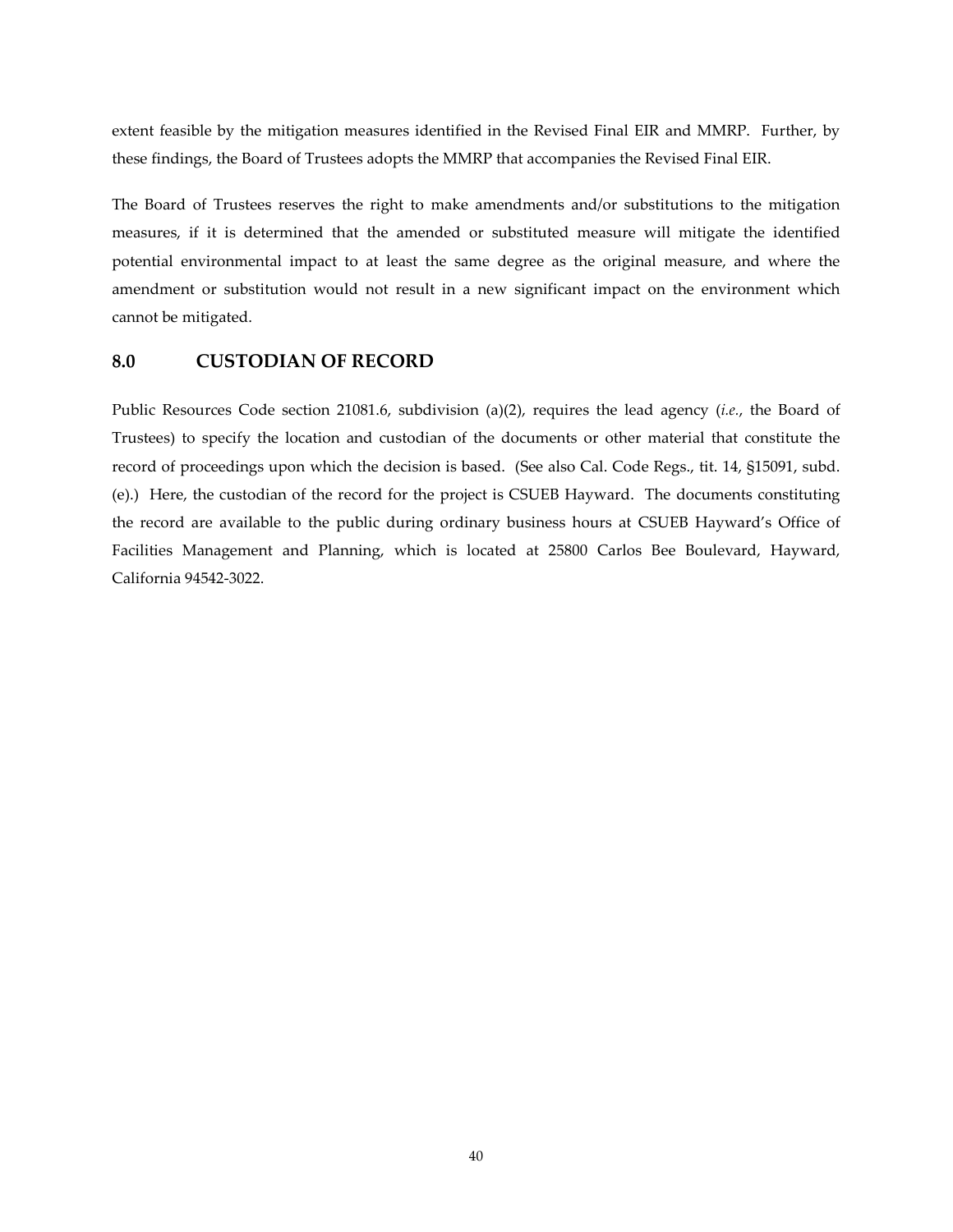extent feasible by the mitigation measures identified in the Revised Final EIR and MMRP. Further, by these findings, the Board of Trustees adopts the MMRP that accompanies the Revised Final EIR.

The Board of Trustees reserves the right to make amendments and/or substitutions to the mitigation measures, if it is determined that the amended or substituted measure will mitigate the identified potential environmental impact to at least the same degree as the original measure, and where the amendment or substitution would not result in a new significant impact on the environment which cannot be mitigated.

## 8.0 CUSTODIAN OF RECORD

Public Resources Code section 21081.6, subdivision (a)(2), requires the lead agency (*i.e.*, the Board of Trustees) to specify the location and custodian of the documents or other material that constitute the record of proceedings upon which the decision is based. (See also Cal. Code Regs., tit. 14, §15091, subd. (e).) Here, the custodian of the record for the project is CSUEB Hayward. The documents constituting the record are available to the public during ordinary business hours at CSUEB Hayward's Office of Facilities Management and Planning, which is located at 25800 Carlos Bee Boulevard, Hayward, California 94542-3022.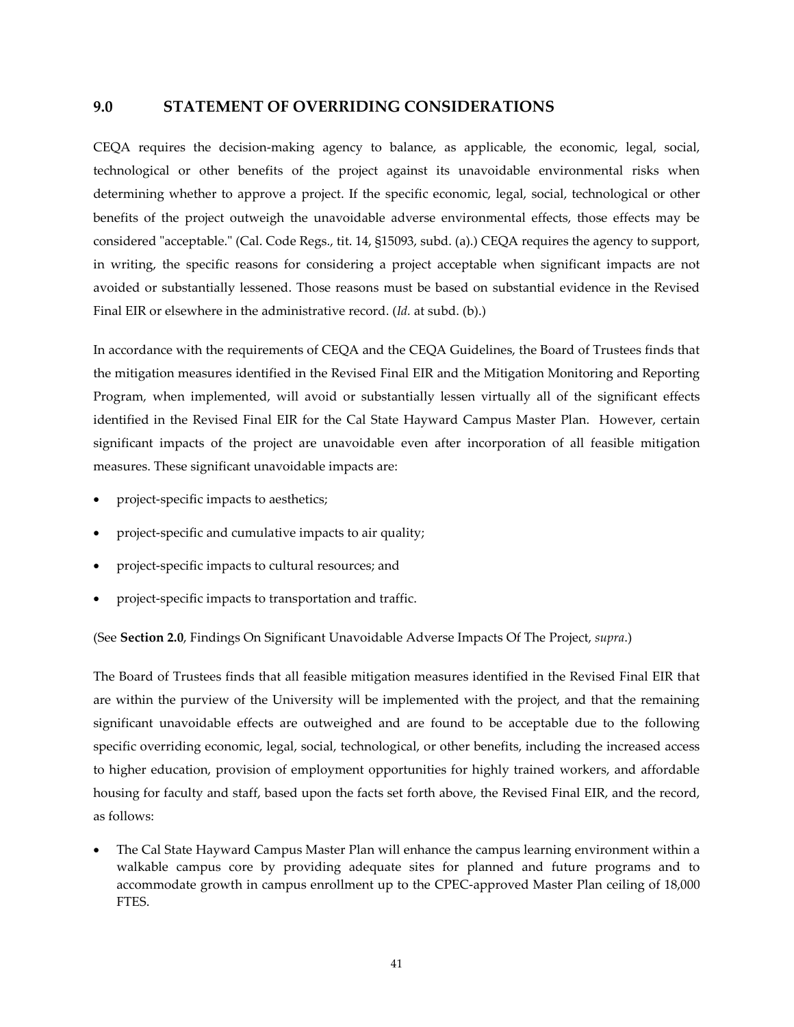## 9.0 STATEMENT OF OVERRIDING CONSIDERATIONS

CEQA requires the decision-making agency to balance, as applicable, the economic, legal, social, technological or other benefits of the project against its unavoidable environmental risks when determining whether to approve a project. If the specific economic, legal, social, technological or other benefits of the project outweigh the unavoidable adverse environmental effects, those effects may be considered "acceptable." (Cal. Code Regs., tit. 14, §15093, subd. (a).) CEQA requires the agency to support, in writing, the specific reasons for considering a project acceptable when significant impacts are not avoided or substantially lessened. Those reasons must be based on substantial evidence in the Revised Final EIR or elsewhere in the administrative record. (*Id.* at subd. (b).)

In accordance with the requirements of CEQA and the CEQA Guidelines, the Board of Trustees finds that the mitigation measures identified in the Revised Final EIR and the Mitigation Monitoring and Reporting Program, when implemented, will avoid or substantially lessen virtually all of the significant effects identified in the Revised Final EIR for the Cal State Hayward Campus Master Plan. However, certain significant impacts of the project are unavoidable even after incorporation of all feasible mitigation measures. These significant unavoidable impacts are:

- project-specific impacts to aesthetics;
- project-specific and cumulative impacts to air quality;
- project-specific impacts to cultural resources; and
- project-specific impacts to transportation and traffic.

(See **Section 2.0**, Findings On Significant Unavoidable Adverse Impacts Of The Project, *supra*.)

The Board of Trustees finds that all feasible mitigation measures identified in the Revised Final EIR that are within the purview of the University will be implemented with the project, and that the remaining significant unavoidable effects are outweighed and are found to be acceptable due to the following specific overriding economic, legal, social, technological, or other benefits, including the increased access to higher education, provision of employment opportunities for highly trained workers, and affordable housing for faculty and staff, based upon the facts set forth above, the Revised Final EIR, and the record, as follows:

- The Cal State Hayward Campus Master Plan will enhance the campus learning environment within a walkable campus core by providing adequate sites for planned and future programs and to accommodate growth in campus enrollment up to the CPEC-approved Master Plan ceiling of 18,000 FTES.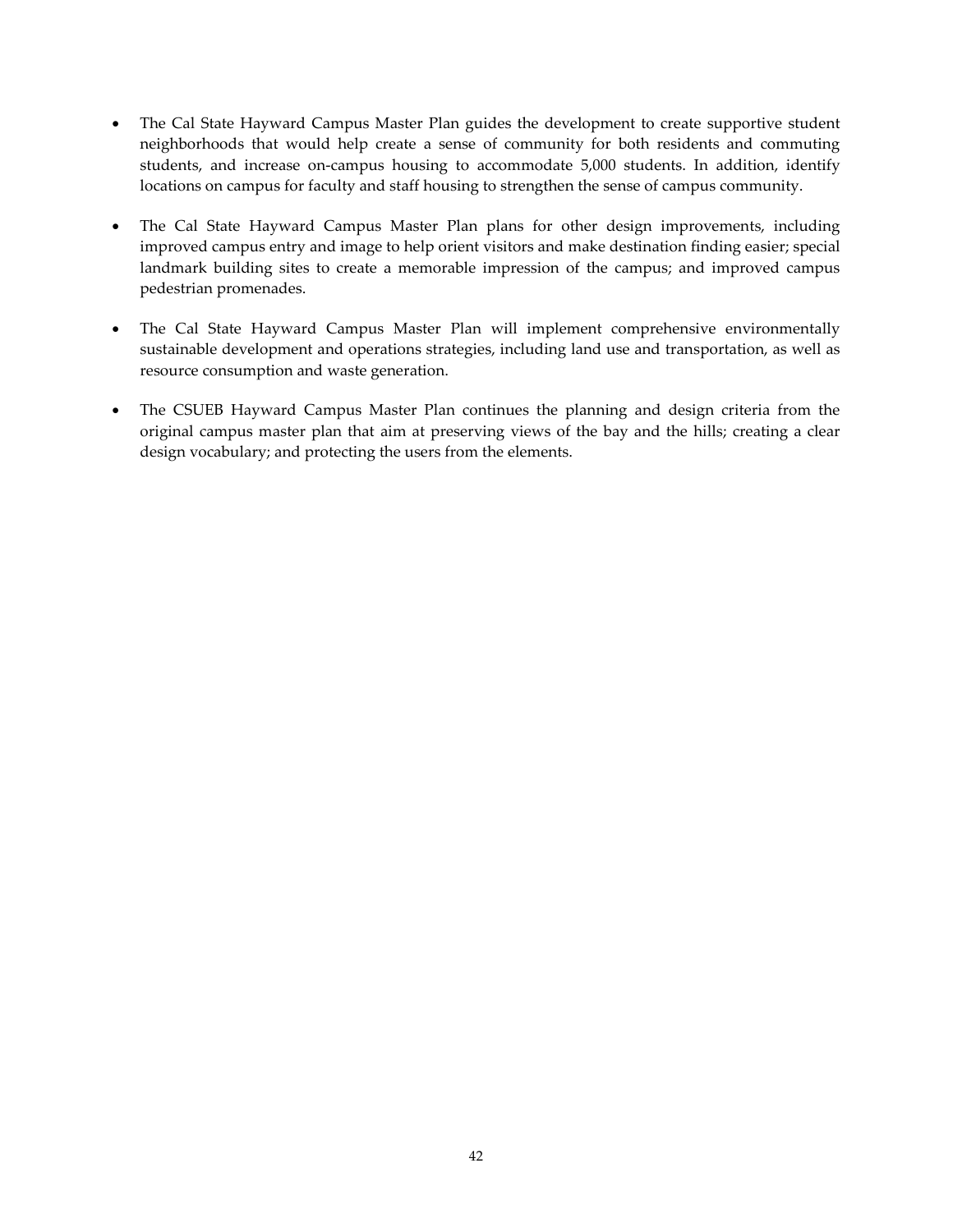- The Cal State Hayward Campus Master Plan guides the development to create supportive student neighborhoods that would help create a sense of community for both residents and commuting students, and increase on-campus housing to accommodate 5,000 students. In addition, identify locations on campus for faculty and staff housing to strengthen the sense of campus community.

- The Cal State Hayward Campus Master Plan plans for other design improvements, including improved campus entry and image to help orient visitors and make destination finding easier; special landmark building sites to create a memorable impression of the campus; and improved campus pedestrian promenades.

- The Cal State Hayward Campus Master Plan will implement comprehensive environmentally sustainable development and operations strategies, including land use and transportation, as well as resource consumption and waste generation.

- The CSUEB Hayward Campus Master Plan continues the planning and design criteria from the original campus master plan that aim at preserving views of the bay and the hills; creating a clear design vocabulary; and protecting the users from the elements.